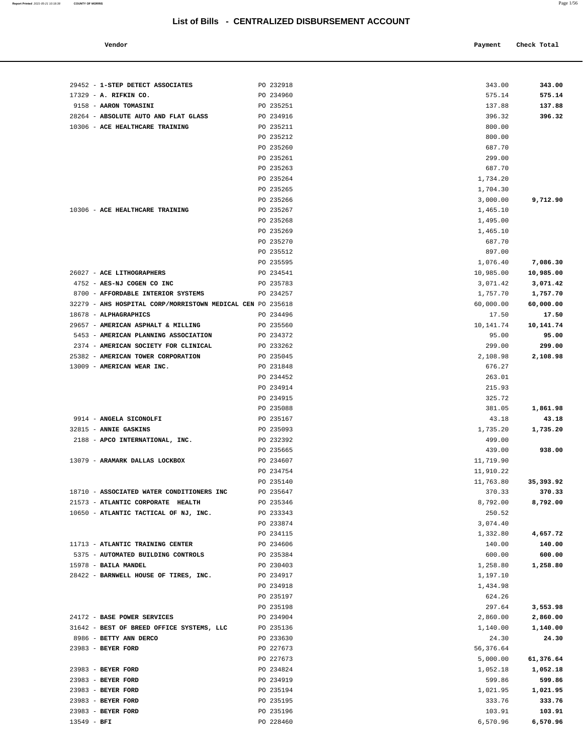# List of Bills - CENTRALIZED DISBURSEMENT ACCOUNT

| Vendor | | Payment | Check Total |
|---|---|---|---|
| 29452 - **1-STEP DETECT ASSOCIATES** | PO 232918 | 343.00 | **343.00** |
| 17329 - **A. RIFKIN CO.** | PO 234960 | 575.14 | **575.14** |
| 9158 - **AARON TOMASINI** | PO 235251 | 137.88 | **137.88** |
| 28264 - **ABSOLUTE AUTO AND FLAT GLASS** | PO 234916 | 396.32 | **396.32** |
| 10306 - **ACE HEALTHCARE TRAINING** | PO 235211 | 800.00 | |
| | PO 235212 | 800.00 | |
| | PO 235260 | 687.70 | |
| | PO 235261 | 299.00 | |
| | PO 235263 | 687.70 | |
| | PO 235264 | 1,734.20 | |
| | PO 235265 | 1,704.30 | |
| | PO 235266 | 3,000.00 | **9,712.90** |
| 10306 - **ACE HEALTHCARE TRAINING** | PO 235267 | 1,465.10 | |
| | PO 235268 | 1,495.00 | |
| | PO 235269 | 1,465.10 | |
| | PO 235270 | 687.70 | |
| | PO 235512 | 897.00 | |
| | PO 235595 | 1,076.40 | **7,086.30** |
| 26027 - **ACE LITHOGRAPHERS** | PO 234541 | 10,985.00 | **10,985.00** |
| 4752 - **AES-NJ COGEN CO INC** | PO 235783 | 3,071.42 | **3,071.42** |
| 8700 - **AFFORDABLE INTERIOR SYSTEMS** | PO 234257 | 1,757.70 | **1,757.70** |
| 32279 - **AHS HOSPITAL CORP/MORRISTOWN MEDICAL CEN** | PO 235618 | 60,000.00 | **60,000.00** |
| 18678 - **ALPHAGRAPHICS** | PO 234496 | 17.50 | **17.50** |
| 29657 - **AMERICAN ASPHALT & MILLING** | PO 235560 | 10,141.74 | **10,141.74** |
| 5453 - **AMERICAN PLANNING ASSOCIATION** | PO 234372 | 95.00 | **95.00** |
| 2374 - **AMERICAN SOCIETY FOR CLINICAL** | PO 233262 | 299.00 | **299.00** |
| 25382 - **AMERICAN TOWER CORPORATION** | PO 235045 | 2,108.98 | **2,108.98** |
| 13009 - **AMERICAN WEAR INC.** | PO 231848 | 676.27 | |
| | PO 234452 | 263.01 | |
| | PO 234914 | 215.93 | |
| | PO 234915 | 325.72 | |
| | PO 235088 | 381.05 | **1,861.98** |
| 9914 - **ANGELA SICONOLFI** | PO 235167 | 43.18 | **43.18** |
| 32815 - **ANNIE GASKINS** | PO 235093 | 1,735.20 | **1,735.20** |
| 2188 - **APCO INTERNATIONAL, INC.** | PO 232392 | 499.00 | |
| | PO 235665 | 439.00 | **938.00** |
| 13079 - **ARAMARK DALLAS LOCKBOX** | PO 234607 | 11,719.90 | |
| | PO 234754 | 11,910.22 | |
| | PO 235140 | 11,763.80 | **35,393.92** |
| 18710 - **ASSOCIATED WATER CONDITIONERS INC** | PO 235647 | 370.33 | **370.33** |
| 21573 - **ATLANTIC CORPORATE HEALTH** | PO 235346 | 8,792.00 | **8,792.00** |
| 10650 - **ATLANTIC TACTICAL OF NJ, INC.** | PO 233343 | 250.52 | |
| | PO 233874 | 3,074.40 | |
| | PO 234115 | 1,332.80 | **4,657.72** |
| 11713 - **ATLANTIC TRAINING CENTER** | PO 234606 | 140.00 | **140.00** |
| 5375 - **AUTOMATED BUILDING CONTROLS** | PO 235384 | 600.00 | **600.00** |
| 15978 - **BAILA MANDEL** | PO 230403 | 1,258.80 | **1,258.80** |
| 28422 - **BARNWELL HOUSE OF TIRES, INC.** | PO 234917 | 1,197.10 | |
| | PO 234918 | 1,434.98 | |
| | PO 235197 | 624.26 | |
| | PO 235198 | 297.64 | **3,553.98** |
| 24172 - **BASE POWER SERVICES** | PO 234904 | 2,860.00 | **2,860.00** |
| 31642 - **BEST OF BREED OFFICE SYSTEMS, LLC** | PO 235136 | 1,140.00 | **1,140.00** |
| 8986 - **BETTY ANN DERCO** | PO 233630 | 24.30 | **24.30** |
| 23983 - **BEYER FORD** | PO 227673 | 56,376.64 | |
| | PO 227673 | 5,000.00 | **61,376.64** |
| 23983 - **BEYER FORD** | PO 234824 | 1,052.18 | **1,052.18** |
| 23983 - **BEYER FORD** | PO 234919 | 599.86 | **599.86** |
| 23983 - **BEYER FORD** | PO 235194 | 1,021.95 | **1,021.95** |
| 23983 - **BEYER FORD** | PO 235195 | 333.76 | **333.76** |
| 23983 - **BEYER FORD** | PO 235196 | 103.91 | **103.91** |
| 13549 - **BFI** | PO 228460 | 6,570.96 | **6,570.96** |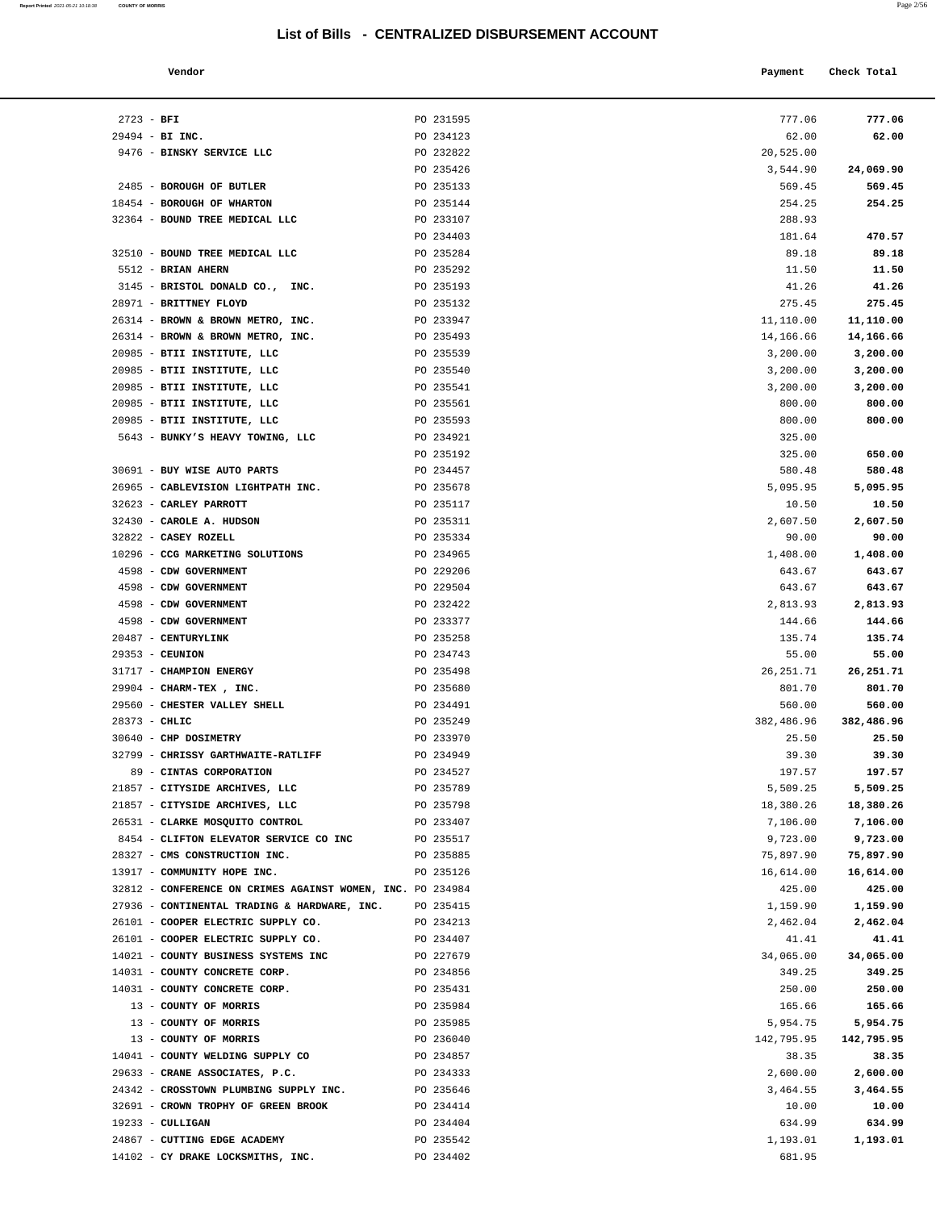# List of Bills - CENTRALIZED DISBURSEMENT ACCOUNT

| Vendor | | Payment | Check Total |
|---|---|---|---|
| 2723 - **BFI** | PO 231595 | 777.06 | **777.06** |
| 29494 - **BI INC.** | PO 234123 | 62.00 | **62.00** |
| 9476 - **BINSKY SERVICE LLC** | PO 232822 | 20,525.00 | |
| | PO 235426 | 3,544.90 | **24,069.90** |
| 2485 - **BOROUGH OF BUTLER** | PO 235133 | 569.45 | **569.45** |
| 18454 - **BOROUGH OF WHARTON** | PO 235144 | 254.25 | **254.25** |
| 32364 - **BOUND TREE MEDICAL LLC** | PO 233107 | 288.93 | |
| | PO 234403 | 181.64 | **470.57** |
| 32510 - **BOUND TREE MEDICAL LLC** | PO 235284 | 89.18 | **89.18** |
| 5512 - **BRIAN AHERN** | PO 235292 | 11.50 | **11.50** |
| 3145 - **BRISTOL DONALD CO., INC.** | PO 235193 | 41.26 | **41.26** |
| 28971 - **BRITTNEY FLOYD** | PO 235132 | 275.45 | **275.45** |
| 26314 - **BROWN & BROWN METRO, INC.** | PO 233947 | 11,110.00 | **11,110.00** |
| 26314 - **BROWN & BROWN METRO, INC.** | PO 235493 | 14,166.66 | **14,166.66** |
| 20985 - **BTII INSTITUTE, LLC** | PO 235539 | 3,200.00 | **3,200.00** |
| 20985 - **BTII INSTITUTE, LLC** | PO 235540 | 3,200.00 | **3,200.00** |
| 20985 - **BTII INSTITUTE, LLC** | PO 235541 | 3,200.00 | **3,200.00** |
| 20985 - **BTII INSTITUTE, LLC** | PO 235561 | 800.00 | **800.00** |
| 20985 - **BTII INSTITUTE, LLC** | PO 235593 | 800.00 | **800.00** |
| 5643 - **BUNKY'S HEAVY TOWING, LLC** | PO 234921 | 325.00 | |
| | PO 235192 | 325.00 | **650.00** |
| 30691 - **BUY WISE AUTO PARTS** | PO 234457 | 580.48 | **580.48** |
| 26965 - **CABLEVISION LIGHTPATH INC.** | PO 235678 | 5,095.95 | **5,095.95** |
| 32623 - **CARLEY PARROTT** | PO 235117 | 10.50 | **10.50** |
| 32430 - **CAROLE A. HUDSON** | PO 235311 | 2,607.50 | **2,607.50** |
| 32822 - **CASEY ROZELL** | PO 235334 | 90.00 | **90.00** |
| 10296 - **CCG MARKETING SOLUTIONS** | PO 234965 | 1,408.00 | **1,408.00** |
| 4598 - **CDW GOVERNMENT** | PO 229206 | 643.67 | **643.67** |
| 4598 - **CDW GOVERNMENT** | PO 229504 | 643.67 | **643.67** |
| 4598 - **CDW GOVERNMENT** | PO 232422 | 2,813.93 | **2,813.93** |
| 4598 - **CDW GOVERNMENT** | PO 233377 | 144.66 | **144.66** |
| 20487 - **CENTURYLINK** | PO 235258 | 135.74 | **135.74** |
| 29353 - **CEUNION** | PO 234743 | 55.00 | **55.00** |
| 31717 - **CHAMPION ENERGY** | PO 235498 | 26,251.71 | **26,251.71** |
| 29904 - **CHARM-TEX , INC.** | PO 235680 | 801.70 | **801.70** |
| 29560 - **CHESTER VALLEY SHELL** | PO 234491 | 560.00 | **560.00** |
| 28373 - **CHLIC** | PO 235249 | 382,486.96 | **382,486.96** |
| 30640 - **CHP DOSIMETRY** | PO 233970 | 25.50 | **25.50** |
| 32799 - **CHRISSY GARTHWAITE-RATLIFF** | PO 234949 | 39.30 | **39.30** |
| 89 - **CINTAS CORPORATION** | PO 234527 | 197.57 | **197.57** |
| 21857 - **CITYSIDE ARCHIVES, LLC** | PO 235789 | 5,509.25 | **5,509.25** |
| 21857 - **CITYSIDE ARCHIVES, LLC** | PO 235798 | 18,380.26 | **18,380.26** |
| 26531 - **CLARKE MOSQUITO CONTROL** | PO 233407 | 7,106.00 | **7,106.00** |
| 8454 - **CLIFTON ELEVATOR SERVICE CO INC** | PO 235517 | 9,723.00 | **9,723.00** |
| 28327 - **CMS CONSTRUCTION INC.** | PO 235885 | 75,897.90 | **75,897.90** |
| 13917 - **COMMUNITY HOPE INC.** | PO 235126 | 16,614.00 | **16,614.00** |
| 32812 - **CONFERENCE ON CRIMES AGAINST WOMEN, INC.** | PO 234984 | 425.00 | **425.00** |
| 27936 - **CONTINENTAL TRADING & HARDWARE, INC.** | PO 235415 | 1,159.90 | **1,159.90** |
| 26101 - **COOPER ELECTRIC SUPPLY CO.** | PO 234213 | 2,462.04 | **2,462.04** |
| 26101 - **COOPER ELECTRIC SUPPLY CO.** | PO 234407 | 41.41 | **41.41** |
| 14021 - **COUNTY BUSINESS SYSTEMS INC** | PO 227679 | 34,065.00 | **34,065.00** |
| 14031 - **COUNTY CONCRETE CORP.** | PO 234856 | 349.25 | **349.25** |
| 14031 - **COUNTY CONCRETE CORP.** | PO 235431 | 250.00 | **250.00** |
| 13 - **COUNTY OF MORRIS** | PO 235984 | 165.66 | **165.66** |
| 13 - **COUNTY OF MORRIS** | PO 235985 | 5,954.75 | **5,954.75** |
| 13 - **COUNTY OF MORRIS** | PO 236040 | 142,795.95 | **142,795.95** |
| 14041 - **COUNTY WELDING SUPPLY CO** | PO 234857 | 38.35 | **38.35** |
| 29633 - **CRANE ASSOCIATES, P.C.** | PO 234333 | 2,600.00 | **2,600.00** |
| 24342 - **CROSSTOWN PLUMBING SUPPLY INC.** | PO 235646 | 3,464.55 | **3,464.55** |
| 32691 - **CROWN TROPHY OF GREEN BROOK** | PO 234414 | 10.00 | **10.00** |
| 19233 - **CULLIGAN** | PO 234404 | 634.99 | **634.99** |
| 24867 - **CUTTING EDGE ACADEMY** | PO 235542 | 1,193.01 | **1,193.01** |
| 14102 - **CY DRAKE LOCKSMITHS, INC.** | PO 234402 | 681.95 | |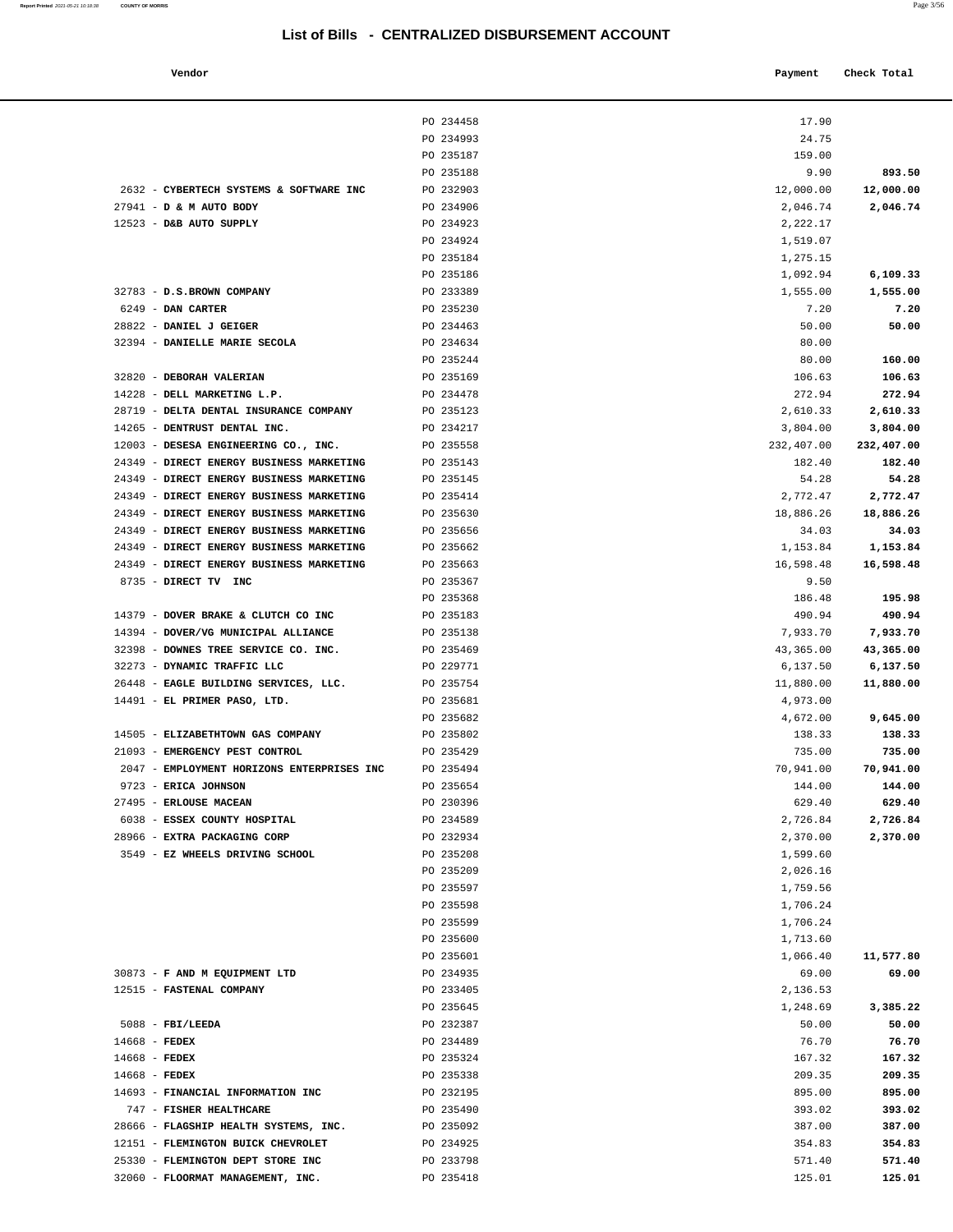## List of Bills - CENTRALIZED DISBURSEMENT ACCOUNT

| Vendor | | Payment | Check Total |
|---|---|---|---|
| | PO 234458 | 17.90 | |
| | PO 234993 | 24.75 | |
| | PO 235187 | 159.00 | |
| | PO 235188 | 9.90 | **893.50** |
| 2632 - **CYBERTECH SYSTEMS & SOFTWARE INC** | PO 232903 | 12,000.00 | **12,000.00** |
| 27941 - **D & M AUTO BODY** | PO 234906 | 2,046.74 | **2,046.74** |
| 12523 - **D&B AUTO SUPPLY** | PO 234923 | 2,222.17 | |
| | PO 234924 | 1,519.07 | |
| | PO 235184 | 1,275.15 | |
| | PO 235186 | 1,092.94 | **6,109.33** |
| 32783 - **D.S.BROWN COMPANY** | PO 233389 | 1,555.00 | **1,555.00** |
| 6249 - **DAN CARTER** | PO 235230 | 7.20 | **7.20** |
| 28822 - **DANIEL J GEIGER** | PO 234463 | 50.00 | **50.00** |
| 32394 - **DANIELLE MARIE SECOLA** | PO 234634 | 80.00 | |
| | PO 235244 | 80.00 | **160.00** |
| 32820 - **DEBORAH VALERIAN** | PO 235169 | 106.63 | **106.63** |
| 14228 - **DELL MARKETING L.P.** | PO 234478 | 272.94 | **272.94** |
| 28719 - **DELTA DENTAL INSURANCE COMPANY** | PO 235123 | 2,610.33 | **2,610.33** |
| 14265 - **DENTRUST DENTAL INC.** | PO 234217 | 3,804.00 | **3,804.00** |
| 12003 - **DESESA ENGINEERING CO., INC.** | PO 235558 | 232,407.00 | **232,407.00** |
| 24349 - **DIRECT ENERGY BUSINESS MARKETING** | PO 235143 | 182.40 | **182.40** |
| 24349 - **DIRECT ENERGY BUSINESS MARKETING** | PO 235145 | 54.28 | **54.28** |
| 24349 - **DIRECT ENERGY BUSINESS MARKETING** | PO 235414 | 2,772.47 | **2,772.47** |
| 24349 - **DIRECT ENERGY BUSINESS MARKETING** | PO 235630 | 18,886.26 | **18,886.26** |
| 24349 - **DIRECT ENERGY BUSINESS MARKETING** | PO 235656 | 34.03 | **34.03** |
| 24349 - **DIRECT ENERGY BUSINESS MARKETING** | PO 235662 | 1,153.84 | **1,153.84** |
| 24349 - **DIRECT ENERGY BUSINESS MARKETING** | PO 235663 | 16,598.48 | **16,598.48** |
| 8735 - **DIRECT TV INC** | PO 235367 | 9.50 | |
| | PO 235368 | 186.48 | **195.98** |
| 14379 - **DOVER BRAKE & CLUTCH CO INC** | PO 235183 | 490.94 | **490.94** |
| 14394 - **DOVER/VG MUNICIPAL ALLIANCE** | PO 235138 | 7,933.70 | **7,933.70** |
| 32398 - **DOWNES TREE SERVICE CO. INC.** | PO 235469 | 43,365.00 | **43,365.00** |
| 32273 - **DYNAMIC TRAFFIC LLC** | PO 229771 | 6,137.50 | **6,137.50** |
| 26448 - **EAGLE BUILDING SERVICES, LLC.** | PO 235754 | 11,880.00 | **11,880.00** |
| 14491 - **EL PRIMER PASO, LTD.** | PO 235681 | 4,973.00 | |
| | PO 235682 | 4,672.00 | **9,645.00** |
| 14505 - **ELIZABETHTOWN GAS COMPANY** | PO 235802 | 138.33 | **138.33** |
| 21093 - **EMERGENCY PEST CONTROL** | PO 235429 | 735.00 | **735.00** |
| 2047 - **EMPLOYMENT HORIZONS ENTERPRISES INC** | PO 235494 | 70,941.00 | **70,941.00** |
| 9723 - **ERICA JOHNSON** | PO 235654 | 144.00 | **144.00** |
| 27495 - **ERLOUSE MACEAN** | PO 230396 | 629.40 | **629.40** |
| 6038 - **ESSEX COUNTY HOSPITAL** | PO 234589 | 2,726.84 | **2,726.84** |
| 28966 - **EXTRA PACKAGING CORP** | PO 232934 | 2,370.00 | **2,370.00** |
| 3549 - **EZ WHEELS DRIVING SCHOOL** | PO 235208 | 1,599.60 | |
| | PO 235209 | 2,026.16 | |
| | PO 235597 | 1,759.56 | |
| | PO 235598 | 1,706.24 | |
| | PO 235599 | 1,706.24 | |
| | PO 235600 | 1,713.60 | |
| | PO 235601 | 1,066.40 | **11,577.80** |
| 30873 - **F AND M EQUIPMENT LTD** | PO 234935 | 69.00 | **69.00** |
| 12515 - **FASTENAL COMPANY** | PO 233405 | 2,136.53 | |
| | PO 235645 | 1,248.69 | **3,385.22** |
| 5088 - **FBI/LEEDA** | PO 232387 | 50.00 | **50.00** |
| 14668 - **FEDEX** | PO 234489 | 76.70 | **76.70** |
| 14668 - **FEDEX** | PO 235324 | 167.32 | **167.32** |
| 14668 - **FEDEX** | PO 235338 | 209.35 | **209.35** |
| 14693 - **FINANCIAL INFORMATION INC** | PO 232195 | 895.00 | **895.00** |
| 747 - **FISHER HEALTHCARE** | PO 235490 | 393.02 | **393.02** |
| 28666 - **FLAGSHIP HEALTH SYSTEMS, INC.** | PO 235092 | 387.00 | **387.00** |
| 12151 - **FLEMINGTON BUICK CHEVROLET** | PO 234925 | 354.83 | **354.83** |
| 25330 - **FLEMINGTON DEPT STORE INC** | PO 233798 | 571.40 | **571.40** |
| 32060 - **FLOORMAT MANAGEMENT, INC.** | PO 235418 | 125.01 | **125.01** |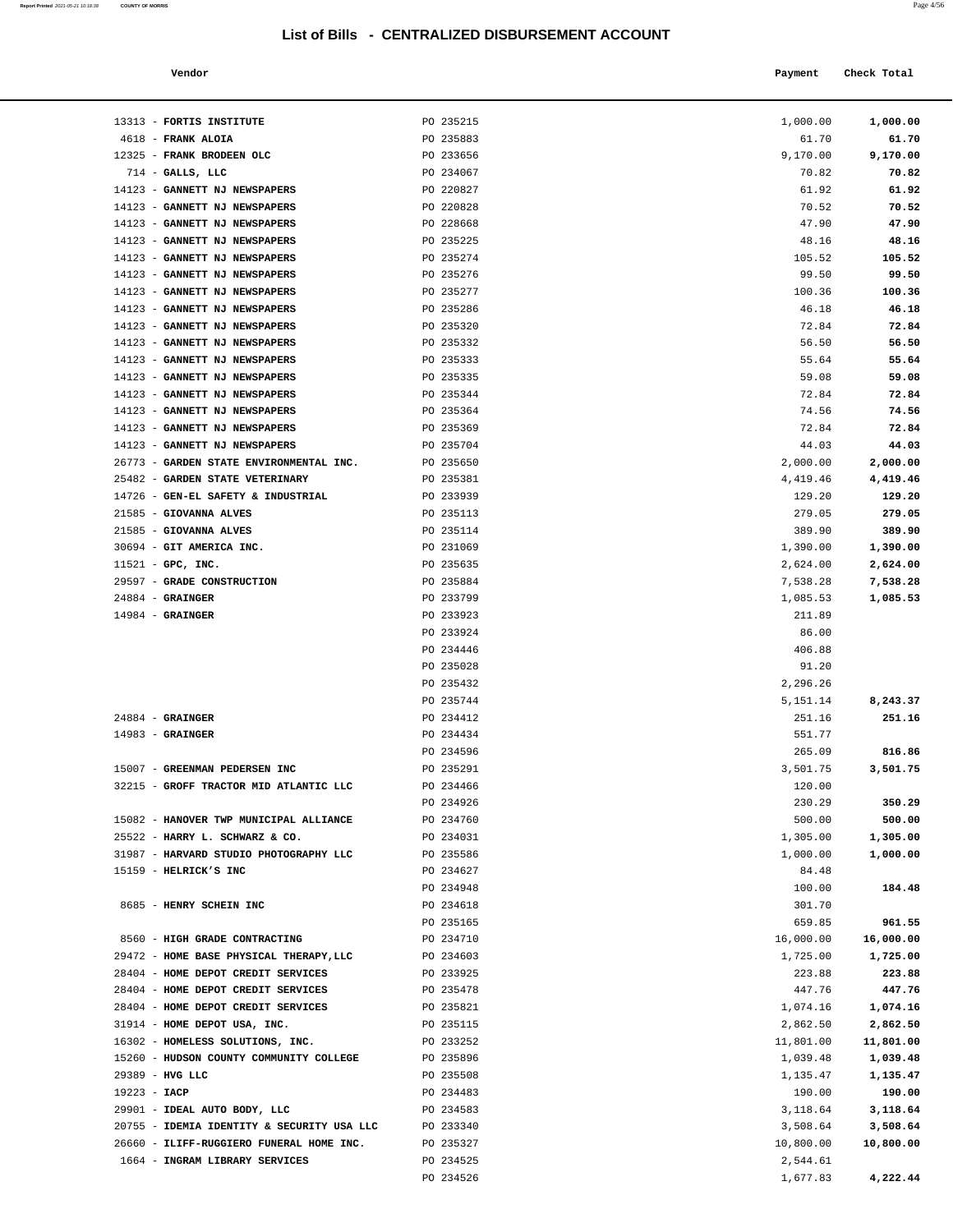## List of Bills - CENTRALIZED DISBURSEMENT ACCOUNT

| Vendor | | Payment | Check Total |
|---|---|---|---|
| 13313 - **FORTIS INSTITUTE** | PO 235215 | 1,000.00 | **1,000.00** |
| 4618 - **FRANK ALOIA** | PO 235883 | 61.70 | **61.70** |
| 12325 - **FRANK BRODEEN OLC** | PO 233656 | 9,170.00 | **9,170.00** |
| 714 - **GALLS, LLC** | PO 234067 | 70.82 | **70.82** |
| 14123 - **GANNETT NJ NEWSPAPERS** | PO 220827 | 61.92 | **61.92** |
| 14123 - **GANNETT NJ NEWSPAPERS** | PO 220828 | 70.52 | **70.52** |
| 14123 - **GANNETT NJ NEWSPAPERS** | PO 228668 | 47.90 | **47.90** |
| 14123 - **GANNETT NJ NEWSPAPERS** | PO 235225 | 48.16 | **48.16** |
| 14123 - **GANNETT NJ NEWSPAPERS** | PO 235274 | 105.52 | **105.52** |
| 14123 - **GANNETT NJ NEWSPAPERS** | PO 235276 | 99.50 | **99.50** |
| 14123 - **GANNETT NJ NEWSPAPERS** | PO 235277 | 100.36 | **100.36** |
| 14123 - **GANNETT NJ NEWSPAPERS** | PO 235286 | 46.18 | **46.18** |
| 14123 - **GANNETT NJ NEWSPAPERS** | PO 235320 | 72.84 | **72.84** |
| 14123 - **GANNETT NJ NEWSPAPERS** | PO 235332 | 56.50 | **56.50** |
| 14123 - **GANNETT NJ NEWSPAPERS** | PO 235333 | 55.64 | **55.64** |
| 14123 - **GANNETT NJ NEWSPAPERS** | PO 235335 | 59.08 | **59.08** |
| 14123 - **GANNETT NJ NEWSPAPERS** | PO 235344 | 72.84 | **72.84** |
| 14123 - **GANNETT NJ NEWSPAPERS** | PO 235364 | 74.56 | **74.56** |
| 14123 - **GANNETT NJ NEWSPAPERS** | PO 235369 | 72.84 | **72.84** |
| 14123 - **GANNETT NJ NEWSPAPERS** | PO 235704 | 44.03 | **44.03** |
| 26773 - **GARDEN STATE ENVIRONMENTAL INC.** | PO 235650 | 2,000.00 | **2,000.00** |
| 25482 - **GARDEN STATE VETERINARY** | PO 235381 | 4,419.46 | **4,419.46** |
| 14726 - **GEN-EL SAFETY & INDUSTRIAL** | PO 233939 | 129.20 | **129.20** |
| 21585 - **GIOVANNA ALVES** | PO 235113 | 279.05 | **279.05** |
| 21585 - **GIOVANNA ALVES** | PO 235114 | 389.90 | **389.90** |
| 30694 - **GIT AMERICA INC.** | PO 231069 | 1,390.00 | **1,390.00** |
| 11521 - **GPC, INC.** | PO 235635 | 2,624.00 | **2,624.00** |
| 29597 - **GRADE CONSTRUCTION** | PO 235884 | 7,538.28 | **7,538.28** |
| 24884 - **GRAINGER** | PO 233799 | 1,085.53 | **1,085.53** |
| 14984 - **GRAINGER** | PO 233923 | 211.89 | |
| | PO 233924 | 86.00 | |
| | PO 234446 | 406.88 | |
| | PO 235028 | 91.20 | |
| | PO 235432 | 2,296.26 | |
| | PO 235744 | 5,151.14 | **8,243.37** |
| 24884 - **GRAINGER** | PO 234412 | 251.16 | **251.16** |
| 14983 - **GRAINGER** | PO 234434 | 551.77 | |
| | PO 234596 | 265.09 | **816.86** |
| 15007 - **GREENMAN PEDERSEN INC** | PO 235291 | 3,501.75 | **3,501.75** |
| 32215 - **GROFF TRACTOR MID ATLANTIC LLC** | PO 234466 | 120.00 | |
| | PO 234926 | 230.29 | **350.29** |
| 15082 - **HANOVER TWP MUNICIPAL ALLIANCE** | PO 234760 | 500.00 | **500.00** |
| 25522 - **HARRY L. SCHWARZ & CO.** | PO 234031 | 1,305.00 | **1,305.00** |
| 31987 - **HARVARD STUDIO PHOTOGRAPHY LLC** | PO 235586 | 1,000.00 | **1,000.00** |
| 15159 - **HELRICK'S INC** | PO 234627 | 84.48 | |
| | PO 234948 | 100.00 | **184.48** |
| 8685 - **HENRY SCHEIN INC** | PO 234618 | 301.70 | |
| | PO 235165 | 659.85 | **961.55** |
| 8560 - **HIGH GRADE CONTRACTING** | PO 234710 | 16,000.00 | **16,000.00** |
| 29472 - **HOME BASE PHYSICAL THERAPY,LLC** | PO 234603 | 1,725.00 | **1,725.00** |
| 28404 - **HOME DEPOT CREDIT SERVICES** | PO 233925 | 223.88 | **223.88** |
| 28404 - **HOME DEPOT CREDIT SERVICES** | PO 235478 | 447.76 | **447.76** |
| 28404 - **HOME DEPOT CREDIT SERVICES** | PO 235821 | 1,074.16 | **1,074.16** |
| 31914 - **HOME DEPOT USA, INC.** | PO 235115 | 2,862.50 | **2,862.50** |
| 16302 - **HOMELESS SOLUTIONS, INC.** | PO 233252 | 11,801.00 | **11,801.00** |
| 15260 - **HUDSON COUNTY COMMUNITY COLLEGE** | PO 235896 | 1,039.48 | **1,039.48** |
| 29389 - **HVG LLC** | PO 235508 | 1,135.47 | **1,135.47** |
| 19223 - **IACP** | PO 234483 | 190.00 | **190.00** |
| 29901 - **IDEAL AUTO BODY, LLC** | PO 234583 | 3,118.64 | **3,118.64** |
| 20755 - **IDEMIA IDENTITY & SECURITY USA LLC** | PO 233340 | 3,508.64 | **3,508.64** |
| 26660 - **ILIFF-RUGGIERO FUNERAL HOME INC.** | PO 235327 | 10,800.00 | **10,800.00** |
| 1664 - **INGRAM LIBRARY SERVICES** | PO 234525 | 2,544.61 | |
| | PO 234526 | 1,677.83 | **4,222.44** |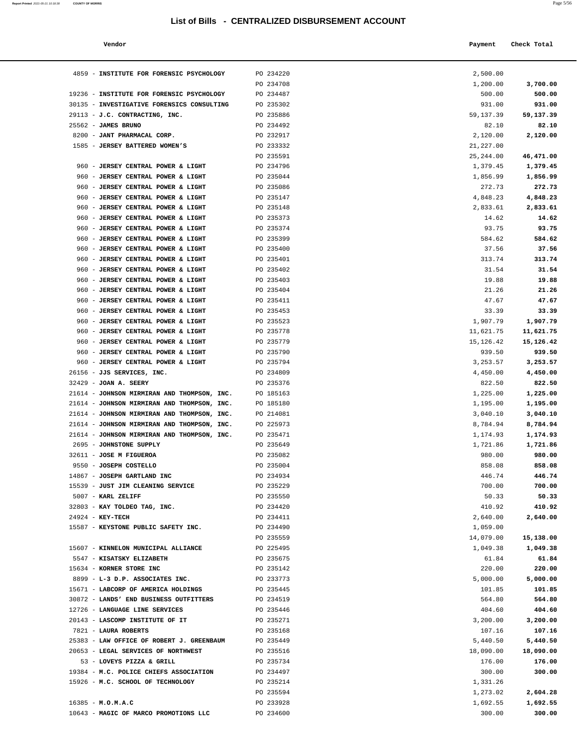## List of Bills - CENTRALIZED DISBURSEMENT ACCOUNT

| Vendor | | Payment | Check Total |
|---|---|---|---|
| 4859 - **INSTITUTE FOR FORENSIC PSYCHOLOGY** | PO 234220 | 2,500.00 | |
| | PO 234708 | 1,200.00 | **3,700.00** |
| 19236 - **INSTITUTE FOR FORENSIC PSYCHOLOGY** | PO 234487 | 500.00 | **500.00** |
| 30135 - **INVESTIGATIVE FORENSICS CONSULTING** | PO 235302 | 931.00 | **931.00** |
| 29113 - **J.C. CONTRACTING, INC.** | PO 235886 | 59,137.39 | **59,137.39** |
| 25562 - **JAMES BRUNO** | PO 234492 | 82.10 | **82.10** |
| 8200 - **JANT PHARMACAL CORP.** | PO 232917 | 2,120.00 | **2,120.00** |
| 1585 - **JERSEY BATTERED WOMEN'S** | PO 233332 | 21,227.00 | |
| | PO 235591 | 25,244.00 | **46,471.00** |
| 960 - **JERSEY CENTRAL POWER & LIGHT** | PO 234796 | 1,379.45 | **1,379.45** |
| 960 - **JERSEY CENTRAL POWER & LIGHT** | PO 235044 | 1,856.99 | **1,856.99** |
| 960 - **JERSEY CENTRAL POWER & LIGHT** | PO 235086 | 272.73 | **272.73** |
| 960 - **JERSEY CENTRAL POWER & LIGHT** | PO 235147 | 4,848.23 | **4,848.23** |
| 960 - **JERSEY CENTRAL POWER & LIGHT** | PO 235148 | 2,833.61 | **2,833.61** |
| 960 - **JERSEY CENTRAL POWER & LIGHT** | PO 235373 | 14.62 | **14.62** |
| 960 - **JERSEY CENTRAL POWER & LIGHT** | PO 235374 | 93.75 | **93.75** |
| 960 - **JERSEY CENTRAL POWER & LIGHT** | PO 235399 | 584.62 | **584.62** |
| 960 - **JERSEY CENTRAL POWER & LIGHT** | PO 235400 | 37.56 | **37.56** |
| 960 - **JERSEY CENTRAL POWER & LIGHT** | PO 235401 | 313.74 | **313.74** |
| 960 - **JERSEY CENTRAL POWER & LIGHT** | PO 235402 | 31.54 | **31.54** |
| 960 - **JERSEY CENTRAL POWER & LIGHT** | PO 235403 | 19.88 | **19.88** |
| 960 - **JERSEY CENTRAL POWER & LIGHT** | PO 235404 | 21.26 | **21.26** |
| 960 - **JERSEY CENTRAL POWER & LIGHT** | PO 235411 | 47.67 | **47.67** |
| 960 - **JERSEY CENTRAL POWER & LIGHT** | PO 235453 | 33.39 | **33.39** |
| 960 - **JERSEY CENTRAL POWER & LIGHT** | PO 235523 | 1,907.79 | **1,907.79** |
| 960 - **JERSEY CENTRAL POWER & LIGHT** | PO 235778 | 11,621.75 | **11,621.75** |
| 960 - **JERSEY CENTRAL POWER & LIGHT** | PO 235779 | 15,126.42 | **15,126.42** |
| 960 - **JERSEY CENTRAL POWER & LIGHT** | PO 235790 | 939.50 | **939.50** |
| 960 - **JERSEY CENTRAL POWER & LIGHT** | PO 235794 | 3,253.57 | **3,253.57** |
| 26156 - **JJS SERVICES, INC.** | PO 234809 | 4,450.00 | **4,450.00** |
| 32429 - **JOAN A. SEERY** | PO 235376 | 822.50 | **822.50** |
| 21614 - **JOHNSON MIRMIRAN AND THOMPSON, INC.** | PO 185163 | 1,225.00 | **1,225.00** |
| 21614 - **JOHNSON MIRMIRAN AND THOMPSON, INC.** | PO 185180 | 1,195.00 | **1,195.00** |
| 21614 - **JOHNSON MIRMIRAN AND THOMPSON, INC.** | PO 214081 | 3,040.10 | **3,040.10** |
| 21614 - **JOHNSON MIRMIRAN AND THOMPSON, INC.** | PO 225973 | 8,784.94 | **8,784.94** |
| 21614 - **JOHNSON MIRMIRAN AND THOMPSON, INC.** | PO 235471 | 1,174.93 | **1,174.93** |
| 2695 - **JOHNSTONE SUPPLY** | PO 235649 | 1,721.86 | **1,721.86** |
| 32611 - **JOSE M FIGUEROA** | PO 235082 | 980.00 | **980.00** |
| 9550 - **JOSEPH COSTELLO** | PO 235004 | 858.08 | **858.08** |
| 14867 - **JOSEPH GARTLAND INC** | PO 234934 | 446.74 | **446.74** |
| 15539 - **JUST JIM CLEANING SERVICE** | PO 235229 | 700.00 | **700.00** |
| 5007 - **KARL ZELIFF** | PO 235550 | 50.33 | **50.33** |
| 32803 - **KAY TOLDEO TAG, INC.** | PO 234420 | 410.92 | **410.92** |
| 24924 - **KEY-TECH** | PO 234411 | 2,640.00 | **2,640.00** |
| 15587 - **KEYSTONE PUBLIC SAFETY INC.** | PO 234490 | 1,059.00 | |
| | PO 235559 | 14,079.00 | **15,138.00** |
| 15607 - **KINNELON MUNICIPAL ALLIANCE** | PO 225495 | 1,049.38 | **1,049.38** |
| 5547 - **KISATSKY ELIZABETH** | PO 235675 | 61.84 | **61.84** |
| 15634 - **KORNER STORE INC** | PO 235142 | 220.00 | **220.00** |
| 8899 - **L-3 D.P. ASSOCIATES INC.** | PO 233773 | 5,000.00 | **5,000.00** |
| 15671 - **LABCORP OF AMERICA HOLDINGS** | PO 235445 | 101.85 | **101.85** |
| 30872 - **LANDS' END BUSINESS OUTFITTERS** | PO 234519 | 564.80 | **564.80** |
| 12726 - **LANGUAGE LINE SERVICES** | PO 235446 | 404.60 | **404.60** |
| 20143 - **LASCOMP INSTITUTE OF IT** | PO 235271 | 3,200.00 | **3,200.00** |
| 7821 - **LAURA ROBERTS** | PO 235168 | 107.16 | **107.16** |
| 25383 - **LAW OFFICE OF ROBERT J. GREENBAUM** | PO 235449 | 5,440.50 | **5,440.50** |
| 20653 - **LEGAL SERVICES OF NORTHWEST** | PO 235516 | 18,090.00 | **18,090.00** |
| 53 - **LOVEYS PIZZA & GRILL** | PO 235734 | 176.00 | **176.00** |
| 19384 - **M.C. POLICE CHIEFS ASSOCIATION** | PO 234497 | 300.00 | **300.00** |
| 15926 - **M.C. SCHOOL OF TECHNOLOGY** | PO 235214 | 1,331.26 | |
| | PO 235594 | 1,273.02 | **2,604.28** |
| 16385 - **M.O.M.A.C** | PO 233928 | 1,692.55 | **1,692.55** |
| 10643 - **MAGIC OF MARCO PROMOTIONS LLC** | PO 234600 | 300.00 | **300.00** |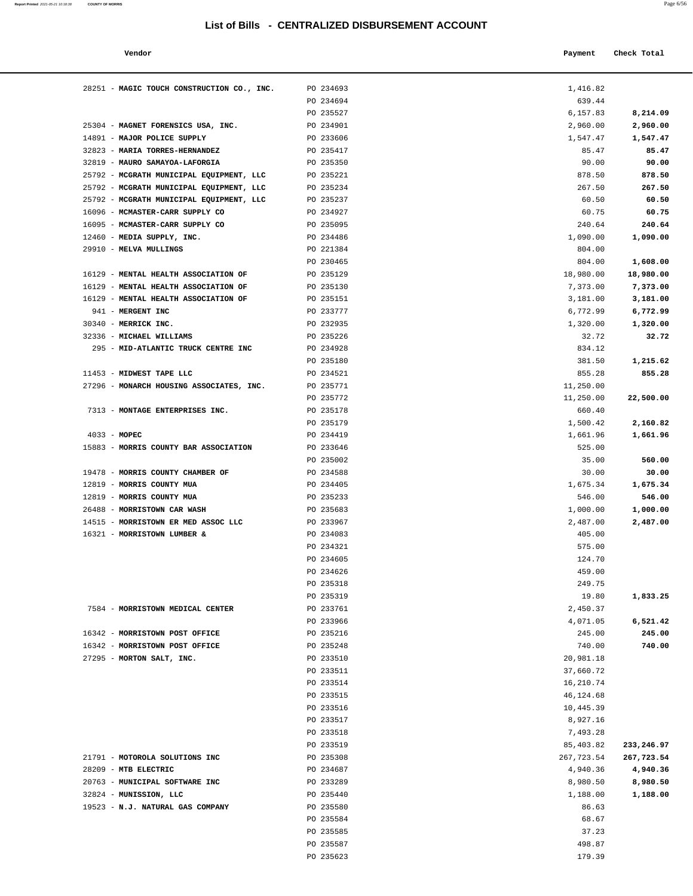# List of Bills - CENTRALIZED DISBURSEMENT ACCOUNT

| Vendor | | Payment | Check Total |
|---|---|---|---|
| 28251 - **MAGIC TOUCH CONSTRUCTION CO., INC.** | PO 234693 | 1,416.82 | |
| | PO 234694 | 639.44 | |
| | PO 235527 | 6,157.83 | **8,214.09** |
| 25304 - **MAGNET FORENSICS USA, INC.** | PO 234901 | 2,960.00 | **2,960.00** |
| 14891 - **MAJOR POLICE SUPPLY** | PO 233606 | 1,547.47 | **1,547.47** |
| 32823 - **MARIA TORRES-HERNANDEZ** | PO 235417 | 85.47 | **85.47** |
| 32819 - **MAURO SAMAYOA-LAFORGIA** | PO 235350 | 90.00 | **90.00** |
| 25792 - **MCGRATH MUNICIPAL EQUIPMENT, LLC** | PO 235221 | 878.50 | **878.50** |
| 25792 - **MCGRATH MUNICIPAL EQUIPMENT, LLC** | PO 235234 | 267.50 | **267.50** |
| 25792 - **MCGRATH MUNICIPAL EQUIPMENT, LLC** | PO 235237 | 60.50 | **60.50** |
| 16096 - **MCMASTER-CARR SUPPLY CO** | PO 234927 | 60.75 | **60.75** |
| 16095 - **MCMASTER-CARR SUPPLY CO** | PO 235095 | 240.64 | **240.64** |
| 12460 - **MEDIA SUPPLY, INC.** | PO 234486 | 1,090.00 | **1,090.00** |
| 29910 - **MELVA MULLINGS** | PO 221384 | 804.00 | |
| | PO 230465 | 804.00 | **1,608.00** |
| 16129 - **MENTAL HEALTH ASSOCIATION OF** | PO 235129 | 18,980.00 | **18,980.00** |
| 16129 - **MENTAL HEALTH ASSOCIATION OF** | PO 235130 | 7,373.00 | **7,373.00** |
| 16129 - **MENTAL HEALTH ASSOCIATION OF** | PO 235151 | 3,181.00 | **3,181.00** |
| 941 - **MERGENT INC** | PO 233777 | 6,772.99 | **6,772.99** |
| 30340 - **MERRICK INC.** | PO 232935 | 1,320.00 | **1,320.00** |
| 32336 - **MICHAEL WILLIAMS** | PO 235226 | 32.72 | **32.72** |
| 295 - **MID-ATLANTIC TRUCK CENTRE INC** | PO 234928 | 834.12 | |
| | PO 235180 | 381.50 | **1,215.62** |
| 11453 - **MIDWEST TAPE LLC** | PO 234521 | 855.28 | **855.28** |
| 27296 - **MONARCH HOUSING ASSOCIATES, INC.** | PO 235771 | 11,250.00 | |
| | PO 235772 | 11,250.00 | **22,500.00** |
| 7313 - **MONTAGE ENTERPRISES INC.** | PO 235178 | 660.40 | |
| | PO 235179 | 1,500.42 | **2,160.82** |
| 4033 - **MOPEC** | PO 234419 | 1,661.96 | **1,661.96** |
| 15883 - **MORRIS COUNTY BAR ASSOCIATION** | PO 233646 | 525.00 | |
| | PO 235002 | 35.00 | **560.00** |
| 19478 - **MORRIS COUNTY CHAMBER OF** | PO 234588 | 30.00 | **30.00** |
| 12819 - **MORRIS COUNTY MUA** | PO 234405 | 1,675.34 | **1,675.34** |
| 12819 - **MORRIS COUNTY MUA** | PO 235233 | 546.00 | **546.00** |
| 26488 - **MORRISTOWN CAR WASH** | PO 235683 | 1,000.00 | **1,000.00** |
| 14515 - **MORRISTOWN ER MED ASSOC LLC** | PO 233967 | 2,487.00 | **2,487.00** |
| 16321 - **MORRISTOWN LUMBER &** | PO 234083 | 405.00 | |
| | PO 234321 | 575.00 | |
| | PO 234605 | 124.70 | |
| | PO 234626 | 459.00 | |
| | PO 235318 | 249.75 | |
| | PO 235319 | 19.80 | **1,833.25** |
| 7584 - **MORRISTOWN MEDICAL CENTER** | PO 233761 | 2,450.37 | |
| | PO 233966 | 4,071.05 | **6,521.42** |
| 16342 - **MORRISTOWN POST OFFICE** | PO 235216 | 245.00 | **245.00** |
| 16342 - **MORRISTOWN POST OFFICE** | PO 235248 | 740.00 | **740.00** |
| 27295 - **MORTON SALT, INC.** | PO 233510 | 20,981.18 | |
| | PO 233511 | 37,660.72 | |
| | PO 233514 | 16,210.74 | |
| | PO 233515 | 46,124.68 | |
| | PO 233516 | 10,445.39 | |
| | PO 233517 | 8,927.16 | |
| | PO 233518 | 7,493.28 | |
| | PO 233519 | 85,403.82 | **233,246.97** |
| 21791 - **MOTOROLA SOLUTIONS INC** | PO 235308 | 267,723.54 | **267,723.54** |
| 28209 - **MTB ELECTRIC** | PO 234687 | 4,940.36 | **4,940.36** |
| 20763 - **MUNICIPAL SOFTWARE INC** | PO 233289 | 8,980.50 | **8,980.50** |
| 32824 - **MUNISSION, LLC** | PO 235440 | 1,188.00 | **1,188.00** |
| 19523 - **N.J. NATURAL GAS COMPANY** | PO 235580 | 86.63 | |
| | PO 235584 | 68.67 | |
| | PO 235585 | 37.23 | |
| | PO 235587 | 498.87 | |
| | PO 235623 | 179.39 | |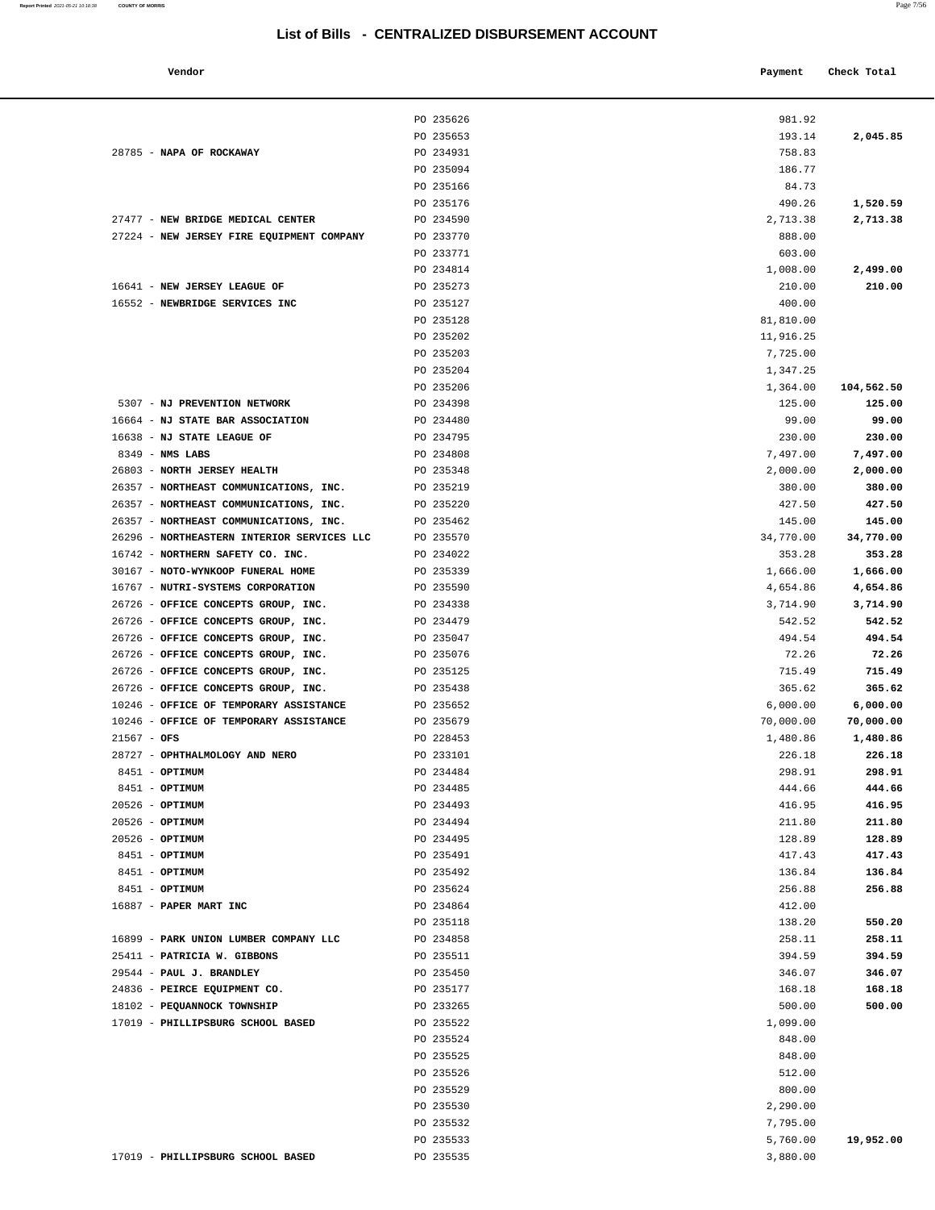# List of Bills - CENTRALIZED DISBURSEMENT ACCOUNT

| Vendor | | Payment | Check Total |
|---|---|---|---|
| | PO 235626 | 981.92 | |
| | PO 235653 | 193.14 | **2,045.85** |
| 28785 - **NAPA OF ROCKAWAY** | PO 234931 | 758.83 | |
| | PO 235094 | 186.77 | |
| | PO 235166 | 84.73 | |
| | PO 235176 | 490.26 | **1,520.59** |
| 27477 - **NEW BRIDGE MEDICAL CENTER** | PO 234590 | 2,713.38 | **2,713.38** |
| 27224 - **NEW JERSEY FIRE EQUIPMENT COMPANY** | PO 233770 | 888.00 | |
| | PO 233771 | 603.00 | |
| | PO 234814 | 1,008.00 | **2,499.00** |
| 16641 - **NEW JERSEY LEAGUE OF** | PO 235273 | 210.00 | **210.00** |
| 16552 - **NEWBRIDGE SERVICES INC** | PO 235127 | 400.00 | |
| | PO 235128 | 81,810.00 | |
| | PO 235202 | 11,916.25 | |
| | PO 235203 | 7,725.00 | |
| | PO 235204 | 1,347.25 | |
| | PO 235206 | 1,364.00 | **104,562.50** |
| 5307 - **NJ PREVENTION NETWORK** | PO 234398 | 125.00 | **125.00** |
| 16664 - **NJ STATE BAR ASSOCIATION** | PO 234480 | 99.00 | **99.00** |
| 16638 - **NJ STATE LEAGUE OF** | PO 234795 | 230.00 | **230.00** |
| 8349 - **NMS LABS** | PO 234808 | 7,497.00 | **7,497.00** |
| 26803 - **NORTH JERSEY HEALTH** | PO 235348 | 2,000.00 | **2,000.00** |
| 26357 - **NORTHEAST COMMUNICATIONS, INC.** | PO 235219 | 380.00 | **380.00** |
| 26357 - **NORTHEAST COMMUNICATIONS, INC.** | PO 235220 | 427.50 | **427.50** |
| 26357 - **NORTHEAST COMMUNICATIONS, INC.** | PO 235462 | 145.00 | **145.00** |
| 26296 - **NORTHEASTERN INTERIOR SERVICES LLC** | PO 235570 | 34,770.00 | **34,770.00** |
| 16742 - **NORTHERN SAFETY CO. INC.** | PO 234022 | 353.28 | **353.28** |
| 30167 - **NOTO-WYNKOOP FUNERAL HOME** | PO 235339 | 1,666.00 | **1,666.00** |
| 16767 - **NUTRI-SYSTEMS CORPORATION** | PO 235590 | 4,654.86 | **4,654.86** |
| 26726 - **OFFICE CONCEPTS GROUP, INC.** | PO 234338 | 3,714.90 | **3,714.90** |
| 26726 - **OFFICE CONCEPTS GROUP, INC.** | PO 234479 | 542.52 | **542.52** |
| 26726 - **OFFICE CONCEPTS GROUP, INC.** | PO 235047 | 494.54 | **494.54** |
| 26726 - **OFFICE CONCEPTS GROUP, INC.** | PO 235076 | 72.26 | **72.26** |
| 26726 - **OFFICE CONCEPTS GROUP, INC.** | PO 235125 | 715.49 | **715.49** |
| 26726 - **OFFICE CONCEPTS GROUP, INC.** | PO 235438 | 365.62 | **365.62** |
| 10246 - **OFFICE OF TEMPORARY ASSISTANCE** | PO 235652 | 6,000.00 | **6,000.00** |
| 10246 - **OFFICE OF TEMPORARY ASSISTANCE** | PO 235679 | 70,000.00 | **70,000.00** |
| 21567 - **OFS** | PO 228453 | 1,480.86 | **1,480.86** |
| 28727 - **OPHTHALMOLOGY AND NERO** | PO 233101 | 226.18 | **226.18** |
| 8451 - **OPTIMUM** | PO 234484 | 298.91 | **298.91** |
| 8451 - **OPTIMUM** | PO 234485 | 444.66 | **444.66** |
| 20526 - **OPTIMUM** | PO 234493 | 416.95 | **416.95** |
| 20526 - **OPTIMUM** | PO 234494 | 211.80 | **211.80** |
| 20526 - **OPTIMUM** | PO 234495 | 128.89 | **128.89** |
| 8451 - **OPTIMUM** | PO 235491 | 417.43 | **417.43** |
| 8451 - **OPTIMUM** | PO 235492 | 136.84 | **136.84** |
| 8451 - **OPTIMUM** | PO 235624 | 256.88 | **256.88** |
| 16887 - **PAPER MART INC** | PO 234864 | 412.00 | |
| | PO 235118 | 138.20 | **550.20** |
| 16899 - **PARK UNION LUMBER COMPANY LLC** | PO 234858 | 258.11 | **258.11** |
| 25411 - **PATRICIA W. GIBBONS** | PO 235511 | 394.59 | **394.59** |
| 29544 - **PAUL J. BRANDLEY** | PO 235450 | 346.07 | **346.07** |
| 24836 - **PEIRCE EQUIPMENT CO.** | PO 235177 | 168.18 | **168.18** |
| 18102 - **PEQUANNOCK TOWNSHIP** | PO 233265 | 500.00 | **500.00** |
| 17019 - **PHILLIPSBURG SCHOOL BASED** | PO 235522 | 1,099.00 | |
| | PO 235524 | 848.00 | |
| | PO 235525 | 848.00 | |
| | PO 235526 | 512.00 | |
| | PO 235529 | 800.00 | |
| | PO 235530 | 2,290.00 | |
| | PO 235532 | 7,795.00 | |
| | PO 235533 | 5,760.00 | **19,952.00** |
| 17019 - **PHILLIPSBURG SCHOOL BASED** | PO 235535 | 3,880.00 | |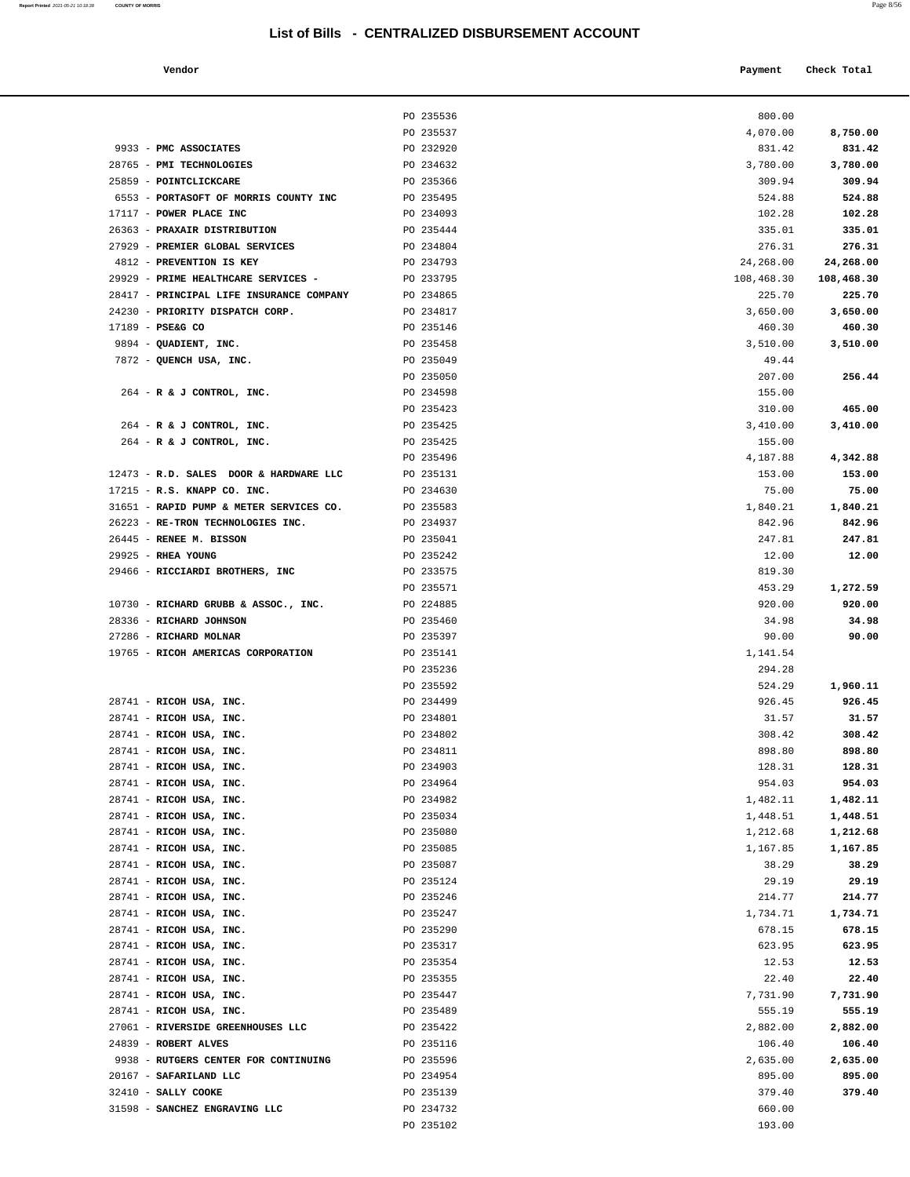# List of Bills - CENTRALIZED DISBURSEMENT ACCOUNT

| Vendor | | Payment | Check Total |
|---|---|---|---|
| | PO 235536 | 800.00 | |
| | PO 235537 | 4,070.00 | **8,750.00** |
| 9933 - **PMC ASSOCIATES** | PO 232920 | 831.42 | **831.42** |
| 28765 - **PMI TECHNOLOGIES** | PO 234632 | 3,780.00 | **3,780.00** |
| 25859 - **POINTCLICKCARE** | PO 235366 | 309.94 | **309.94** |
| 6553 - **PORTASOFT OF MORRIS COUNTY INC** | PO 235495 | 524.88 | **524.88** |
| 17117 - **POWER PLACE INC** | PO 234093 | 102.28 | **102.28** |
| 26363 - **PRAXAIR DISTRIBUTION** | PO 235444 | 335.01 | **335.01** |
| 27929 - **PREMIER GLOBAL SERVICES** | PO 234804 | 276.31 | **276.31** |
| 4812 - **PREVENTION IS KEY** | PO 234793 | 24,268.00 | **24,268.00** |
| 29929 - **PRIME HEALTHCARE SERVICES -** | PO 233795 | 108,468.30 | **108,468.30** |
| 28417 - **PRINCIPAL LIFE INSURANCE COMPANY** | PO 234865 | 225.70 | **225.70** |
| 24230 - **PRIORITY DISPATCH CORP.** | PO 234817 | 3,650.00 | **3,650.00** |
| 17189 - **PSE&G CO** | PO 235146 | 460.30 | **460.30** |
| 9894 - **QUADIENT, INC.** | PO 235458 | 3,510.00 | **3,510.00** |
| 7872 - **QUENCH USA, INC.** | PO 235049 | 49.44 | |
| | PO 235050 | 207.00 | **256.44** |
| 264 - **R & J CONTROL, INC.** | PO 234598 | 155.00 | |
| | PO 235423 | 310.00 | **465.00** |
| 264 - **R & J CONTROL, INC.** | PO 235425 | 3,410.00 | **3,410.00** |
| 264 - **R & J CONTROL, INC.** | PO 235425 | 155.00 | |
| | PO 235496 | 4,187.88 | **4,342.88** |
| 12473 - **R.D. SALES DOOR & HARDWARE LLC** | PO 235131 | 153.00 | **153.00** |
| 17215 - **R.S. KNAPP CO. INC.** | PO 234630 | 75.00 | **75.00** |
| 31651 - **RAPID PUMP & METER SERVICES CO.** | PO 235583 | 1,840.21 | **1,840.21** |
| 26223 - **RE-TRON TECHNOLOGIES INC.** | PO 234937 | 842.96 | **842.96** |
| 26445 - **RENEE M. BISSON** | PO 235041 | 247.81 | **247.81** |
| 29925 - **RHEA YOUNG** | PO 235242 | 12.00 | **12.00** |
| 29466 - **RICCIARDI BROTHERS, INC** | PO 233575 | 819.30 | |
| | PO 235571 | 453.29 | **1,272.59** |
| 10730 - **RICHARD GRUBB & ASSOC., INC.** | PO 224885 | 920.00 | **920.00** |
| 28336 - **RICHARD JOHNSON** | PO 235460 | 34.98 | **34.98** |
| 27286 - **RICHARD MOLNAR** | PO 235397 | 90.00 | **90.00** |
| 19765 - **RICOH AMERICAS CORPORATION** | PO 235141 | 1,141.54 | |
| | PO 235236 | 294.28 | |
| | PO 235592 | 524.29 | **1,960.11** |
| 28741 - **RICOH USA, INC.** | PO 234499 | 926.45 | **926.45** |
| 28741 - **RICOH USA, INC.** | PO 234801 | 31.57 | **31.57** |
| 28741 - **RICOH USA, INC.** | PO 234802 | 308.42 | **308.42** |
| 28741 - **RICOH USA, INC.** | PO 234811 | 898.80 | **898.80** |
| 28741 - **RICOH USA, INC.** | PO 234903 | 128.31 | **128.31** |
| 28741 - **RICOH USA, INC.** | PO 234964 | 954.03 | **954.03** |
| 28741 - **RICOH USA, INC.** | PO 234982 | 1,482.11 | **1,482.11** |
| 28741 - **RICOH USA, INC.** | PO 235034 | 1,448.51 | **1,448.51** |
| 28741 - **RICOH USA, INC.** | PO 235080 | 1,212.68 | **1,212.68** |
| 28741 - **RICOH USA, INC.** | PO 235085 | 1,167.85 | **1,167.85** |
| 28741 - **RICOH USA, INC.** | PO 235087 | 38.29 | **38.29** |
| 28741 - **RICOH USA, INC.** | PO 235124 | 29.19 | **29.19** |
| 28741 - **RICOH USA, INC.** | PO 235246 | 214.77 | **214.77** |
| 28741 - **RICOH USA, INC.** | PO 235247 | 1,734.71 | **1,734.71** |
| 28741 - **RICOH USA, INC.** | PO 235290 | 678.15 | **678.15** |
| 28741 - **RICOH USA, INC.** | PO 235317 | 623.95 | **623.95** |
| 28741 - **RICOH USA, INC.** | PO 235354 | 12.53 | **12.53** |
| 28741 - **RICOH USA, INC.** | PO 235355 | 22.40 | **22.40** |
| 28741 - **RICOH USA, INC.** | PO 235447 | 7,731.90 | **7,731.90** |
| 28741 - **RICOH USA, INC.** | PO 235489 | 555.19 | **555.19** |
| 27061 - **RIVERSIDE GREENHOUSES LLC** | PO 235422 | 2,882.00 | **2,882.00** |
| 24839 - **ROBERT ALVES** | PO 235116 | 106.40 | **106.40** |
| 9938 - **RUTGERS CENTER FOR CONTINUING** | PO 235596 | 2,635.00 | **2,635.00** |
| 20167 - **SAFARILAND LLC** | PO 234954 | 895.00 | **895.00** |
| 32410 - **SALLY COOKE** | PO 235139 | 379.40 | **379.40** |
| 31598 - **SANCHEZ ENGRAVING LLC** | PO 234732 | 660.00 | |
| | PO 235102 | 193.00 | |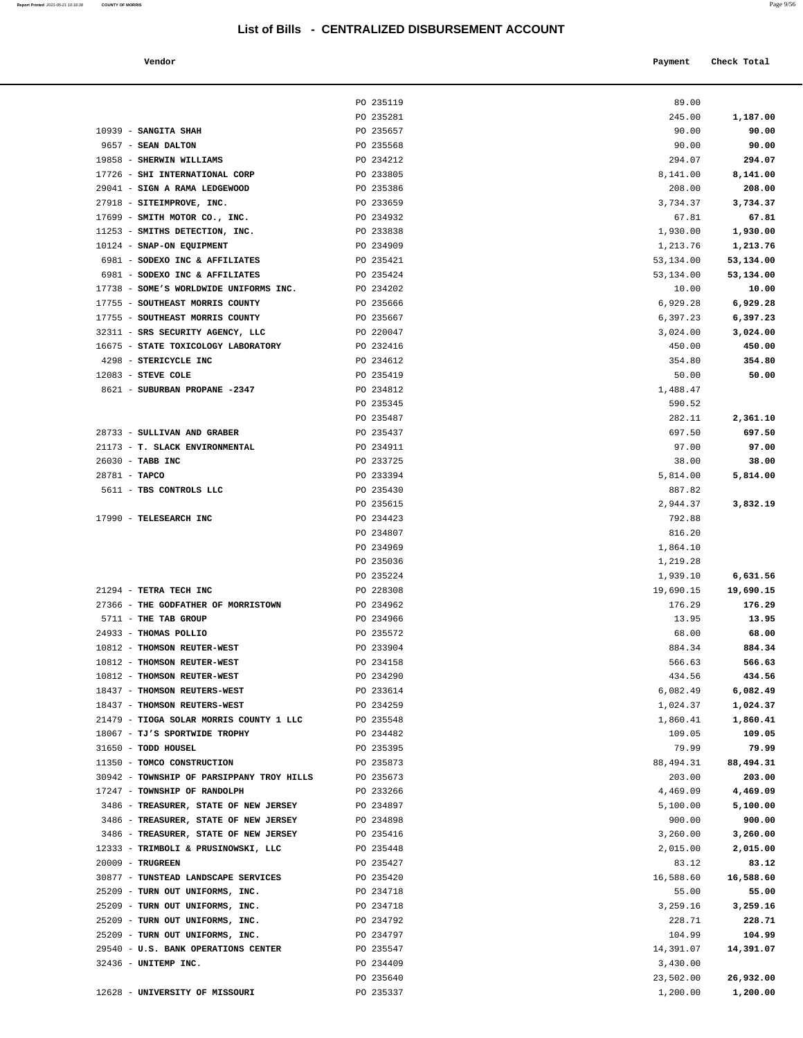# List of Bills - CENTRALIZED DISBURSEMENT ACCOUNT

| Vendor | | Payment | Check Total |
|---|---|---|---|
| | PO 235119 | 89.00 | |
| | PO 235281 | 245.00 | **1,187.00** |
| 10939 - **SANGITA SHAH** | PO 235657 | 90.00 | **90.00** |
| 9657 - **SEAN DALTON** | PO 235568 | 90.00 | **90.00** |
| 19858 - **SHERWIN WILLIAMS** | PO 234212 | 294.07 | **294.07** |
| 17726 - **SHI INTERNATIONAL CORP** | PO 233805 | 8,141.00 | **8,141.00** |
| 29041 - **SIGN A RAMA LEDGEWOOD** | PO 235386 | 208.00 | **208.00** |
| 27918 - **SITEIMPROVE, INC.** | PO 233659 | 3,734.37 | **3,734.37** |
| 17699 - **SMITH MOTOR CO., INC.** | PO 234932 | 67.81 | **67.81** |
| 11253 - **SMITHS DETECTION, INC.** | PO 233838 | 1,930.00 | **1,930.00** |
| 10124 - **SNAP-ON EQUIPMENT** | PO 234909 | 1,213.76 | **1,213.76** |
| 6981 - **SODEXO INC & AFFILIATES** | PO 235421 | 53,134.00 | **53,134.00** |
| 6981 - **SODEXO INC & AFFILIATES** | PO 235424 | 53,134.00 | **53,134.00** |
| 17738 - **SOME'S WORLDWIDE UNIFORMS INC.** | PO 234202 | 10.00 | **10.00** |
| 17755 - **SOUTHEAST MORRIS COUNTY** | PO 235666 | 6,929.28 | **6,929.28** |
| 17755 - **SOUTHEAST MORRIS COUNTY** | PO 235667 | 6,397.23 | **6,397.23** |
| 32311 - **SRS SECURITY AGENCY, LLC** | PO 220047 | 3,024.00 | **3,024.00** |
| 16675 - **STATE TOXICOLOGY LABORATORY** | PO 232416 | 450.00 | **450.00** |
| 4298 - **STERICYCLE INC** | PO 234612 | 354.80 | **354.80** |
| 12083 - **STEVE COLE** | PO 235419 | 50.00 | **50.00** |
| 8621 - **SUBURBAN PROPANE -2347** | PO 234812 | 1,488.47 | |
| | PO 235345 | 590.52 | |
| | PO 235487 | 282.11 | **2,361.10** |
| 28733 - **SULLIVAN AND GRABER** | PO 235437 | 697.50 | **697.50** |
| 21173 - **T. SLACK ENVIRONMENTAL** | PO 234911 | 97.00 | **97.00** |
| 26030 - **TABB INC** | PO 233725 | 38.00 | **38.00** |
| 28781 - **TAPCO** | PO 233394 | 5,814.00 | **5,814.00** |
| 5611 - **TBS CONTROLS LLC** | PO 235430 | 887.82 | |
| | PO 235615 | 2,944.37 | **3,832.19** |
| 17990 - **TELESEARCH INC** | PO 234423 | 792.88 | |
| | PO 234807 | 816.20 | |
| | PO 234969 | 1,864.10 | |
| | PO 235036 | 1,219.28 | |
| | PO 235224 | 1,939.10 | **6,631.56** |
| 21294 - **TETRA TECH INC** | PO 228308 | 19,690.15 | **19,690.15** |
| 27366 - **THE GODFATHER OF MORRISTOWN** | PO 234962 | 176.29 | **176.29** |
| 5711 - **THE TAB GROUP** | PO 234966 | 13.95 | **13.95** |
| 24933 - **THOMAS POLLIO** | PO 235572 | 68.00 | **68.00** |
| 10812 - **THOMSON REUTER-WEST** | PO 233904 | 884.34 | **884.34** |
| 10812 - **THOMSON REUTER-WEST** | PO 234158 | 566.63 | **566.63** |
| 10812 - **THOMSON REUTER-WEST** | PO 234290 | 434.56 | **434.56** |
| 18437 - **THOMSON REUTERS-WEST** | PO 233614 | 6,082.49 | **6,082.49** |
| 18437 - **THOMSON REUTERS-WEST** | PO 234259 | 1,024.37 | **1,024.37** |
| 21479 - **TIOGA SOLAR MORRIS COUNTY 1 LLC** | PO 235548 | 1,860.41 | **1,860.41** |
| 18067 - **TJ'S SPORTWIDE TROPHY** | PO 234482 | 109.05 | **109.05** |
| 31650 - **TODD HOUSEL** | PO 235395 | 79.99 | **79.99** |
| 11350 - **TOMCO CONSTRUCTION** | PO 235873 | 88,494.31 | **88,494.31** |
| 30942 - **TOWNSHIP OF PARSIPPANY TROY HILLS** | PO 235673 | 203.00 | **203.00** |
| 17247 - **TOWNSHIP OF RANDOLPH** | PO 233266 | 4,469.09 | **4,469.09** |
| 3486 - **TREASURER, STATE OF NEW JERSEY** | PO 234897 | 5,100.00 | **5,100.00** |
| 3486 - **TREASURER, STATE OF NEW JERSEY** | PO 234898 | 900.00 | **900.00** |
| 3486 - **TREASURER, STATE OF NEW JERSEY** | PO 235416 | 3,260.00 | **3,260.00** |
| 12333 - **TRIMBOLI & PRUSINOWSKI, LLC** | PO 235448 | 2,015.00 | **2,015.00** |
| 20009 - **TRUGREEN** | PO 235427 | 83.12 | **83.12** |
| 30877 - **TUNSTEAD LANDSCAPE SERVICES** | PO 235420 | 16,588.60 | **16,588.60** |
| 25209 - **TURN OUT UNIFORMS, INC.** | PO 234718 | 55.00 | **55.00** |
| 25209 - **TURN OUT UNIFORMS, INC.** | PO 234718 | 3,259.16 | **3,259.16** |
| 25209 - **TURN OUT UNIFORMS, INC.** | PO 234792 | 228.71 | **228.71** |
| 25209 - **TURN OUT UNIFORMS, INC.** | PO 234797 | 104.99 | **104.99** |
| 29540 - **U.S. BANK OPERATIONS CENTER** | PO 235547 | 14,391.07 | **14,391.07** |
| 32436 - **UNITEMP INC.** | PO 234409 | 3,430.00 | |
| | PO 235640 | 23,502.00 | **26,932.00** |
| 12628 - **UNIVERSITY OF MISSOURI** | PO 235337 | 1,200.00 | **1,200.00** |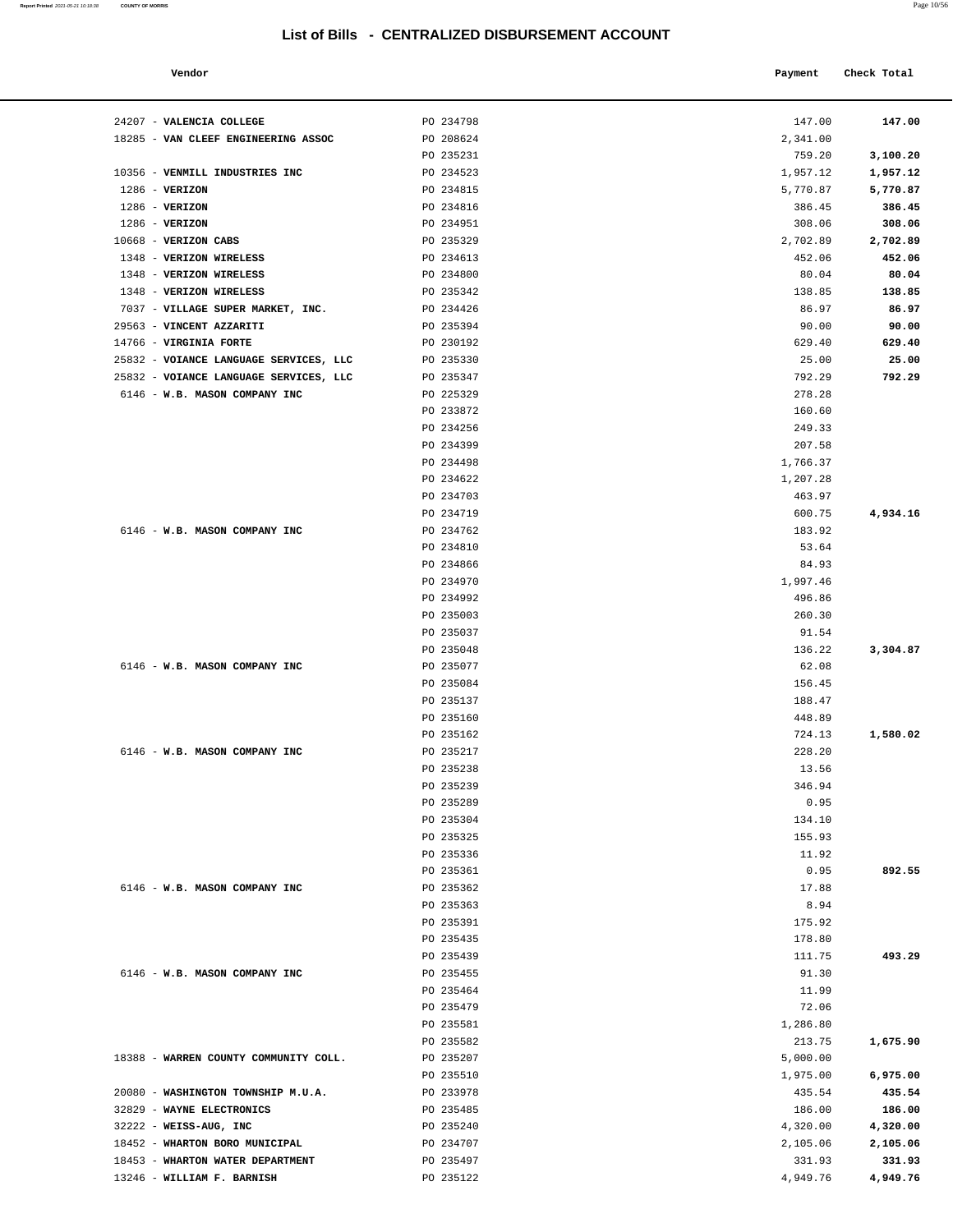## List of Bills - CENTRALIZED DISBURSEMENT ACCOUNT

| Vendor | | Payment | Check Total |
|---|---|---|---|
| 24207 - **VALENCIA COLLEGE** | PO 234798 | 147.00 | **147.00** |
| 18285 - **VAN CLEEF ENGINEERING ASSOC** | PO 208624 | 2,341.00 | |
| | PO 235231 | 759.20 | **3,100.20** |
| 10356 - **VENMILL INDUSTRIES INC** | PO 234523 | 1,957.12 | **1,957.12** |
| 1286 - **VERIZON** | PO 234815 | 5,770.87 | **5,770.87** |
| 1286 - **VERIZON** | PO 234816 | 386.45 | **386.45** |
| 1286 - **VERIZON** | PO 234951 | 308.06 | **308.06** |
| 10668 - **VERIZON CABS** | PO 235329 | 2,702.89 | **2,702.89** |
| 1348 - **VERIZON WIRELESS** | PO 234613 | 452.06 | **452.06** |
| 1348 - **VERIZON WIRELESS** | PO 234800 | 80.04 | **80.04** |
| 1348 - **VERIZON WIRELESS** | PO 235342 | 138.85 | **138.85** |
| 7037 - **VILLAGE SUPER MARKET, INC.** | PO 234426 | 86.97 | **86.97** |
| 29563 - **VINCENT AZZARITI** | PO 235394 | 90.00 | **90.00** |
| 14766 - **VIRGINIA FORTE** | PO 230192 | 629.40 | **629.40** |
| 25832 - **VOIANCE LANGUAGE SERVICES, LLC** | PO 235330 | 25.00 | **25.00** |
| 25832 - **VOIANCE LANGUAGE SERVICES, LLC** | PO 235347 | 792.29 | **792.29** |
| 6146 - **W.B. MASON COMPANY INC** | PO 225329 | 278.28 | |
| | PO 233872 | 160.60 | |
| | PO 234256 | 249.33 | |
| | PO 234399 | 207.58 | |
| | PO 234498 | 1,766.37 | |
| | PO 234622 | 1,207.28 | |
| | PO 234703 | 463.97 | |
| | PO 234719 | 600.75 | **4,934.16** |
| 6146 - **W.B. MASON COMPANY INC** | PO 234762 | 183.92 | |
| | PO 234810 | 53.64 | |
| | PO 234866 | 84.93 | |
| | PO 234970 | 1,997.46 | |
| | PO 234992 | 496.86 | |
| | PO 235003 | 260.30 | |
| | PO 235037 | 91.54 | |
| | PO 235048 | 136.22 | **3,304.87** |
| 6146 - **W.B. MASON COMPANY INC** | PO 235077 | 62.08 | |
| | PO 235084 | 156.45 | |
| | PO 235137 | 188.47 | |
| | PO 235160 | 448.89 | |
| | PO 235162 | 724.13 | **1,580.02** |
| 6146 - **W.B. MASON COMPANY INC** | PO 235217 | 228.20 | |
| | PO 235238 | 13.56 | |
| | PO 235239 | 346.94 | |
| | PO 235289 | 0.95 | |
| | PO 235304 | 134.10 | |
| | PO 235325 | 155.93 | |
| | PO 235336 | 11.92 | |
| | PO 235361 | 0.95 | **892.55** |
| 6146 - **W.B. MASON COMPANY INC** | PO 235362 | 17.88 | |
| | PO 235363 | 8.94 | |
| | PO 235391 | 175.92 | |
| | PO 235435 | 178.80 | |
| | PO 235439 | 111.75 | **493.29** |
| 6146 - **W.B. MASON COMPANY INC** | PO 235455 | 91.30 | |
| | PO 235464 | 11.99 | |
| | PO 235479 | 72.06 | |
| | PO 235581 | 1,286.80 | |
| | PO 235582 | 213.75 | **1,675.90** |
| 18388 - **WARREN COUNTY COMMUNITY COLL.** | PO 235207 | 5,000.00 | |
| | PO 235510 | 1,975.00 | **6,975.00** |
| 20080 - **WASHINGTON TOWNSHIP M.U.A.** | PO 233978 | 435.54 | **435.54** |
| 32829 - **WAYNE ELECTRONICS** | PO 235485 | 186.00 | **186.00** |
| 32222 - **WEISS-AUG, INC** | PO 235240 | 4,320.00 | **4,320.00** |
| 18452 - **WHARTON BORO MUNICIPAL** | PO 234707 | 2,105.06 | **2,105.06** |
| 18453 - **WHARTON WATER DEPARTMENT** | PO 235497 | 331.93 | **331.93** |
| 13246 - **WILLIAM F. BARNISH** | PO 235122 | 4,949.76 | **4,949.76** |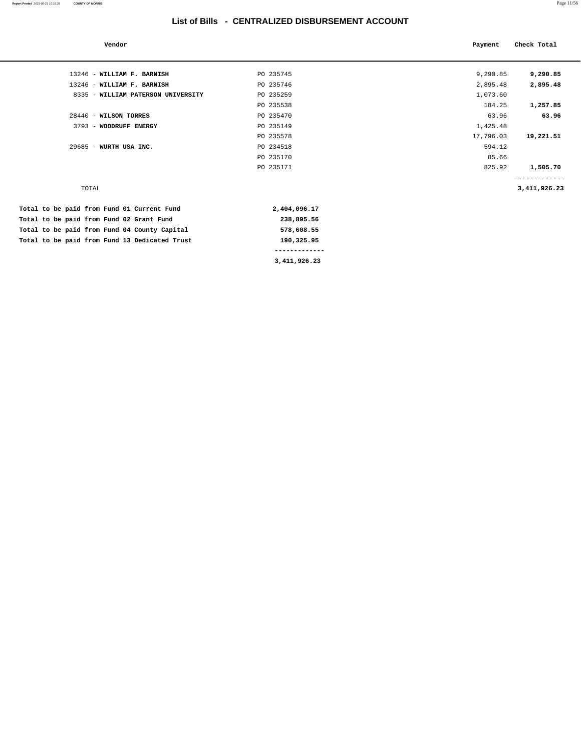## List of Bills - CENTRALIZED DISBURSEMENT ACCOUNT

| Vendor | | Payment | Check Total |
|---|---|---|---|
| 13246 - **WILLIAM F. BARNISH** | PO 235745 | 9,290.85 | **9,290.85** |
| 13246 - **WILLIAM F. BARNISH** | PO 235746 | 2,895.48 | **2,895.48** |
| 8335 - **WILLIAM PATERSON UNIVERSITY** | PO 235259 | 1,073.60 | |
| | PO 235538 | 184.25 | **1,257.85** |
| 28440 - **WILSON TORRES** | PO 235470 | 63.96 | **63.96** |
| 3793 - **WOODRUFF ENERGY** | PO 235149 | 1,425.48 | |
| | PO 235578 | 17,796.03 | **19,221.51** |
| 29685 - **WURTH USA INC.** | PO 234518 | 594.12 | |
| | PO 235170 | 85.66 | |
| | PO 235171 | 825.92 | **1,505.70** |
| TOTAL | | | **3,411,926.23** |

| | |
|---|---|
| **Total to be paid from Fund 01 Current Fund** | **2,404,096.17** |
| **Total to be paid from Fund 02 Grant Fund** | **238,895.56** |
| **Total to be paid from Fund 04 County Capital** | **578,608.55** |
| **Total to be paid from Fund 13 Dedicated Trust** | **190,325.95** |
| | **3,411,926.23** |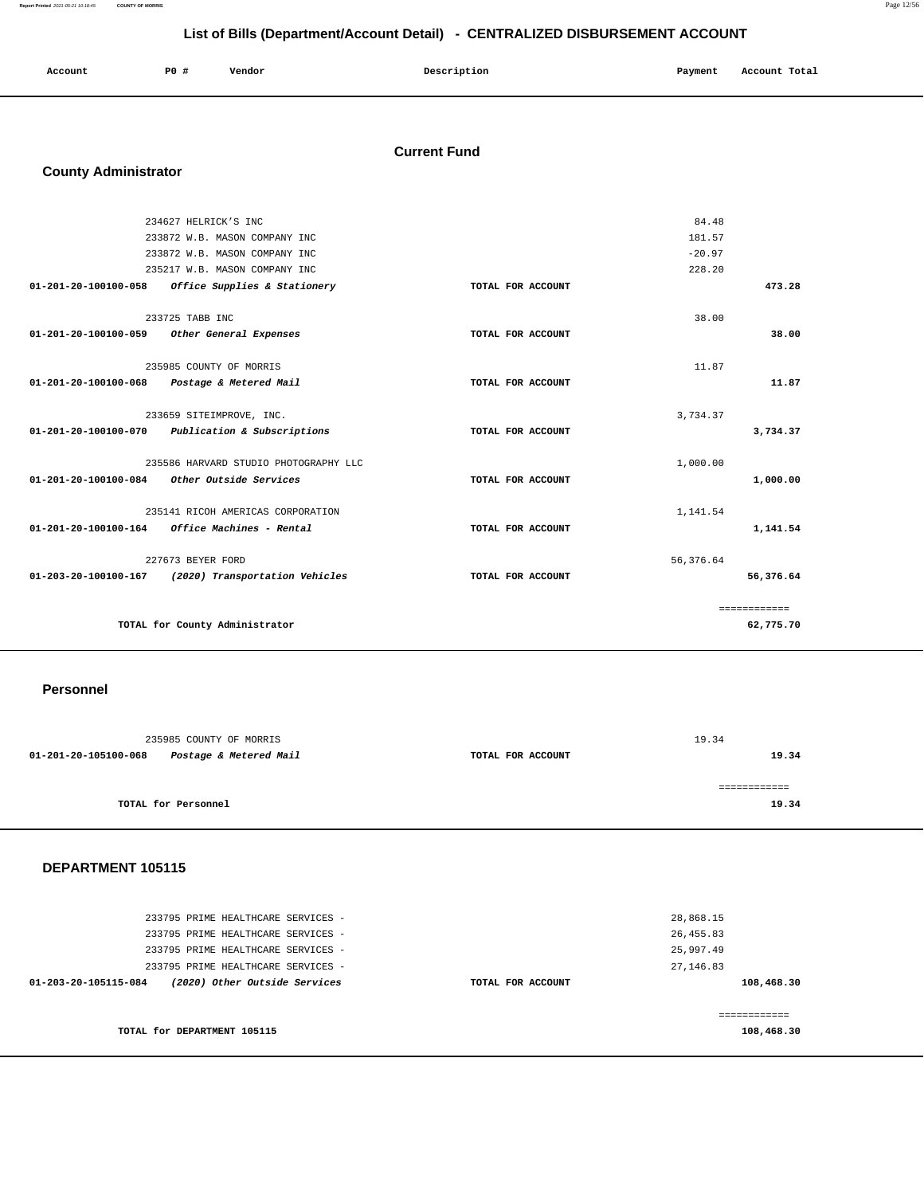# List of Bills (Department/Account Detail) - CENTRALIZED DISBURSEMENT ACCOUNT

| Account | PO # | Vendor | Description | Payment | Account Total |
|---|---|---|---|---|---|

## Current Fund

### County Administrator

| Account | PO # | Vendor | Description | Payment | Account Total |
|---|---|---|---|---|---|
| | 234627 | HELRICK'S INC | | 84.48 | |
| | 233872 | W.B. MASON COMPANY INC | | 181.57 | |
| | 233872 | W.B. MASON COMPANY INC | | -20.97 | |
| | 235217 | W.B. MASON COMPANY INC | | 228.20 | |
| **01-201-20-100100-058** | | ***Office Supplies & Stationery*** | TOTAL FOR ACCOUNT | | **473.28** |
| | 233725 | TABB INC | | 38.00 | |
| **01-201-20-100100-059** | | ***Other General Expenses*** | TOTAL FOR ACCOUNT | | **38.00** |
| | 235985 | COUNTY OF MORRIS | | 11.87 | |
| **01-201-20-100100-068** | | ***Postage & Metered Mail*** | TOTAL FOR ACCOUNT | | **11.87** |
| | 233659 | SITEIMPROVE, INC. | | 3,734.37 | |
| **01-201-20-100100-070** | | ***Publication & Subscriptions*** | TOTAL FOR ACCOUNT | | **3,734.37** |
| | 235586 | HARVARD STUDIO PHOTOGRAPHY LLC | | 1,000.00 | |
| **01-201-20-100100-084** | | ***Other Outside Services*** | TOTAL FOR ACCOUNT | | **1,000.00** |
| | 235141 | RICOH AMERICAS CORPORATION | | 1,141.54 | |
| **01-201-20-100100-164** | | ***Office Machines - Rental*** | TOTAL FOR ACCOUNT | | **1,141.54** |
| | 227673 | BEYER FORD | | 56,376.64 | |
| **01-203-20-100100-167** | | ***(2020) Transportation Vehicles*** | TOTAL FOR ACCOUNT | | **56,376.64** |
| | | | | | ============ |
| | | **TOTAL for County Administrator** | | | **62,775.70** |

### Personnel

| Account | PO # | Vendor | Description | Payment | Account Total |
|---|---|---|---|---|---|
| | 235985 | COUNTY OF MORRIS | | 19.34 | |
| **01-201-20-105100-068** | | ***Postage & Metered Mail*** | TOTAL FOR ACCOUNT | | **19.34** |
| | | | | | ============ |
| | | **TOTAL for Personnel** | | | **19.34** |

### DEPARTMENT 105115

| Account | PO # | Vendor | Description | Payment | Account Total |
|---|---|---|---|---|---|
| | 233795 | PRIME HEALTHCARE SERVICES - | | 28,868.15 | |
| | 233795 | PRIME HEALTHCARE SERVICES - | | 26,455.83 | |
| | 233795 | PRIME HEALTHCARE SERVICES - | | 25,997.49 | |
| | 233795 | PRIME HEALTHCARE SERVICES - | | 27,146.83 | |
| **01-203-20-105115-084** | | ***(2020) Other Outside Services*** | TOTAL FOR ACCOUNT | | **108,468.30** |
| | | | | | ============ |
| | | **TOTAL for DEPARTMENT 105115** | | | **108,468.30** |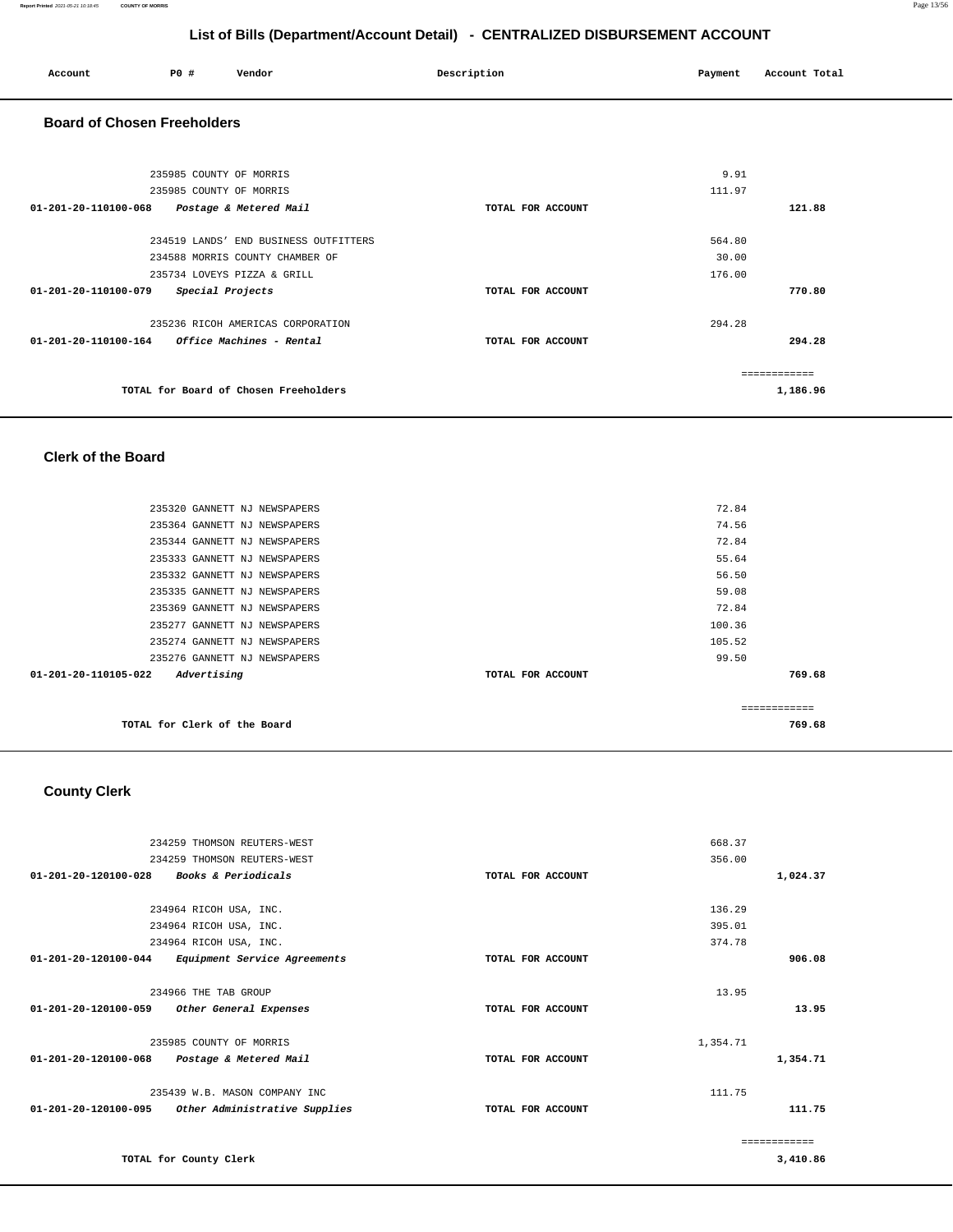# List of Bills (Department/Account Detail) - CENTRALIZED DISBURSEMENT ACCOUNT

| Account | PO # | Vendor | Description | Payment | Account Total |
|---|---|---|---|---|---|

## Board of Chosen Freeholders

| Account | PO # | Vendor | Description | Payment | Account Total |
|---|---|---|---|---|---|
| | 235985 | COUNTY OF MORRIS | | 9.91 | |
| | 235985 | COUNTY OF MORRIS | | 111.97 | |
| 01-201-20-110100-068 | | *Postage & Metered Mail* | TOTAL FOR ACCOUNT | | 121.88 |
| | 234519 | LANDS' END BUSINESS OUTFITTERS | | 564.80 | |
| | 234588 | MORRIS COUNTY CHAMBER OF | | 30.00 | |
| | 235734 | LOVEYS PIZZA & GRILL | | 176.00 | |
| 01-201-20-110100-079 | | *Special Projects* | TOTAL FOR ACCOUNT | | 770.80 |
| | 235236 | RICOH AMERICAS CORPORATION | | 294.28 | |
| 01-201-20-110100-164 | | *Office Machines - Rental* | TOTAL FOR ACCOUNT | | 294.28 |
| | | | | | ============ |
| | | TOTAL for Board of Chosen Freeholders | | | 1,186.96 |

## Clerk of the Board

| Account | PO # | Vendor | Description | Payment | Account Total |
|---|---|---|---|---|---|
| | 235320 | GANNETT NJ NEWSPAPERS | | 72.84 | |
| | 235364 | GANNETT NJ NEWSPAPERS | | 74.56 | |
| | 235344 | GANNETT NJ NEWSPAPERS | | 72.84 | |
| | 235333 | GANNETT NJ NEWSPAPERS | | 55.64 | |
| | 235332 | GANNETT NJ NEWSPAPERS | | 56.50 | |
| | 235335 | GANNETT NJ NEWSPAPERS | | 59.08 | |
| | 235369 | GANNETT NJ NEWSPAPERS | | 72.84 | |
| | 235277 | GANNETT NJ NEWSPAPERS | | 100.36 | |
| | 235274 | GANNETT NJ NEWSPAPERS | | 105.52 | |
| | 235276 | GANNETT NJ NEWSPAPERS | | 99.50 | |
| 01-201-20-110105-022 | | *Advertising* | TOTAL FOR ACCOUNT | | 769.68 |
| | | | | | ============ |
| | | TOTAL for Clerk of the Board | | | 769.68 |

## County Clerk

| Account | PO # | Vendor | Description | Payment | Account Total |
|---|---|---|---|---|---|
| | 234259 | THOMSON REUTERS-WEST | | 668.37 | |
| | 234259 | THOMSON REUTERS-WEST | | 356.00 | |
| 01-201-20-120100-028 | | *Books & Periodicals* | TOTAL FOR ACCOUNT | | 1,024.37 |
| | 234964 | RICOH USA, INC. | | 136.29 | |
| | 234964 | RICOH USA, INC. | | 395.01 | |
| | 234964 | RICOH USA, INC. | | 374.78 | |
| 01-201-20-120100-044 | | *Equipment Service Agreements* | TOTAL FOR ACCOUNT | | 906.08 |
| | 234966 | THE TAB GROUP | | 13.95 | |
| 01-201-20-120100-059 | | *Other General Expenses* | TOTAL FOR ACCOUNT | | 13.95 |
| | 235985 | COUNTY OF MORRIS | | 1,354.71 | |
| 01-201-20-120100-068 | | *Postage & Metered Mail* | TOTAL FOR ACCOUNT | | 1,354.71 |
| | 235439 | W.B. MASON COMPANY INC | | 111.75 | |
| 01-201-20-120100-095 | | *Other Administrative Supplies* | TOTAL FOR ACCOUNT | | 111.75 |
| | | | | | ============ |
| | | TOTAL for County Clerk | | | 3,410.86 |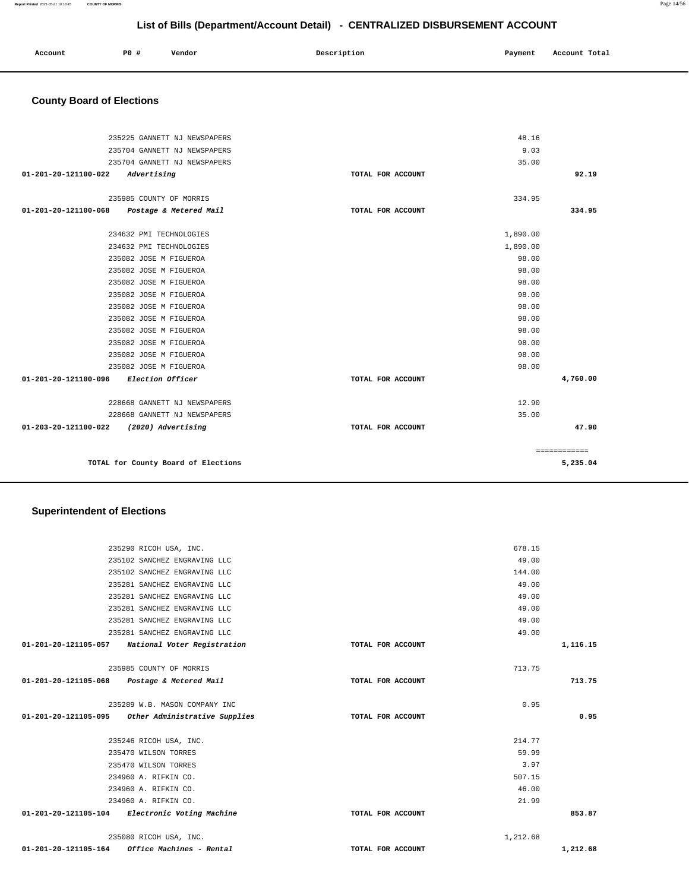## List of Bills (Department/Account Detail) - CENTRALIZED DISBURSEMENT ACCOUNT

| Account | PO # | Vendor | Description | Payment | Account Total |
|---|---|---|---|---|---|

### County Board of Elections

| Account | PO # | Vendor | Description | Payment | Account Total |
|---|---|---|---|---|---|
| | 235225 | GANNETT NJ NEWSPAPERS | | 48.16 | |
| | 235704 | GANNETT NJ NEWSPAPERS | | 9.03 | |
| | 235704 | GANNETT NJ NEWSPAPERS | | 35.00 | |
| 01-201-20-121100-022 | | *Advertising* | TOTAL FOR ACCOUNT | | 92.19 |
| | 235985 | COUNTY OF MORRIS | | 334.95 | |
| 01-201-20-121100-068 | | *Postage & Metered Mail* | TOTAL FOR ACCOUNT | | 334.95 |
| | 234632 | PMI TECHNOLOGIES | | 1,890.00 | |
| | 234632 | PMI TECHNOLOGIES | | 1,890.00 | |
| | 235082 | JOSE M FIGUEROA | | 98.00 | |
| | 235082 | JOSE M FIGUEROA | | 98.00 | |
| | 235082 | JOSE M FIGUEROA | | 98.00 | |
| | 235082 | JOSE M FIGUEROA | | 98.00 | |
| | 235082 | JOSE M FIGUEROA | | 98.00 | |
| | 235082 | JOSE M FIGUEROA | | 98.00 | |
| | 235082 | JOSE M FIGUEROA | | 98.00 | |
| | 235082 | JOSE M FIGUEROA | | 98.00 | |
| | 235082 | JOSE M FIGUEROA | | 98.00 | |
| | 235082 | JOSE M FIGUEROA | | 98.00 | |
| 01-201-20-121100-096 | | *Election Officer* | TOTAL FOR ACCOUNT | | 4,760.00 |
| | 228668 | GANNETT NJ NEWSPAPERS | | 12.90 | |
| | 228668 | GANNETT NJ NEWSPAPERS | | 35.00 | |
| 01-203-20-121100-022 | | *(2020) Advertising* | TOTAL FOR ACCOUNT | | 47.90 |
| | | | | | ============ |
| | | TOTAL for County Board of Elections | | | 5,235.04 |

### Superintendent of Elections

| Account | PO # | Vendor | Description | Payment | Account Total |
|---|---|---|---|---|---|
| | 235290 | RICOH USA, INC. | | 678.15 | |
| | 235102 | SANCHEZ ENGRAVING LLC | | 49.00 | |
| | 235102 | SANCHEZ ENGRAVING LLC | | 144.00 | |
| | 235281 | SANCHEZ ENGRAVING LLC | | 49.00 | |
| | 235281 | SANCHEZ ENGRAVING LLC | | 49.00 | |
| | 235281 | SANCHEZ ENGRAVING LLC | | 49.00 | |
| | 235281 | SANCHEZ ENGRAVING LLC | | 49.00 | |
| | 235281 | SANCHEZ ENGRAVING LLC | | 49.00 | |
| 01-201-20-121105-057 | | *National Voter Registration* | TOTAL FOR ACCOUNT | | 1,116.15 |
| | 235985 | COUNTY OF MORRIS | | 713.75 | |
| 01-201-20-121105-068 | | *Postage & Metered Mail* | TOTAL FOR ACCOUNT | | 713.75 |
| | 235289 | W.B. MASON COMPANY INC | | 0.95 | |
| 01-201-20-121105-095 | | *Other Administrative Supplies* | TOTAL FOR ACCOUNT | | 0.95 |
| | 235246 | RICOH USA, INC. | | 214.77 | |
| | 235470 | WILSON TORRES | | 59.99 | |
| | 235470 | WILSON TORRES | | 3.97 | |
| | 234960 | A. RIFKIN CO. | | 507.15 | |
| | 234960 | A. RIFKIN CO. | | 46.00 | |
| | 234960 | A. RIFKIN CO. | | 21.99 | |
| 01-201-20-121105-104 | | *Electronic Voting Machine* | TOTAL FOR ACCOUNT | | 853.87 |
| | 235080 | RICOH USA, INC. | | 1,212.68 | |
| 01-201-20-121105-164 | | *Office Machines - Rental* | TOTAL FOR ACCOUNT | | 1,212.68 |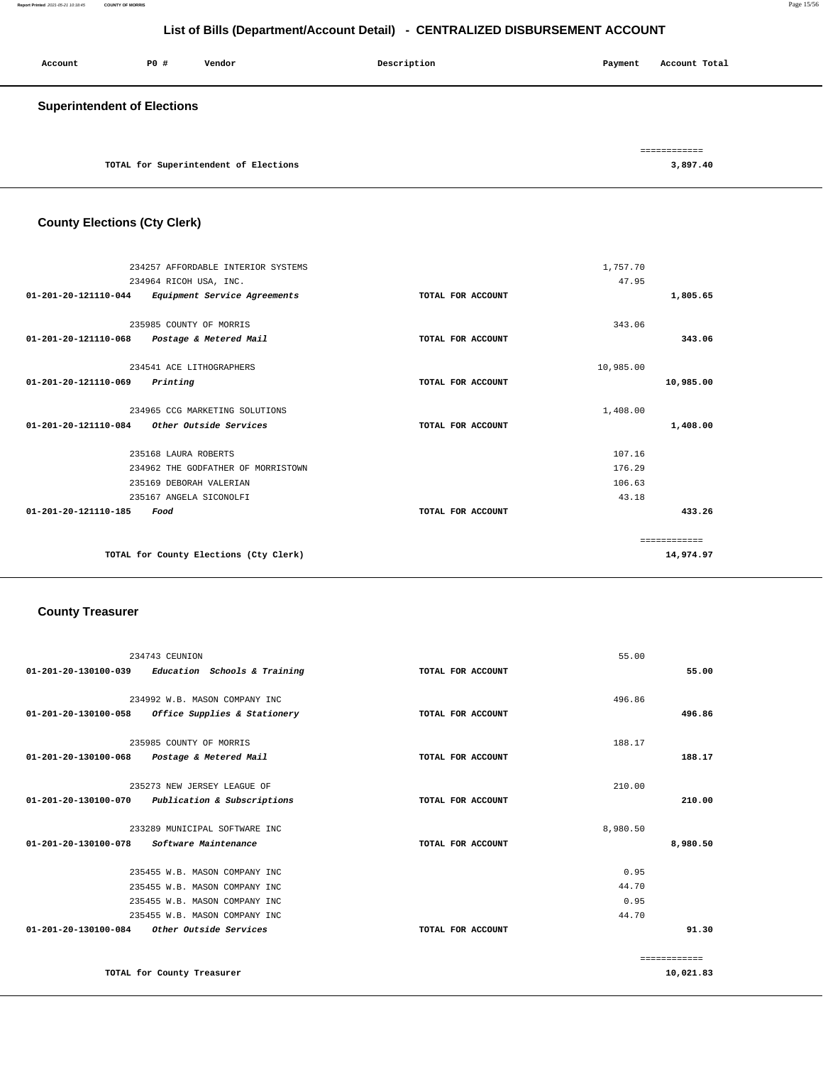# List of Bills (Department/Account Detail) - CENTRALIZED DISBURSEMENT ACCOUNT

| Account | PO # | Vendor | Description | Payment | Account Total |
|---|---|---|---|---|---|

## Superintendent of Elections

| | | |
|---|---|---|
| TOTAL for Superintendent of Elections | | 3,897.40 |

## County Elections (Cty Clerk)

| Account | PO # / Vendor | Description | Payment | Account Total |
|---|---|---|---|---|
| | 234257 AFFORDABLE INTERIOR SYSTEMS | | 1,757.70 | |
| | 234964 RICOH USA, INC. | | 47.95 | |
| 01-201-20-121110-044 | *Equipment Service Agreements* | TOTAL FOR ACCOUNT | | 1,805.65 |
| | 235985 COUNTY OF MORRIS | | 343.06 | |
| 01-201-20-121110-068 | *Postage & Metered Mail* | TOTAL FOR ACCOUNT | | 343.06 |
| | 234541 ACE LITHOGRAPHERS | | 10,985.00 | |
| 01-201-20-121110-069 | *Printing* | TOTAL FOR ACCOUNT | | 10,985.00 |
| | 234965 CCG MARKETING SOLUTIONS | | 1,408.00 | |
| 01-201-20-121110-084 | *Other Outside Services* | TOTAL FOR ACCOUNT | | 1,408.00 |
| | 235168 LAURA ROBERTS | | 107.16 | |
| | 234962 THE GODFATHER OF MORRISTOWN | | 176.29 | |
| | 235169 DEBORAH VALERIAN | | 106.63 | |
| | 235167 ANGELA SICONOLFI | | 43.18 | |
| 01-201-20-121110-185 | *Food* | TOTAL FOR ACCOUNT | | 433.26 |
| | TOTAL for County Elections (Cty Clerk) | | | 14,974.97 |

## County Treasurer

| Account | PO # / Vendor | Description | Payment | Account Total |
|---|---|---|---|---|
| | 234743 CEUNION | | 55.00 | |
| 01-201-20-130100-039 | *Education Schools & Training* | TOTAL FOR ACCOUNT | | 55.00 |
| | 234992 W.B. MASON COMPANY INC | | 496.86 | |
| 01-201-20-130100-058 | *Office Supplies & Stationery* | TOTAL FOR ACCOUNT | | 496.86 |
| | 235985 COUNTY OF MORRIS | | 188.17 | |
| 01-201-20-130100-068 | *Postage & Metered Mail* | TOTAL FOR ACCOUNT | | 188.17 |
| | 235273 NEW JERSEY LEAGUE OF | | 210.00 | |
| 01-201-20-130100-070 | *Publication & Subscriptions* | TOTAL FOR ACCOUNT | | 210.00 |
| | 233289 MUNICIPAL SOFTWARE INC | | 8,980.50 | |
| 01-201-20-130100-078 | *Software Maintenance* | TOTAL FOR ACCOUNT | | 8,980.50 |
| | 235455 W.B. MASON COMPANY INC | | 0.95 | |
| | 235455 W.B. MASON COMPANY INC | | 44.70 | |
| | 235455 W.B. MASON COMPANY INC | | 0.95 | |
| | 235455 W.B. MASON COMPANY INC | | 44.70 | |
| 01-201-20-130100-084 | *Other Outside Services* | TOTAL FOR ACCOUNT | | 91.30 |
| | TOTAL for County Treasurer | | | 10,021.83 |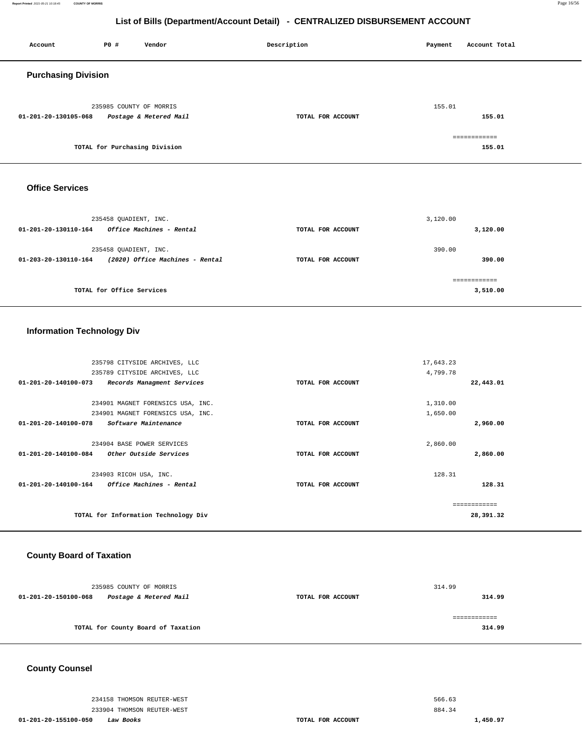# List of Bills (Department/Account Detail) - CENTRALIZED DISBURSEMENT ACCOUNT

| Account | PO # | Vendor | Description | Payment | Account Total |
|---|---|---|---|---|---|

## Purchasing Division

| Account | PO # | Vendor | Description | Payment | Account Total |
|---|---|---|---|---|---|
| | 235985 | COUNTY OF MORRIS | | 155.01 | |
| 01-201-20-130105-068 | | *Postage & Metered Mail* | TOTAL FOR ACCOUNT | | 155.01 |
| | | TOTAL for Purchasing Division | | | 155.01 |

## Office Services

| Account | PO # | Vendor | Description | Payment | Account Total |
|---|---|---|---|---|---|
| | 235458 | QUADIENT, INC. | | 3,120.00 | |
| 01-201-20-130110-164 | | *Office Machines - Rental* | TOTAL FOR ACCOUNT | | 3,120.00 |
| | 235458 | QUADIENT, INC. | | 390.00 | |
| 01-203-20-130110-164 | | *(2020) Office Machines - Rental* | TOTAL FOR ACCOUNT | | 390.00 |
| | | TOTAL for Office Services | | | 3,510.00 |

## Information Technology Div

| Account | PO # | Vendor | Description | Payment | Account Total |
|---|---|---|---|---|---|
| | 235798 | CITYSIDE ARCHIVES, LLC | | 17,643.23 | |
| | 235789 | CITYSIDE ARCHIVES, LLC | | 4,799.78 | |
| 01-201-20-140100-073 | | *Records Managment Services* | TOTAL FOR ACCOUNT | | 22,443.01 |
| | 234901 | MAGNET FORENSICS USA, INC. | | 1,310.00 | |
| | 234901 | MAGNET FORENSICS USA, INC. | | 1,650.00 | |
| 01-201-20-140100-078 | | *Software Maintenance* | TOTAL FOR ACCOUNT | | 2,960.00 |
| | 234904 | BASE POWER SERVICES | | 2,860.00 | |
| 01-201-20-140100-084 | | *Other Outside Services* | TOTAL FOR ACCOUNT | | 2,860.00 |
| | 234903 | RICOH USA, INC. | | 128.31 | |
| 01-201-20-140100-164 | | *Office Machines - Rental* | TOTAL FOR ACCOUNT | | 128.31 |
| | | TOTAL for Information Technology Div | | | 28,391.32 |

## County Board of Taxation

| Account | PO # | Vendor | Description | Payment | Account Total |
|---|---|---|---|---|---|
| | 235985 | COUNTY OF MORRIS | | 314.99 | |
| 01-201-20-150100-068 | | *Postage & Metered Mail* | TOTAL FOR ACCOUNT | | 314.99 |
| | | TOTAL for County Board of Taxation | | | 314.99 |

## County Counsel

| Account | PO # | Vendor | Description | Payment | Account Total |
|---|---|---|---|---|---|
| | 234158 | THOMSON REUTER-WEST | | 566.63 | |
| | 233904 | THOMSON REUTER-WEST | | 884.34 | |
| 01-201-20-155100-050 | | *Law Books* | TOTAL FOR ACCOUNT | | 1,450.97 |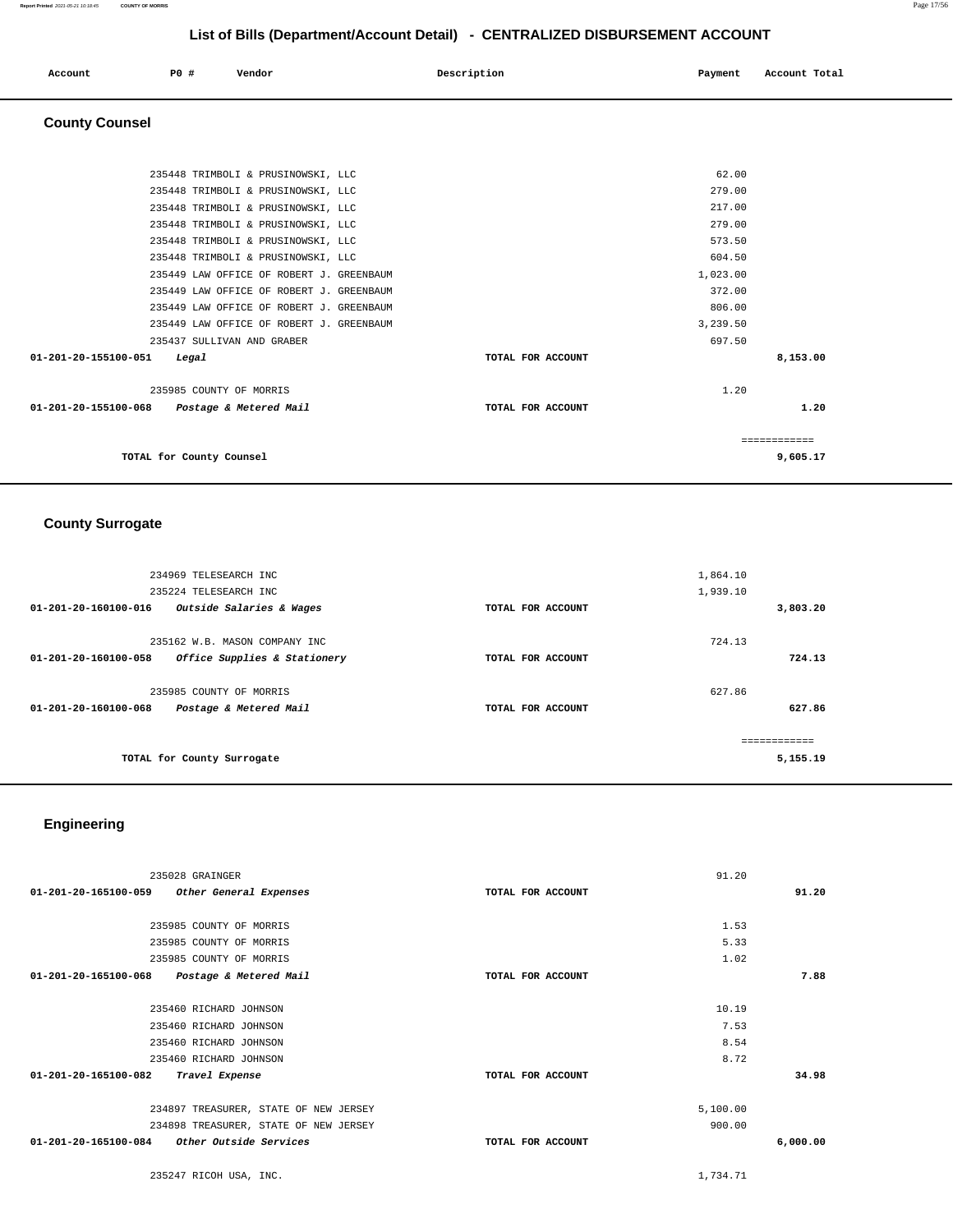# List of Bills (Department/Account Detail) - CENTRALIZED DISBURSEMENT ACCOUNT

| Account | PO # | Vendor | Description | Payment | Account Total |
|---|---|---|---|---|---|

## County Counsel

| Account | PO # | Vendor | Description | Payment | Account Total |
|---|---|---|---|---|---|
| | 235448 | TRIMBOLI & PRUSINOWSKI, LLC | | 62.00 | |
| | 235448 | TRIMBOLI & PRUSINOWSKI, LLC | | 279.00 | |
| | 235448 | TRIMBOLI & PRUSINOWSKI, LLC | | 217.00 | |
| | 235448 | TRIMBOLI & PRUSINOWSKI, LLC | | 279.00 | |
| | 235448 | TRIMBOLI & PRUSINOWSKI, LLC | | 573.50 | |
| | 235448 | TRIMBOLI & PRUSINOWSKI, LLC | | 604.50 | |
| | 235449 | LAW OFFICE OF ROBERT J. GREENBAUM | | 1,023.00 | |
| | 235449 | LAW OFFICE OF ROBERT J. GREENBAUM | | 372.00 | |
| | 235449 | LAW OFFICE OF ROBERT J. GREENBAUM | | 806.00 | |
| | 235449 | LAW OFFICE OF ROBERT J. GREENBAUM | | 3,239.50 | |
| | 235437 | SULLIVAN AND GRABER | | 697.50 | |
| **01-201-20-155100-051** | | ***Legal*** | **TOTAL FOR ACCOUNT** | | **8,153.00** |
| | 235985 | COUNTY OF MORRIS | | 1.20 | |
| **01-201-20-155100-068** | | ***Postage & Metered Mail*** | **TOTAL FOR ACCOUNT** | | **1.20** |
| | | | | | ============ |
| | | **TOTAL for County Counsel** | | | **9,605.17** |

## County Surrogate

| Account | PO # | Vendor | Description | Payment | Account Total |
|---|---|---|---|---|---|
| | 234969 | TELESEARCH INC | | 1,864.10 | |
| | 235224 | TELESEARCH INC | | 1,939.10 | |
| **01-201-20-160100-016** | | ***Outside Salaries & Wages*** | **TOTAL FOR ACCOUNT** | | **3,803.20** |
| | 235162 | W.B. MASON COMPANY INC | | 724.13 | |
| **01-201-20-160100-058** | | ***Office Supplies & Stationery*** | **TOTAL FOR ACCOUNT** | | **724.13** |
| | 235985 | COUNTY OF MORRIS | | 627.86 | |
| **01-201-20-160100-068** | | ***Postage & Metered Mail*** | **TOTAL FOR ACCOUNT** | | **627.86** |
| | | | | | ============ |
| | | **TOTAL for County Surrogate** | | | **5,155.19** |

## Engineering

| Account | PO # | Vendor | Description | Payment | Account Total |
|---|---|---|---|---|---|
| | 235028 | GRAINGER | | 91.20 | |
| **01-201-20-165100-059** | | ***Other General Expenses*** | **TOTAL FOR ACCOUNT** | | **91.20** |
| | 235985 | COUNTY OF MORRIS | | 1.53 | |
| | 235985 | COUNTY OF MORRIS | | 5.33 | |
| | 235985 | COUNTY OF MORRIS | | 1.02 | |
| **01-201-20-165100-068** | | ***Postage & Metered Mail*** | **TOTAL FOR ACCOUNT** | | **7.88** |
| | 235460 | RICHARD JOHNSON | | 10.19 | |
| | 235460 | RICHARD JOHNSON | | 7.53 | |
| | 235460 | RICHARD JOHNSON | | 8.54 | |
| | 235460 | RICHARD JOHNSON | | 8.72 | |
| **01-201-20-165100-082** | | ***Travel Expense*** | **TOTAL FOR ACCOUNT** | | **34.98** |
| | 234897 | TREASURER, STATE OF NEW JERSEY | | 5,100.00 | |
| | 234898 | TREASURER, STATE OF NEW JERSEY | | 900.00 | |
| **01-201-20-165100-084** | | ***Other Outside Services*** | **TOTAL FOR ACCOUNT** | | **6,000.00** |
| | 235247 | RICOH USA, INC. | | 1,734.71 | |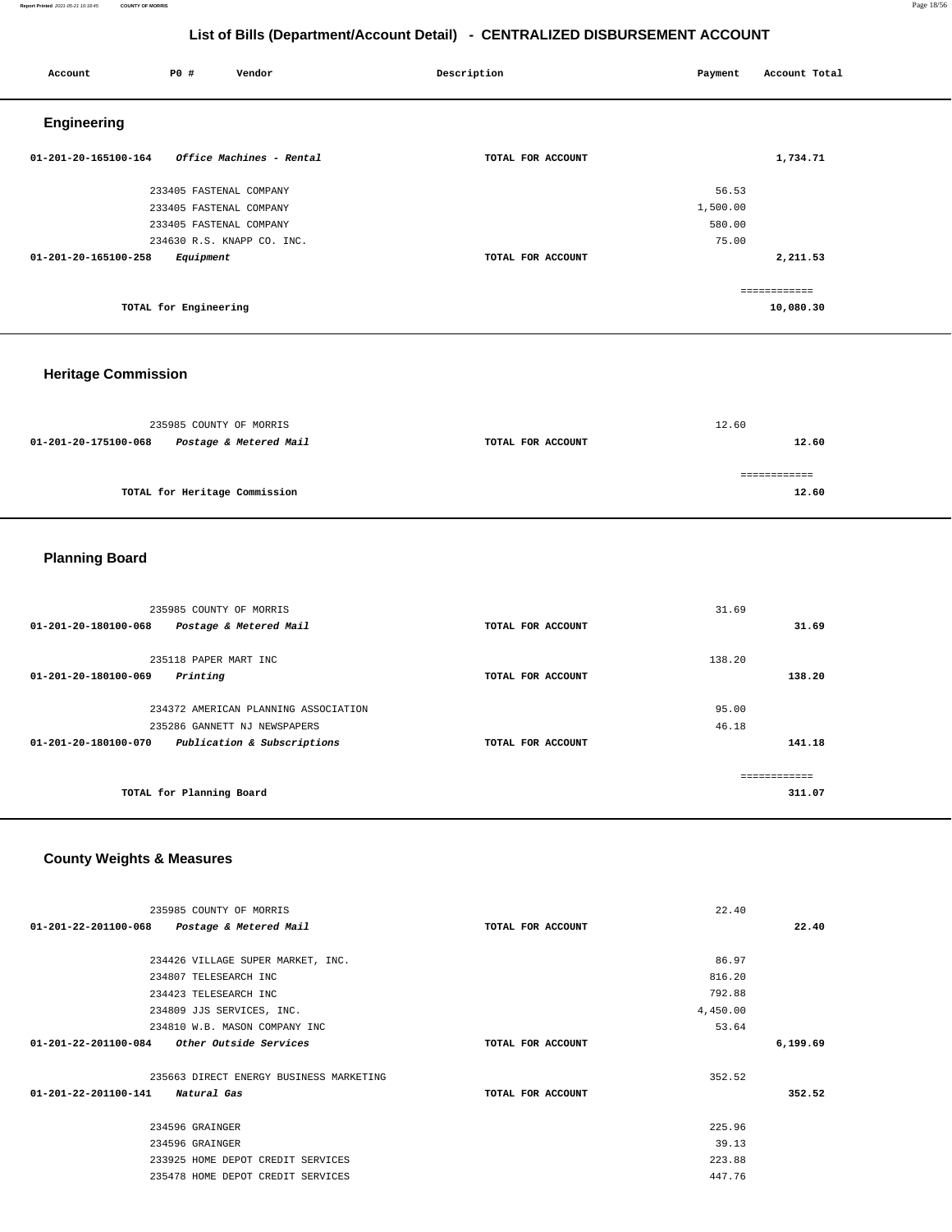# List of Bills (Department/Account Detail) - CENTRALIZED DISBURSEMENT ACCOUNT

| Account | PO # | Vendor | Description | Payment | Account Total |
|---|---|---|---|---|---|

## Engineering

| Account | PO # / Vendor | Description | Payment | Account Total |
|---|---|---|---|---|
| 01-201-20-165100-164 | *Office Machines - Rental* | TOTAL FOR ACCOUNT | | 1,734.71 |
| | 233405 FASTENAL COMPANY | | 56.53 | |
| | 233405 FASTENAL COMPANY | | 1,500.00 | |
| | 233405 FASTENAL COMPANY | | 580.00 | |
| | 234630 R.S. KNAPP CO. INC. | | 75.00 | |
| 01-201-20-165100-258 | *Equipment* | TOTAL FOR ACCOUNT | | 2,211.53 |
| | TOTAL for Engineering | | | 10,080.30 |

## Heritage Commission

| Account | PO # / Vendor | Description | Payment | Account Total |
|---|---|---|---|---|
| | 235985 COUNTY OF MORRIS | | 12.60 | |
| 01-201-20-175100-068 | *Postage & Metered Mail* | TOTAL FOR ACCOUNT | | 12.60 |
| | TOTAL for Heritage Commission | | | 12.60 |

## Planning Board

| Account | PO # / Vendor | Description | Payment | Account Total |
|---|---|---|---|---|
| | 235985 COUNTY OF MORRIS | | 31.69 | |
| 01-201-20-180100-068 | *Postage & Metered Mail* | TOTAL FOR ACCOUNT | | 31.69 |
| | 235118 PAPER MART INC | | 138.20 | |
| 01-201-20-180100-069 | *Printing* | TOTAL FOR ACCOUNT | | 138.20 |
| | 234372 AMERICAN PLANNING ASSOCIATION | | 95.00 | |
| | 235286 GANNETT NJ NEWSPAPERS | | 46.18 | |
| 01-201-20-180100-070 | *Publication & Subscriptions* | TOTAL FOR ACCOUNT | | 141.18 |
| | TOTAL for Planning Board | | | 311.07 |

## County Weights & Measures

| Account | PO # / Vendor | Description | Payment | Account Total |
|---|---|---|---|---|
| | 235985 COUNTY OF MORRIS | | 22.40 | |
| 01-201-22-201100-068 | *Postage & Metered Mail* | TOTAL FOR ACCOUNT | | 22.40 |
| | 234426 VILLAGE SUPER MARKET, INC. | | 86.97 | |
| | 234807 TELESEARCH INC | | 816.20 | |
| | 234423 TELESEARCH INC | | 792.88 | |
| | 234809 JJS SERVICES, INC. | | 4,450.00 | |
| | 234810 W.B. MASON COMPANY INC | | 53.64 | |
| 01-201-22-201100-084 | *Other Outside Services* | TOTAL FOR ACCOUNT | | 6,199.69 |
| | 235663 DIRECT ENERGY BUSINESS MARKETING | | 352.52 | |
| 01-201-22-201100-141 | *Natural Gas* | TOTAL FOR ACCOUNT | | 352.52 |
| | 234596 GRAINGER | | 225.96 | |
| | 234596 GRAINGER | | 39.13 | |
| | 233925 HOME DEPOT CREDIT SERVICES | | 223.88 | |
| | 235478 HOME DEPOT CREDIT SERVICES | | 447.76 | |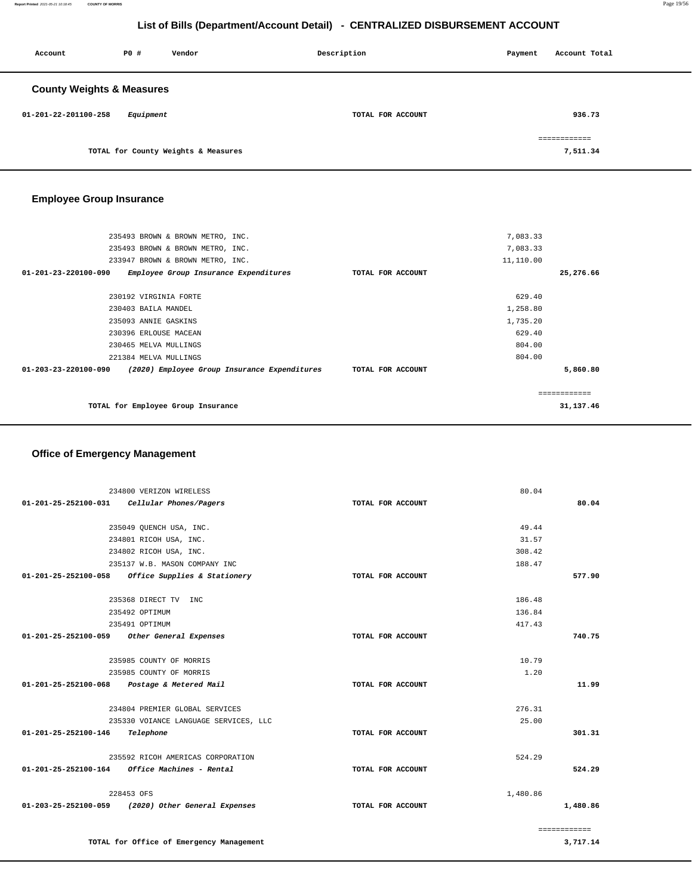# List of Bills (Department/Account Detail) - CENTRALIZED DISBURSEMENT ACCOUNT

| Account | PO # | Vendor | Description | Payment | Account Total |
|---|---|---|---|---|---|

## County Weights & Measures

| Account | PO # | Vendor | Description | Payment | Account Total |
|---|---|---|---|---|---|
| 01-201-22-201100-258 | | *Equipment* | TOTAL FOR ACCOUNT | | 936.73 |
| | | TOTAL for County Weights & Measures | | | 7,511.34 |

## Employee Group Insurance

| Account | PO # | Vendor | Description | Payment | Account Total |
|---|---|---|---|---|---|
| | 235493 | BROWN & BROWN METRO, INC. | | 7,083.33 | |
| | 235493 | BROWN & BROWN METRO, INC. | | 7,083.33 | |
| | 233947 | BROWN & BROWN METRO, INC. | | 11,110.00 | |
| 01-201-23-220100-090 | | *Employee Group Insurance Expenditures* | TOTAL FOR ACCOUNT | | 25,276.66 |
| | 230192 | VIRGINIA FORTE | | 629.40 | |
| | 230403 | BAILA MANDEL | | 1,258.80 | |
| | 235093 | ANNIE GASKINS | | 1,735.20 | |
| | 230396 | ERLOUSE MACEAN | | 629.40 | |
| | 230465 | MELVA MULLINGS | | 804.00 | |
| | 221384 | MELVA MULLINGS | | 804.00 | |
| 01-203-23-220100-090 | | *(2020) Employee Group Insurance Expenditures* | TOTAL FOR ACCOUNT | | 5,860.80 |
| | | TOTAL for Employee Group Insurance | | | 31,137.46 |

## Office of Emergency Management

| Account | PO # | Vendor | Description | Payment | Account Total |
|---|---|---|---|---|---|
| | 234800 | VERIZON WIRELESS | | 80.04 | |
| 01-201-25-252100-031 | | *Cellular Phones/Pagers* | TOTAL FOR ACCOUNT | | 80.04 |
| | 235049 | QUENCH USA, INC. | | 49.44 | |
| | 234801 | RICOH USA, INC. | | 31.57 | |
| | 234802 | RICOH USA, INC. | | 308.42 | |
| | 235137 | W.B. MASON COMPANY INC | | 188.47 | |
| 01-201-25-252100-058 | | *Office Supplies & Stationery* | TOTAL FOR ACCOUNT | | 577.90 |
| | 235368 | DIRECT TV INC | | 186.48 | |
| | 235492 | OPTIMUM | | 136.84 | |
| | 235491 | OPTIMUM | | 417.43 | |
| 01-201-25-252100-059 | | *Other General Expenses* | TOTAL FOR ACCOUNT | | 740.75 |
| | 235985 | COUNTY OF MORRIS | | 10.79 | |
| | 235985 | COUNTY OF MORRIS | | 1.20 | |
| 01-201-25-252100-068 | | *Postage & Metered Mail* | TOTAL FOR ACCOUNT | | 11.99 |
| | 234804 | PREMIER GLOBAL SERVICES | | 276.31 | |
| | 235330 | VOIANCE LANGUAGE SERVICES, LLC | | 25.00 | |
| 01-201-25-252100-146 | | *Telephone* | TOTAL FOR ACCOUNT | | 301.31 |
| | 235592 | RICOH AMERICAS CORPORATION | | 524.29 | |
| 01-201-25-252100-164 | | *Office Machines - Rental* | TOTAL FOR ACCOUNT | | 524.29 |
| | 228453 | OFS | | 1,480.86 | |
| 01-203-25-252100-059 | | *(2020) Other General Expenses* | TOTAL FOR ACCOUNT | | 1,480.86 |
| | | TOTAL for Office of Emergency Management | | | 3,717.14 |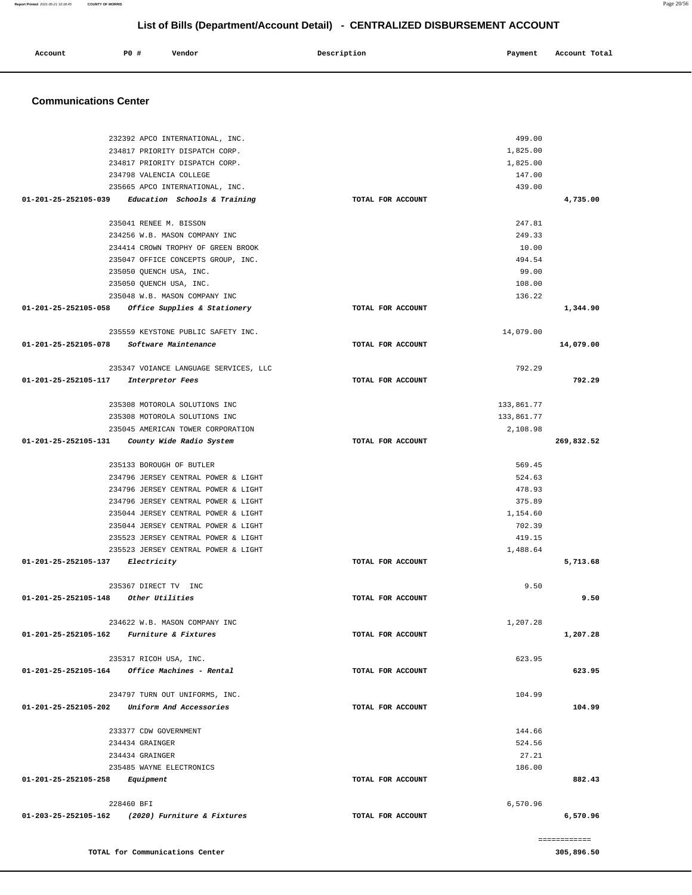# List of Bills (Department/Account Detail) - CENTRALIZED DISBURSEMENT ACCOUNT

| Account | PO # | Vendor | Description | Payment | Account Total |
|---|---|---|---|---|---|

## Communications Center

| Account | PO # | Vendor | Description | Payment | Account Total |
|---|---|---|---|---|---|
| | 232392 | APCO INTERNATIONAL, INC. | | 499.00 | |
| | 234817 | PRIORITY DISPATCH CORP. | | 1,825.00 | |
| | 234817 | PRIORITY DISPATCH CORP. | | 1,825.00 | |
| | 234798 | VALENCIA COLLEGE | | 147.00 | |
| | 235665 | APCO INTERNATIONAL, INC. | | 439.00 | |
| **01-201-25-252105-039** | | *Education Schools & Training* | TOTAL FOR ACCOUNT | | **4,735.00** |
| | 235041 | RENEE M. BISSON | | 247.81 | |
| | 234256 | W.B. MASON COMPANY INC | | 249.33 | |
| | 234414 | CROWN TROPHY OF GREEN BROOK | | 10.00 | |
| | 235047 | OFFICE CONCEPTS GROUP, INC. | | 494.54 | |
| | 235050 | QUENCH USA, INC. | | 99.00 | |
| | 235050 | QUENCH USA, INC. | | 108.00 | |
| | 235048 | W.B. MASON COMPANY INC | | 136.22 | |
| **01-201-25-252105-058** | | *Office Supplies & Stationery* | TOTAL FOR ACCOUNT | | **1,344.90** |
| | 235559 | KEYSTONE PUBLIC SAFETY INC. | | 14,079.00 | |
| **01-201-25-252105-078** | | *Software Maintenance* | TOTAL FOR ACCOUNT | | **14,079.00** |
| | 235347 | VOIANCE LANGUAGE SERVICES, LLC | | 792.29 | |
| **01-201-25-252105-117** | | *Interpretor Fees* | TOTAL FOR ACCOUNT | | **792.29** |
| | 235308 | MOTOROLA SOLUTIONS INC | | 133,861.77 | |
| | 235308 | MOTOROLA SOLUTIONS INC | | 133,861.77 | |
| | 235045 | AMERICAN TOWER CORPORATION | | 2,108.98 | |
| **01-201-25-252105-131** | | *County Wide Radio System* | TOTAL FOR ACCOUNT | | **269,832.52** |
| | 235133 | BOROUGH OF BUTLER | | 569.45 | |
| | 234796 | JERSEY CENTRAL POWER & LIGHT | | 524.63 | |
| | 234796 | JERSEY CENTRAL POWER & LIGHT | | 478.93 | |
| | 234796 | JERSEY CENTRAL POWER & LIGHT | | 375.89 | |
| | 235044 | JERSEY CENTRAL POWER & LIGHT | | 1,154.60 | |
| | 235044 | JERSEY CENTRAL POWER & LIGHT | | 702.39 | |
| | 235523 | JERSEY CENTRAL POWER & LIGHT | | 419.15 | |
| | 235523 | JERSEY CENTRAL POWER & LIGHT | | 1,488.64 | |
| **01-201-25-252105-137** | | *Electricity* | TOTAL FOR ACCOUNT | | **5,713.68** |
| | 235367 | DIRECT TV INC | | 9.50 | |
| **01-201-25-252105-148** | | *Other Utilities* | TOTAL FOR ACCOUNT | | **9.50** |
| | 234622 | W.B. MASON COMPANY INC | | 1,207.28 | |
| **01-201-25-252105-162** | | *Furniture & Fixtures* | TOTAL FOR ACCOUNT | | **1,207.28** |
| | 235317 | RICOH USA, INC. | | 623.95 | |
| **01-201-25-252105-164** | | *Office Machines - Rental* | TOTAL FOR ACCOUNT | | **623.95** |
| | 234797 | TURN OUT UNIFORMS, INC. | | 104.99 | |
| **01-201-25-252105-202** | | *Uniform And Accessories* | TOTAL FOR ACCOUNT | | **104.99** |
| | 233377 | CDW GOVERNMENT | | 144.66 | |
| | 234434 | GRAINGER | | 524.56 | |
| | 234434 | GRAINGER | | 27.21 | |
| | 235485 | WAYNE ELECTRONICS | | 186.00 | |
| **01-201-25-252105-258** | | *Equipment* | TOTAL FOR ACCOUNT | | **882.43** |
| | 228460 | BFI | | 6,570.96 | |
| **01-203-25-252105-162** | | *(2020) Furniture & Fixtures* | TOTAL FOR ACCOUNT | | **6,570.96** |
| | | | | | ============ |
| **TOTAL for Communications Center** | | | | | **305,896.50** |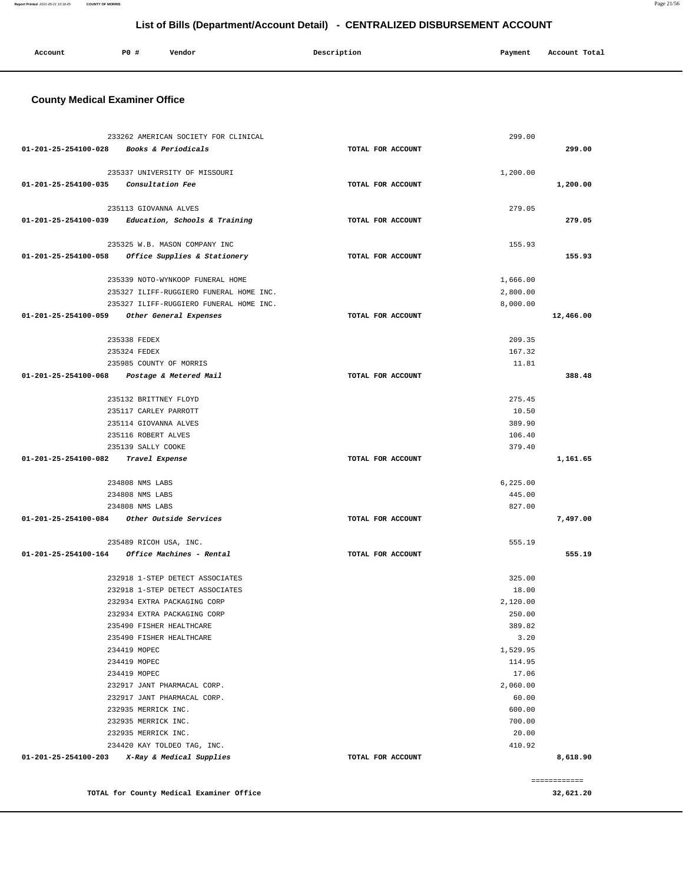## List of Bills (Department/Account Detail) - CENTRALIZED DISBURSEMENT ACCOUNT

| Account | PO # | Vendor | Description | Payment | Account Total |
|---|---|---|---|---|---|

### County Medical Examiner Office

| Account | PO # | Vendor | Description | Payment | Account Total |
|---|---|---|---|---|---|
| | 233262 | AMERICAN SOCIETY FOR CLINICAL | | 299.00 | |
| 01-201-25-254100-028 | | *Books & Periodicals* | TOTAL FOR ACCOUNT | | 299.00 |
| | 235337 | UNIVERSITY OF MISSOURI | | 1,200.00 | |
| 01-201-25-254100-035 | | *Consultation Fee* | TOTAL FOR ACCOUNT | | 1,200.00 |
| | 235113 | GIOVANNA ALVES | | 279.05 | |
| 01-201-25-254100-039 | | *Education, Schools & Training* | TOTAL FOR ACCOUNT | | 279.05 |
| | 235325 | W.B. MASON COMPANY INC | | 155.93 | |
| 01-201-25-254100-058 | | *Office Supplies & Stationery* | TOTAL FOR ACCOUNT | | 155.93 |
| | 235339 | NOTO-WYNKOOP FUNERAL HOME | | 1,666.00 | |
| | 235327 | ILIFF-RUGGIERO FUNERAL HOME INC. | | 2,800.00 | |
| | 235327 | ILIFF-RUGGIERO FUNERAL HOME INC. | | 8,000.00 | |
| 01-201-25-254100-059 | | *Other General Expenses* | TOTAL FOR ACCOUNT | | 12,466.00 |
| | 235338 | FEDEX | | 209.35 | |
| | 235324 | FEDEX | | 167.32 | |
| | 235985 | COUNTY OF MORRIS | | 11.81 | |
| 01-201-25-254100-068 | | *Postage & Metered Mail* | TOTAL FOR ACCOUNT | | 388.48 |
| | 235132 | BRITTNEY FLOYD | | 275.45 | |
| | 235117 | CARLEY PARROTT | | 10.50 | |
| | 235114 | GIOVANNA ALVES | | 389.90 | |
| | 235116 | ROBERT ALVES | | 106.40 | |
| | 235139 | SALLY COOKE | | 379.40 | |
| 01-201-25-254100-082 | | *Travel Expense* | TOTAL FOR ACCOUNT | | 1,161.65 |
| | 234808 | NMS LABS | | 6,225.00 | |
| | 234808 | NMS LABS | | 445.00 | |
| | 234808 | NMS LABS | | 827.00 | |
| 01-201-25-254100-084 | | *Other Outside Services* | TOTAL FOR ACCOUNT | | 7,497.00 |
| | 235489 | RICOH USA, INC. | | 555.19 | |
| 01-201-25-254100-164 | | *Office Machines - Rental* | TOTAL FOR ACCOUNT | | 555.19 |
| | 232918 | 1-STEP DETECT ASSOCIATES | | 325.00 | |
| | 232918 | 1-STEP DETECT ASSOCIATES | | 18.00 | |
| | 232934 | EXTRA PACKAGING CORP | | 2,120.00 | |
| | 232934 | EXTRA PACKAGING CORP | | 250.00 | |
| | 235490 | FISHER HEALTHCARE | | 389.82 | |
| | 235490 | FISHER HEALTHCARE | | 3.20 | |
| | 234419 | MOPEC | | 1,529.95 | |
| | 234419 | MOPEC | | 114.95 | |
| | 234419 | MOPEC | | 17.06 | |
| | 232917 | JANT PHARMACAL CORP. | | 2,060.00 | |
| | 232917 | JANT PHARMACAL CORP. | | 60.00 | |
| | 232935 | MERRICK INC. | | 600.00 | |
| | 232935 | MERRICK INC. | | 700.00 | |
| | 232935 | MERRICK INC. | | 20.00 | |
| | 234420 | KAY TOLDEO TAG, INC. | | 410.92 | |
| 01-201-25-254100-203 | | *X-Ray & Medical Supplies* | TOTAL FOR ACCOUNT | | 8,618.90 |

============

**TOTAL for County Medical Examiner Office** **32,621.20**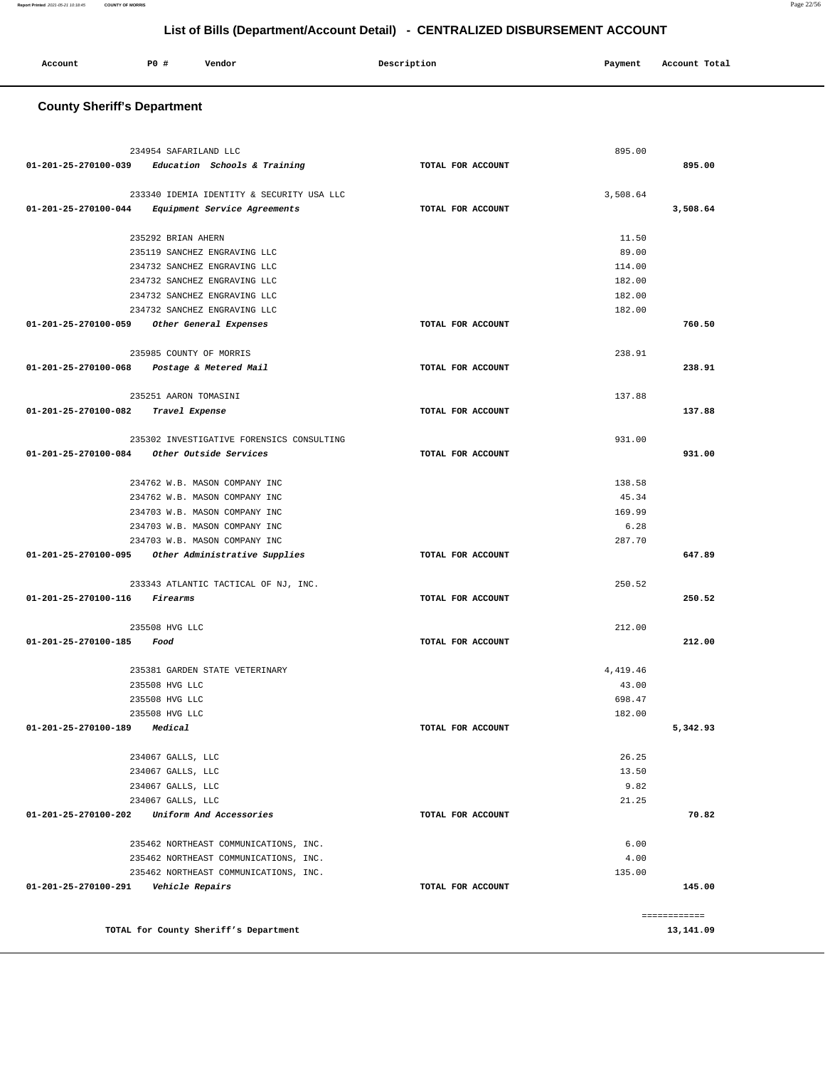# List of Bills (Department/Account Detail) - CENTRALIZED DISBURSEMENT ACCOUNT

| Account | PO # | Vendor | Description | Payment | Account Total |
|---|---|---|---|---|---|

## County Sheriff's Department

| Account | PO # | Vendor | Description | Payment | Account Total |
|---|---|---|---|---|---|
| | 234954 | SAFARILAND LLC | | 895.00 | |
| **01-201-25-270100-039** | | *Education Schools & Training* | TOTAL FOR ACCOUNT | | **895.00** |
| | 233340 | IDEMIA IDENTITY & SECURITY USA LLC | | 3,508.64 | |
| **01-201-25-270100-044** | | *Equipment Service Agreements* | TOTAL FOR ACCOUNT | | **3,508.64** |
| | 235292 | BRIAN AHERN | | 11.50 | |
| | 235119 | SANCHEZ ENGRAVING LLC | | 89.00 | |
| | 234732 | SANCHEZ ENGRAVING LLC | | 114.00 | |
| | 234732 | SANCHEZ ENGRAVING LLC | | 182.00 | |
| | 234732 | SANCHEZ ENGRAVING LLC | | 182.00 | |
| | 234732 | SANCHEZ ENGRAVING LLC | | 182.00 | |
| **01-201-25-270100-059** | | *Other General Expenses* | TOTAL FOR ACCOUNT | | **760.50** |
| | 235985 | COUNTY OF MORRIS | | 238.91 | |
| **01-201-25-270100-068** | | *Postage & Metered Mail* | TOTAL FOR ACCOUNT | | **238.91** |
| | 235251 | AARON TOMASINI | | 137.88 | |
| **01-201-25-270100-082** | | *Travel Expense* | TOTAL FOR ACCOUNT | | **137.88** |
| | 235302 | INVESTIGATIVE FORENSICS CONSULTING | | 931.00 | |
| **01-201-25-270100-084** | | *Other Outside Services* | TOTAL FOR ACCOUNT | | **931.00** |
| | 234762 | W.B. MASON COMPANY INC | | 138.58 | |
| | 234762 | W.B. MASON COMPANY INC | | 45.34 | |
| | 234703 | W.B. MASON COMPANY INC | | 169.99 | |
| | 234703 | W.B. MASON COMPANY INC | | 6.28 | |
| | 234703 | W.B. MASON COMPANY INC | | 287.70 | |
| **01-201-25-270100-095** | | *Other Administrative Supplies* | TOTAL FOR ACCOUNT | | **647.89** |
| | 233343 | ATLANTIC TACTICAL OF NJ, INC. | | 250.52 | |
| **01-201-25-270100-116** | | *Firearms* | TOTAL FOR ACCOUNT | | **250.52** |
| | 235508 | HVG LLC | | 212.00 | |
| **01-201-25-270100-185** | | *Food* | TOTAL FOR ACCOUNT | | **212.00** |
| | 235381 | GARDEN STATE VETERINARY | | 4,419.46 | |
| | 235508 | HVG LLC | | 43.00 | |
| | 235508 | HVG LLC | | 698.47 | |
| | 235508 | HVG LLC | | 182.00 | |
| **01-201-25-270100-189** | | *Medical* | TOTAL FOR ACCOUNT | | **5,342.93** |
| | 234067 | GALLS, LLC | | 26.25 | |
| | 234067 | GALLS, LLC | | 13.50 | |
| | 234067 | GALLS, LLC | | 9.82 | |
| | 234067 | GALLS, LLC | | 21.25 | |
| **01-201-25-270100-202** | | *Uniform And Accessories* | TOTAL FOR ACCOUNT | | **70.82** |
| | 235462 | NORTHEAST COMMUNICATIONS, INC. | | 6.00 | |
| | 235462 | NORTHEAST COMMUNICATIONS, INC. | | 4.00 | |
| | 235462 | NORTHEAST COMMUNICATIONS, INC. | | 135.00 | |
| **01-201-25-270100-291** | | *Vehicle Repairs* | TOTAL FOR ACCOUNT | | **145.00** |

**TOTAL for County Sheriff's Department** — **13,141.09**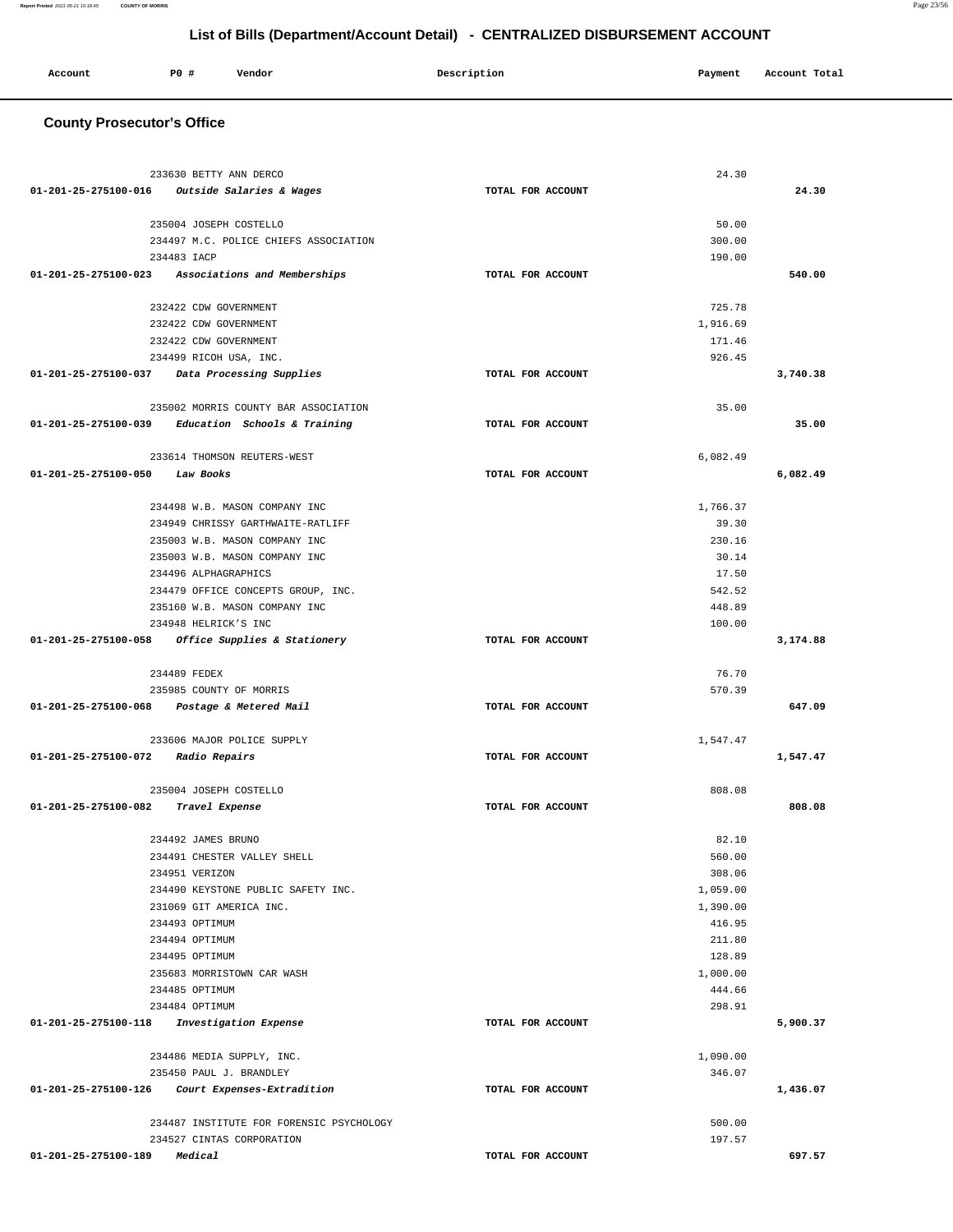# List of Bills (Department/Account Detail) - CENTRALIZED DISBURSEMENT ACCOUNT

| Account | PO # | Vendor | Description | Payment | Account Total |
|---|---|---|---|---|---|

## County Prosecutor's Office

| Account | PO # | Vendor | Description | Payment | Account Total |
|---|---|---|---|---|---|
| | 233630 | BETTY ANN DERCO | | 24.30 | |
| 01-201-25-275100-016 | | *Outside Salaries & Wages* | TOTAL FOR ACCOUNT | | 24.30 |
| | 235004 | JOSEPH COSTELLO | | 50.00 | |
| | 234497 | M.C. POLICE CHIEFS ASSOCIATION | | 300.00 | |
| | 234483 | IACP | | 190.00 | |
| 01-201-25-275100-023 | | *Associations and Memberships* | TOTAL FOR ACCOUNT | | 540.00 |
| | 232422 | CDW GOVERNMENT | | 725.78 | |
| | 232422 | CDW GOVERNMENT | | 1,916.69 | |
| | 232422 | CDW GOVERNMENT | | 171.46 | |
| | 234499 | RICOH USA, INC. | | 926.45 | |
| 01-201-25-275100-037 | | *Data Processing Supplies* | TOTAL FOR ACCOUNT | | 3,740.38 |
| | 235002 | MORRIS COUNTY BAR ASSOCIATION | | 35.00 | |
| 01-201-25-275100-039 | | *Education Schools & Training* | TOTAL FOR ACCOUNT | | 35.00 |
| | 233614 | THOMSON REUTERS-WEST | | 6,082.49 | |
| 01-201-25-275100-050 | | *Law Books* | TOTAL FOR ACCOUNT | | 6,082.49 |
| | 234498 | W.B. MASON COMPANY INC | | 1,766.37 | |
| | 234949 | CHRISSY GARTHWAITE-RATLIFF | | 39.30 | |
| | 235003 | W.B. MASON COMPANY INC | | 230.16 | |
| | 235003 | W.B. MASON COMPANY INC | | 30.14 | |
| | 234496 | ALPHAGRAPHICS | | 17.50 | |
| | 234479 | OFFICE CONCEPTS GROUP, INC. | | 542.52 | |
| | 235160 | W.B. MASON COMPANY INC | | 448.89 | |
| | 234948 | HELRICK'S INC | | 100.00 | |
| 01-201-25-275100-058 | | *Office Supplies & Stationery* | TOTAL FOR ACCOUNT | | 3,174.88 |
| | 234489 | FEDEX | | 76.70 | |
| | 235985 | COUNTY OF MORRIS | | 570.39 | |
| 01-201-25-275100-068 | | *Postage & Metered Mail* | TOTAL FOR ACCOUNT | | 647.09 |
| | 233606 | MAJOR POLICE SUPPLY | | 1,547.47 | |
| 01-201-25-275100-072 | | *Radio Repairs* | TOTAL FOR ACCOUNT | | 1,547.47 |
| | 235004 | JOSEPH COSTELLO | | 808.08 | |
| 01-201-25-275100-082 | | *Travel Expense* | TOTAL FOR ACCOUNT | | 808.08 |
| | 234492 | JAMES BRUNO | | 82.10 | |
| | 234491 | CHESTER VALLEY SHELL | | 560.00 | |
| | 234951 | VERIZON | | 308.06 | |
| | 234490 | KEYSTONE PUBLIC SAFETY INC. | | 1,059.00 | |
| | 231069 | GIT AMERICA INC. | | 1,390.00 | |
| | 234493 | OPTIMUM | | 416.95 | |
| | 234494 | OPTIMUM | | 211.80 | |
| | 234495 | OPTIMUM | | 128.89 | |
| | 235683 | MORRISTOWN CAR WASH | | 1,000.00 | |
| | 234485 | OPTIMUM | | 444.66 | |
| | 234484 | OPTIMUM | | 298.91 | |
| 01-201-25-275100-118 | | *Investigation Expense* | TOTAL FOR ACCOUNT | | 5,900.37 |
| | 234486 | MEDIA SUPPLY, INC. | | 1,090.00 | |
| | 235450 | PAUL J. BRANDLEY | | 346.07 | |
| 01-201-25-275100-126 | | *Court Expenses-Extradition* | TOTAL FOR ACCOUNT | | 1,436.07 |
| | 234487 | INSTITUTE FOR FORENSIC PSYCHOLOGY | | 500.00 | |
| | 234527 | CINTAS CORPORATION | | 197.57 | |
| 01-201-25-275100-189 | | *Medical* | TOTAL FOR ACCOUNT | | 697.57 |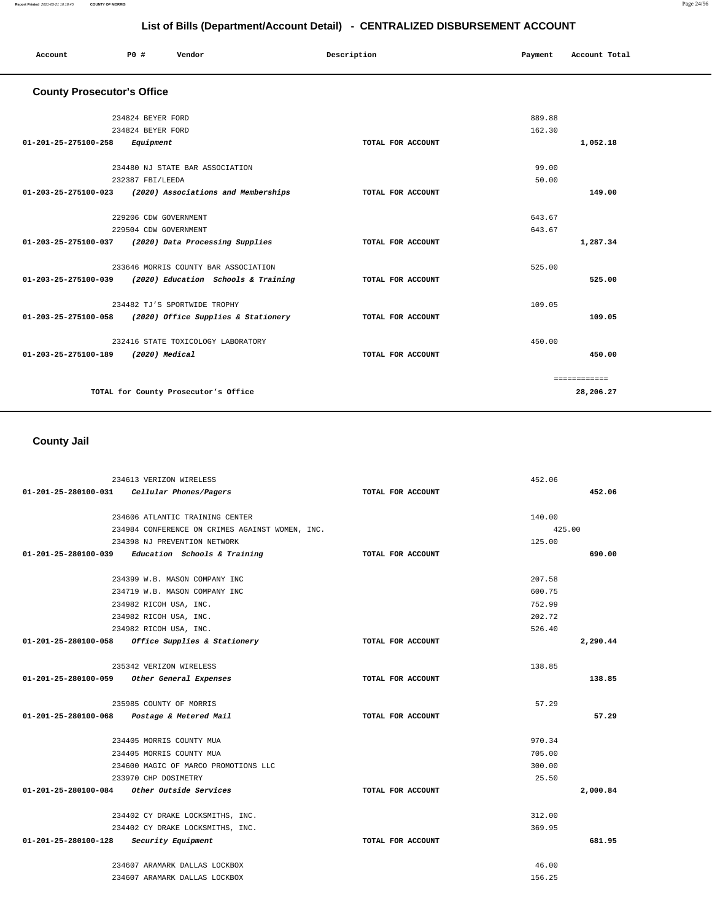# List of Bills (Department/Account Detail) - CENTRALIZED DISBURSEMENT ACCOUNT

| Account | PO # | Vendor | Description | Payment | Account Total |
|---|---|---|---|---|---|

## County Prosecutor's Office

| Account | PO # | Vendor | Description | Payment | Account Total |
|---|---|---|---|---|---|
| | 234824 | BEYER FORD | | 889.88 | |
| | 234824 | BEYER FORD | | 162.30 | |
| 01-201-25-275100-258 | | *Equipment* | TOTAL FOR ACCOUNT | | 1,052.18 |
| | 234480 | NJ STATE BAR ASSOCIATION | | 99.00 | |
| | 232387 | FBI/LEEDA | | 50.00 | |
| 01-203-25-275100-023 | | *(2020) Associations and Memberships* | TOTAL FOR ACCOUNT | | 149.00 |
| | 229206 | CDW GOVERNMENT | | 643.67 | |
| | 229504 | CDW GOVERNMENT | | 643.67 | |
| 01-203-25-275100-037 | | *(2020) Data Processing Supplies* | TOTAL FOR ACCOUNT | | 1,287.34 |
| | 233646 | MORRIS COUNTY BAR ASSOCIATION | | 525.00 | |
| 01-203-25-275100-039 | | *(2020) Education Schools & Training* | TOTAL FOR ACCOUNT | | 525.00 |
| | 234482 | TJ'S SPORTWIDE TROPHY | | 109.05 | |
| 01-203-25-275100-058 | | *(2020) Office Supplies & Stationery* | TOTAL FOR ACCOUNT | | 109.05 |
| | 232416 | STATE TOXICOLOGY LABORATORY | | 450.00 | |
| 01-203-25-275100-189 | | *(2020) Medical* | TOTAL FOR ACCOUNT | | 450.00 |
| | | | | | ============ |
| | | TOTAL for County Prosecutor's Office | | | 28,206.27 |

## County Jail

| Account | PO # | Vendor | Description | Payment | Account Total |
|---|---|---|---|---|---|
| | 234613 | VERIZON WIRELESS | | 452.06 | |
| 01-201-25-280100-031 | | *Cellular Phones/Pagers* | TOTAL FOR ACCOUNT | | 452.06 |
| | 234606 | ATLANTIC TRAINING CENTER | | 140.00 | |
| | 234984 | CONFERENCE ON CRIMES AGAINST WOMEN, INC. | | 425.00 | |
| | 234398 | NJ PREVENTION NETWORK | | 125.00 | |
| 01-201-25-280100-039 | | *Education Schools & Training* | TOTAL FOR ACCOUNT | | 690.00 |
| | 234399 | W.B. MASON COMPANY INC | | 207.58 | |
| | 234719 | W.B. MASON COMPANY INC | | 600.75 | |
| | 234982 | RICOH USA, INC. | | 752.99 | |
| | 234982 | RICOH USA, INC. | | 202.72 | |
| | 234982 | RICOH USA, INC. | | 526.40 | |
| 01-201-25-280100-058 | | *Office Supplies & Stationery* | TOTAL FOR ACCOUNT | | 2,290.44 |
| | 235342 | VERIZON WIRELESS | | 138.85 | |
| 01-201-25-280100-059 | | *Other General Expenses* | TOTAL FOR ACCOUNT | | 138.85 |
| | 235985 | COUNTY OF MORRIS | | 57.29 | |
| 01-201-25-280100-068 | | *Postage & Metered Mail* | TOTAL FOR ACCOUNT | | 57.29 |
| | 234405 | MORRIS COUNTY MUA | | 970.34 | |
| | 234405 | MORRIS COUNTY MUA | | 705.00 | |
| | 234600 | MAGIC OF MARCO PROMOTIONS LLC | | 300.00 | |
| | 233970 | CHP DOSIMETRY | | 25.50 | |
| 01-201-25-280100-084 | | *Other Outside Services* | TOTAL FOR ACCOUNT | | 2,000.84 |
| | 234402 | CY DRAKE LOCKSMITHS, INC. | | 312.00 | |
| | 234402 | CY DRAKE LOCKSMITHS, INC. | | 369.95 | |
| 01-201-25-280100-128 | | *Security Equipment* | TOTAL FOR ACCOUNT | | 681.95 |
| | 234607 | ARAMARK DALLAS LOCKBOX | | 46.00 | |
| | 234607 | ARAMARK DALLAS LOCKBOX | | 156.25 | |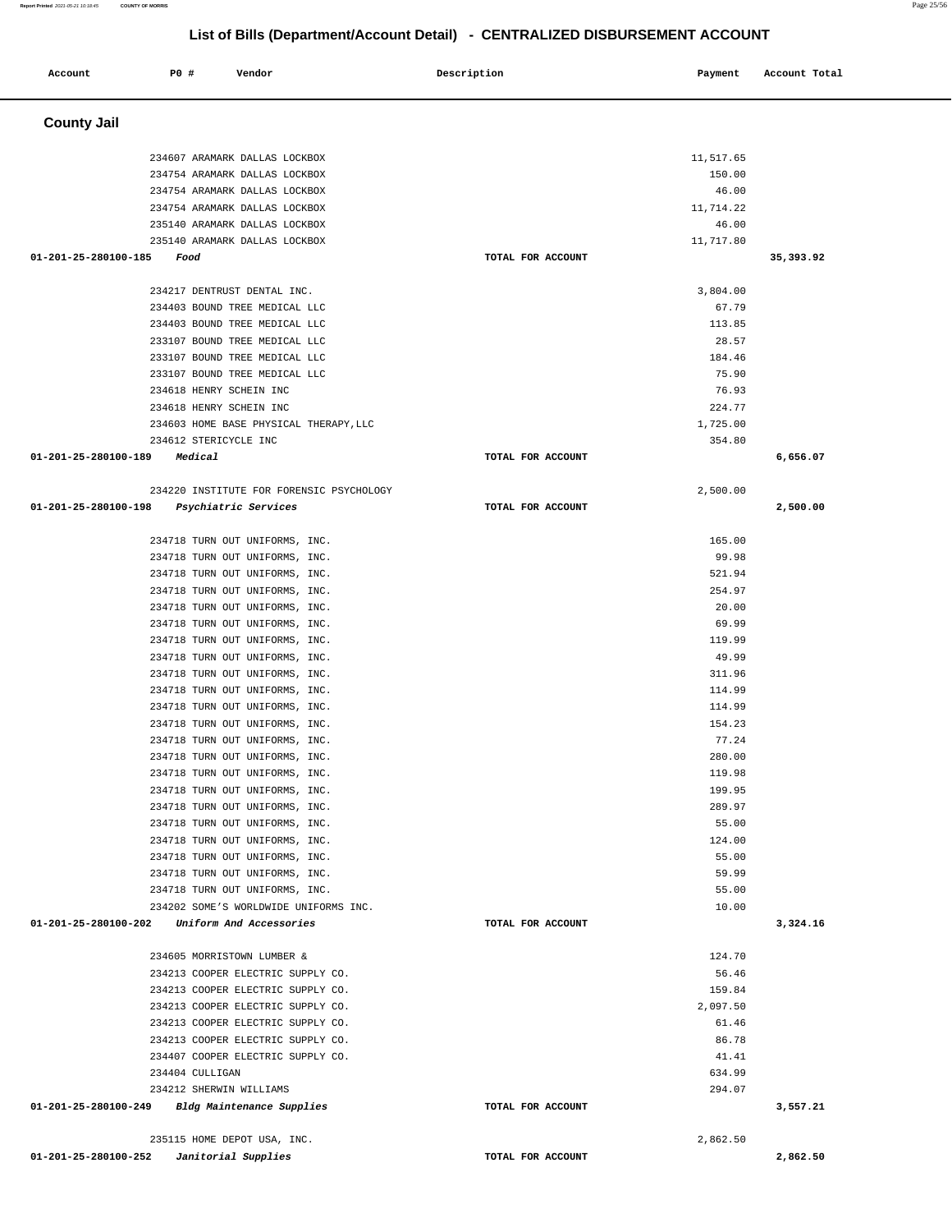# List of Bills (Department/Account Detail) - CENTRALIZED DISBURSEMENT ACCOUNT

| Account | PO # | Vendor | Description | Payment | Account Total |
|---|---|---|---|---|---|

## County Jail

| Account | PO # | Vendor | Description | Payment | Account Total |
|---|---|---|---|---|---|
| | 234607 | ARAMARK DALLAS LOCKBOX | | 11,517.65 | |
| | 234754 | ARAMARK DALLAS LOCKBOX | | 150.00 | |
| | 234754 | ARAMARK DALLAS LOCKBOX | | 46.00 | |
| | 234754 | ARAMARK DALLAS LOCKBOX | | 11,714.22 | |
| | 235140 | ARAMARK DALLAS LOCKBOX | | 46.00 | |
| | 235140 | ARAMARK DALLAS LOCKBOX | | 11,717.80 | |
| **01-201-25-280100-185** | | ***Food*** | TOTAL FOR ACCOUNT | | **35,393.92** |
| | 234217 | DENTRUST DENTAL INC. | | 3,804.00 | |
| | 234403 | BOUND TREE MEDICAL LLC | | 67.79 | |
| | 234403 | BOUND TREE MEDICAL LLC | | 113.85 | |
| | 233107 | BOUND TREE MEDICAL LLC | | 28.57 | |
| | 233107 | BOUND TREE MEDICAL LLC | | 184.46 | |
| | 233107 | BOUND TREE MEDICAL LLC | | 75.90 | |
| | 234618 | HENRY SCHEIN INC | | 76.93 | |
| | 234618 | HENRY SCHEIN INC | | 224.77 | |
| | 234603 | HOME BASE PHYSICAL THERAPY,LLC | | 1,725.00 | |
| | 234612 | STERICYCLE INC | | 354.80 | |
| **01-201-25-280100-189** | | ***Medical*** | TOTAL FOR ACCOUNT | | **6,656.07** |
| | 234220 | INSTITUTE FOR FORENSIC PSYCHOLOGY | | 2,500.00 | |
| **01-201-25-280100-198** | | ***Psychiatric Services*** | TOTAL FOR ACCOUNT | | **2,500.00** |
| | 234718 | TURN OUT UNIFORMS, INC. | | 165.00 | |
| | 234718 | TURN OUT UNIFORMS, INC. | | 99.98 | |
| | 234718 | TURN OUT UNIFORMS, INC. | | 521.94 | |
| | 234718 | TURN OUT UNIFORMS, INC. | | 254.97 | |
| | 234718 | TURN OUT UNIFORMS, INC. | | 20.00 | |
| | 234718 | TURN OUT UNIFORMS, INC. | | 69.99 | |
| | 234718 | TURN OUT UNIFORMS, INC. | | 119.99 | |
| | 234718 | TURN OUT UNIFORMS, INC. | | 49.99 | |
| | 234718 | TURN OUT UNIFORMS, INC. | | 311.96 | |
| | 234718 | TURN OUT UNIFORMS, INC. | | 114.99 | |
| | 234718 | TURN OUT UNIFORMS, INC. | | 114.99 | |
| | 234718 | TURN OUT UNIFORMS, INC. | | 154.23 | |
| | 234718 | TURN OUT UNIFORMS, INC. | | 77.24 | |
| | 234718 | TURN OUT UNIFORMS, INC. | | 280.00 | |
| | 234718 | TURN OUT UNIFORMS, INC. | | 119.98 | |
| | 234718 | TURN OUT UNIFORMS, INC. | | 199.95 | |
| | 234718 | TURN OUT UNIFORMS, INC. | | 289.97 | |
| | 234718 | TURN OUT UNIFORMS, INC. | | 55.00 | |
| | 234718 | TURN OUT UNIFORMS, INC. | | 124.00 | |
| | 234718 | TURN OUT UNIFORMS, INC. | | 55.00 | |
| | 234718 | TURN OUT UNIFORMS, INC. | | 59.99 | |
| | 234718 | TURN OUT UNIFORMS, INC. | | 55.00 | |
| | 234202 | SOME'S WORLDWIDE UNIFORMS INC. | | 10.00 | |
| **01-201-25-280100-202** | | ***Uniform And Accessories*** | TOTAL FOR ACCOUNT | | **3,324.16** |
| | 234605 | MORRISTOWN LUMBER & | | 124.70 | |
| | 234213 | COOPER ELECTRIC SUPPLY CO. | | 56.46 | |
| | 234213 | COOPER ELECTRIC SUPPLY CO. | | 159.84 | |
| | 234213 | COOPER ELECTRIC SUPPLY CO. | | 2,097.50 | |
| | 234213 | COOPER ELECTRIC SUPPLY CO. | | 61.46 | |
| | 234213 | COOPER ELECTRIC SUPPLY CO. | | 86.78 | |
| | 234407 | COOPER ELECTRIC SUPPLY CO. | | 41.41 | |
| | 234404 | CULLIGAN | | 634.99 | |
| | 234212 | SHERWIN WILLIAMS | | 294.07 | |
| **01-201-25-280100-249** | | ***Bldg Maintenance Supplies*** | TOTAL FOR ACCOUNT | | **3,557.21** |
| | 235115 | HOME DEPOT USA, INC. | | 2,862.50 | |
| **01-201-25-280100-252** | | ***Janitorial Supplies*** | TOTAL FOR ACCOUNT | | **2,862.50** |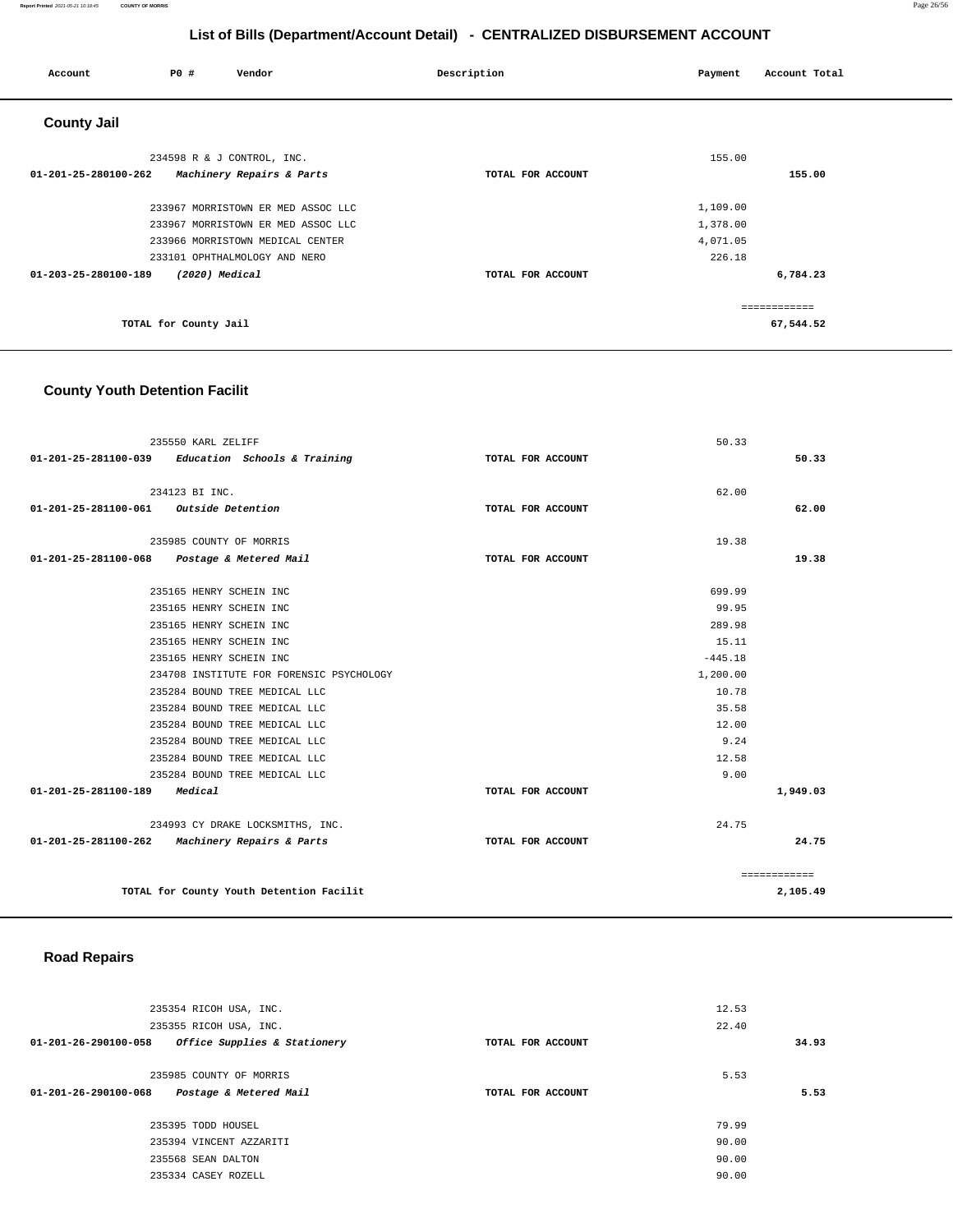## List of Bills (Department/Account Detail) - CENTRALIZED DISBURSEMENT ACCOUNT

| Account | PO # | Vendor | Description | Payment | Account Total |
|---|---|---|---|---|---|

### County Jail

| Account | PO # | Vendor | Description | Payment | Account Total |
|---|---|---|---|---|---|
| | 234598 | R & J CONTROL, INC. | | 155.00 | |
| 01-201-25-280100-262 | | *Machinery Repairs & Parts* | TOTAL FOR ACCOUNT | | 155.00 |
| | 233967 | MORRISTOWN ER MED ASSOC LLC | | 1,109.00 | |
| | 233967 | MORRISTOWN ER MED ASSOC LLC | | 1,378.00 | |
| | 233966 | MORRISTOWN MEDICAL CENTER | | 4,071.05 | |
| | 233101 | OPHTHALMOLOGY AND NERO | | 226.18 | |
| 01-203-25-280100-189 | | *(2020) Medical* | TOTAL FOR ACCOUNT | | 6,784.23 |
| | | | | | ============ |
| | | TOTAL for County Jail | | | 67,544.52 |

### County Youth Detention Facilit

| Account | PO # | Vendor | Description | Payment | Account Total |
|---|---|---|---|---|---|
| | 235550 | KARL ZELIFF | | 50.33 | |
| 01-201-25-281100-039 | | *Education Schools & Training* | TOTAL FOR ACCOUNT | | 50.33 |
| | 234123 | BI INC. | | 62.00 | |
| 01-201-25-281100-061 | | *Outside Detention* | TOTAL FOR ACCOUNT | | 62.00 |
| | 235985 | COUNTY OF MORRIS | | 19.38 | |
| 01-201-25-281100-068 | | *Postage & Metered Mail* | TOTAL FOR ACCOUNT | | 19.38 |
| | 235165 | HENRY SCHEIN INC | | 699.99 | |
| | 235165 | HENRY SCHEIN INC | | 99.95 | |
| | 235165 | HENRY SCHEIN INC | | 289.98 | |
| | 235165 | HENRY SCHEIN INC | | 15.11 | |
| | 235165 | HENRY SCHEIN INC | | -445.18 | |
| | 234708 | INSTITUTE FOR FORENSIC PSYCHOLOGY | | 1,200.00 | |
| | 235284 | BOUND TREE MEDICAL LLC | | 10.78 | |
| | 235284 | BOUND TREE MEDICAL LLC | | 35.58 | |
| | 235284 | BOUND TREE MEDICAL LLC | | 12.00 | |
| | 235284 | BOUND TREE MEDICAL LLC | | 9.24 | |
| | 235284 | BOUND TREE MEDICAL LLC | | 12.58 | |
| | 235284 | BOUND TREE MEDICAL LLC | | 9.00 | |
| 01-201-25-281100-189 | | *Medical* | TOTAL FOR ACCOUNT | | 1,949.03 |
| | 234993 | CY DRAKE LOCKSMITHS, INC. | | 24.75 | |
| 01-201-25-281100-262 | | *Machinery Repairs & Parts* | TOTAL FOR ACCOUNT | | 24.75 |
| | | | | | ============ |
| | | TOTAL for County Youth Detention Facilit | | | 2,105.49 |

### Road Repairs

| Account | PO # | Vendor | Description | Payment | Account Total |
|---|---|---|---|---|---|
| | 235354 | RICOH USA, INC. | | 12.53 | |
| | 235355 | RICOH USA, INC. | | 22.40 | |
| 01-201-26-290100-058 | | *Office Supplies & Stationery* | TOTAL FOR ACCOUNT | | 34.93 |
| | 235985 | COUNTY OF MORRIS | | 5.53 | |
| 01-201-26-290100-068 | | *Postage & Metered Mail* | TOTAL FOR ACCOUNT | | 5.53 |
| | 235395 | TODD HOUSEL | | 79.99 | |
| | 235394 | VINCENT AZZARITI | | 90.00 | |
| | 235568 | SEAN DALTON | | 90.00 | |
| | 235334 | CASEY ROZELL | | 90.00 | |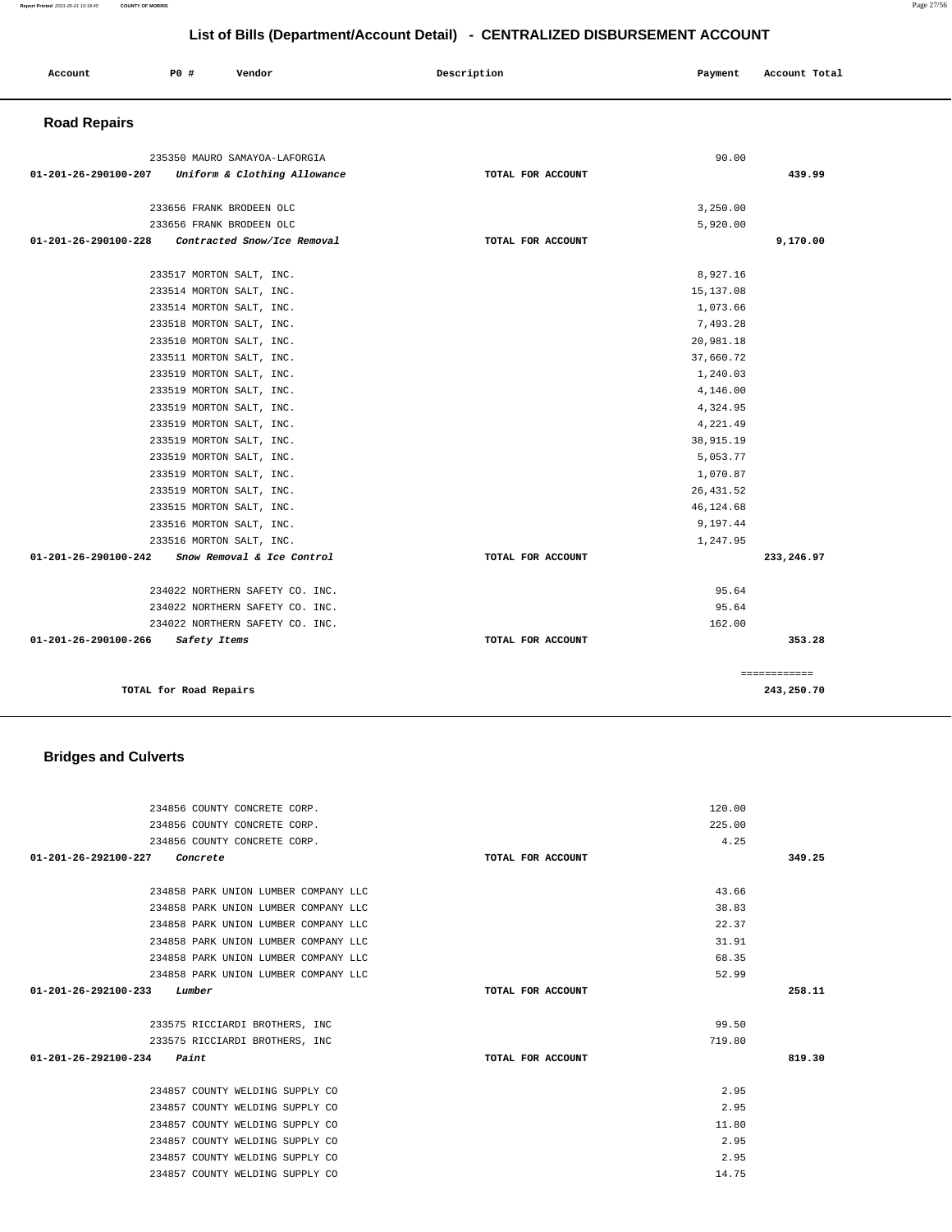# List of Bills (Department/Account Detail) - CENTRALIZED DISBURSEMENT ACCOUNT

| Account | PO # | Vendor | Description | Payment | Account Total |
|---|---|---|---|---|---|

## Road Repairs

| Account | PO # | Vendor | Description | Payment | Account Total |
|---|---|---|---|---|---|
| | 235350 | MAURO SAMAYOA-LAFORGIA | | 90.00 | |
| 01-201-26-290100-207 | | *Uniform & Clothing Allowance* | TOTAL FOR ACCOUNT | | 439.99 |
| | 233656 | FRANK BRODEEN OLC | | 3,250.00 | |
| | 233656 | FRANK BRODEEN OLC | | 5,920.00 | |
| 01-201-26-290100-228 | | *Contracted Snow/Ice Removal* | TOTAL FOR ACCOUNT | | 9,170.00 |
| | 233517 | MORTON SALT, INC. | | 8,927.16 | |
| | 233514 | MORTON SALT, INC. | | 15,137.08 | |
| | 233514 | MORTON SALT, INC. | | 1,073.66 | |
| | 233518 | MORTON SALT, INC. | | 7,493.28 | |
| | 233510 | MORTON SALT, INC. | | 20,981.18 | |
| | 233511 | MORTON SALT, INC. | | 37,660.72 | |
| | 233519 | MORTON SALT, INC. | | 1,240.03 | |
| | 233519 | MORTON SALT, INC. | | 4,146.00 | |
| | 233519 | MORTON SALT, INC. | | 4,324.95 | |
| | 233519 | MORTON SALT, INC. | | 4,221.49 | |
| | 233519 | MORTON SALT, INC. | | 38,915.19 | |
| | 233519 | MORTON SALT, INC. | | 5,053.77 | |
| | 233519 | MORTON SALT, INC. | | 1,070.87 | |
| | 233519 | MORTON SALT, INC. | | 26,431.52 | |
| | 233515 | MORTON SALT, INC. | | 46,124.68 | |
| | 233516 | MORTON SALT, INC. | | 9,197.44 | |
| | 233516 | MORTON SALT, INC. | | 1,247.95 | |
| 01-201-26-290100-242 | | *Snow Removal & Ice Control* | TOTAL FOR ACCOUNT | | 233,246.97 |
| | 234022 | NORTHERN SAFETY CO. INC. | | 95.64 | |
| | 234022 | NORTHERN SAFETY CO. INC. | | 95.64 | |
| | 234022 | NORTHERN SAFETY CO. INC. | | 162.00 | |
| 01-201-26-290100-266 | | *Safety Items* | TOTAL FOR ACCOUNT | | 353.28 |
| | | | | | ============ |
| | | TOTAL for Road Repairs | | | 243,250.70 |

## Bridges and Culverts

| Account | PO # | Vendor | Description | Payment | Account Total |
|---|---|---|---|---|---|
| | 234856 | COUNTY CONCRETE CORP. | | 120.00 | |
| | 234856 | COUNTY CONCRETE CORP. | | 225.00 | |
| | 234856 | COUNTY CONCRETE CORP. | | 4.25 | |
| 01-201-26-292100-227 | | *Concrete* | TOTAL FOR ACCOUNT | | 349.25 |
| | 234858 | PARK UNION LUMBER COMPANY LLC | | 43.66 | |
| | 234858 | PARK UNION LUMBER COMPANY LLC | | 38.83 | |
| | 234858 | PARK UNION LUMBER COMPANY LLC | | 22.37 | |
| | 234858 | PARK UNION LUMBER COMPANY LLC | | 31.91 | |
| | 234858 | PARK UNION LUMBER COMPANY LLC | | 68.35 | |
| | 234858 | PARK UNION LUMBER COMPANY LLC | | 52.99 | |
| 01-201-26-292100-233 | | *Lumber* | TOTAL FOR ACCOUNT | | 258.11 |
| | 233575 | RICCIARDI BROTHERS, INC | | 99.50 | |
| | 233575 | RICCIARDI BROTHERS, INC | | 719.80 | |
| 01-201-26-292100-234 | | *Paint* | TOTAL FOR ACCOUNT | | 819.30 |
| | 234857 | COUNTY WELDING SUPPLY CO | | 2.95 | |
| | 234857 | COUNTY WELDING SUPPLY CO | | 2.95 | |
| | 234857 | COUNTY WELDING SUPPLY CO | | 11.80 | |
| | 234857 | COUNTY WELDING SUPPLY CO | | 2.95 | |
| | 234857 | COUNTY WELDING SUPPLY CO | | 2.95 | |
| | 234857 | COUNTY WELDING SUPPLY CO | | 14.75 | |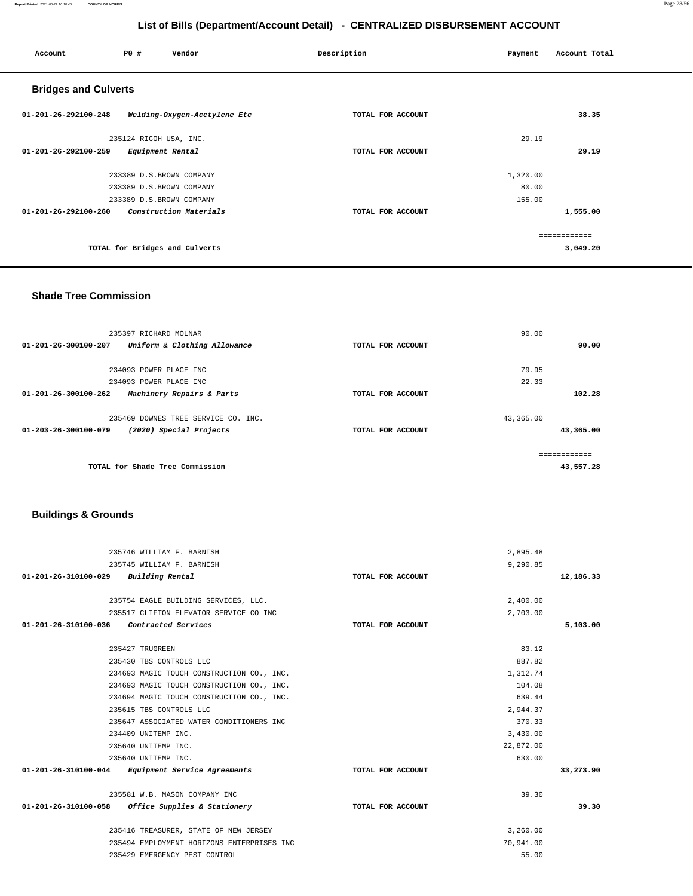# List of Bills (Department/Account Detail) - CENTRALIZED DISBURSEMENT ACCOUNT

| Account | PO # | Vendor | Description | Payment | Account Total |
|---|---|---|---|---|---|

## Bridges and Culverts

| Account | PO # | Vendor | Description | Payment | Account Total |
|---|---|---|---|---|---|
| 01-201-26-292100-248 | | *Welding-Oxygen-Acetylene Etc* | TOTAL FOR ACCOUNT | | 38.35 |
| | 235124 | RICOH USA, INC. | | 29.19 | |
| 01-201-26-292100-259 | | *Equipment Rental* | TOTAL FOR ACCOUNT | | 29.19 |
| | 233389 | D.S.BROWN COMPANY | | 1,320.00 | |
| | 233389 | D.S.BROWN COMPANY | | 80.00 | |
| | 233389 | D.S.BROWN COMPANY | | 155.00 | |
| 01-201-26-292100-260 | | *Construction Materials* | TOTAL FOR ACCOUNT | | 1,555.00 |
| | | | | | ============ |
| | | TOTAL for Bridges and Culverts | | | 3,049.20 |

## Shade Tree Commission

| Account | PO # | Vendor | Description | Payment | Account Total |
|---|---|---|---|---|---|
| | 235397 | RICHARD MOLNAR | | 90.00 | |
| 01-201-26-300100-207 | | *Uniform & Clothing Allowance* | TOTAL FOR ACCOUNT | | 90.00 |
| | 234093 | POWER PLACE INC | | 79.95 | |
| | 234093 | POWER PLACE INC | | 22.33 | |
| 01-201-26-300100-262 | | *Machinery Repairs & Parts* | TOTAL FOR ACCOUNT | | 102.28 |
| | 235469 | DOWNES TREE SERVICE CO. INC. | | 43,365.00 | |
| 01-203-26-300100-079 | | *(2020) Special Projects* | TOTAL FOR ACCOUNT | | 43,365.00 |
| | | | | | ============ |
| | | TOTAL for Shade Tree Commission | | | 43,557.28 |

## Buildings & Grounds

| Account | PO # | Vendor | Description | Payment | Account Total |
|---|---|---|---|---|---|
| | 235746 | WILLIAM F. BARNISH | | 2,895.48 | |
| | 235745 | WILLIAM F. BARNISH | | 9,290.85 | |
| 01-201-26-310100-029 | | *Building Rental* | TOTAL FOR ACCOUNT | | 12,186.33 |
| | 235754 | EAGLE BUILDING SERVICES, LLC. | | 2,400.00 | |
| | 235517 | CLIFTON ELEVATOR SERVICE CO INC | | 2,703.00 | |
| 01-201-26-310100-036 | | *Contracted Services* | TOTAL FOR ACCOUNT | | 5,103.00 |
| | 235427 | TRUGREEN | | 83.12 | |
| | 235430 | TBS CONTROLS LLC | | 887.82 | |
| | 234693 | MAGIC TOUCH CONSTRUCTION CO., INC. | | 1,312.74 | |
| | 234693 | MAGIC TOUCH CONSTRUCTION CO., INC. | | 104.08 | |
| | 234694 | MAGIC TOUCH CONSTRUCTION CO., INC. | | 639.44 | |
| | 235615 | TBS CONTROLS LLC | | 2,944.37 | |
| | 235647 | ASSOCIATED WATER CONDITIONERS INC | | 370.33 | |
| | 234409 | UNITEMP INC. | | 3,430.00 | |
| | 235640 | UNITEMP INC. | | 22,872.00 | |
| | 235640 | UNITEMP INC. | | 630.00 | |
| 01-201-26-310100-044 | | *Equipment Service Agreements* | TOTAL FOR ACCOUNT | | 33,273.90 |
| | 235581 | W.B. MASON COMPANY INC | | 39.30 | |
| 01-201-26-310100-058 | | *Office Supplies & Stationery* | TOTAL FOR ACCOUNT | | 39.30 |
| | 235416 | TREASURER, STATE OF NEW JERSEY | | 3,260.00 | |
| | 235494 | EMPLOYMENT HORIZONS ENTERPRISES INC | | 70,941.00 | |
| | 235429 | EMERGENCY PEST CONTROL | | 55.00 | |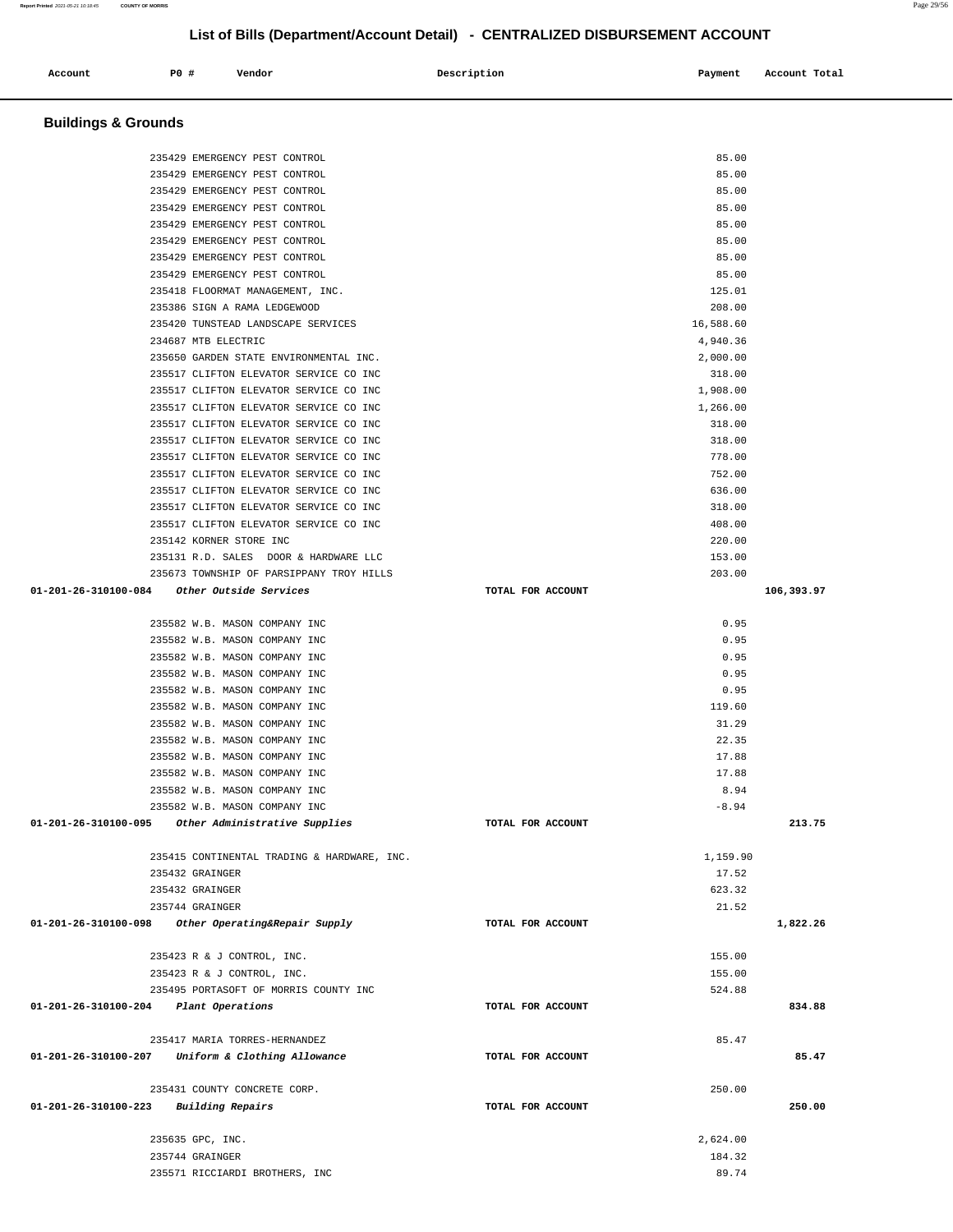# List of Bills (Department/Account Detail) - CENTRALIZED DISBURSEMENT ACCOUNT

| Account | PO # | Vendor | Description | Payment | Account Total |
|---|---|---|---|---|---|

## Buildings & Grounds

| Account | PO # | Vendor | Description | Payment | Account Total |
|---|---|---|---|---|---|
| | 235429 | EMERGENCY PEST CONTROL | | 85.00 | |
| | 235429 | EMERGENCY PEST CONTROL | | 85.00 | |
| | 235429 | EMERGENCY PEST CONTROL | | 85.00 | |
| | 235429 | EMERGENCY PEST CONTROL | | 85.00 | |
| | 235429 | EMERGENCY PEST CONTROL | | 85.00 | |
| | 235429 | EMERGENCY PEST CONTROL | | 85.00 | |
| | 235429 | EMERGENCY PEST CONTROL | | 85.00 | |
| | 235429 | EMERGENCY PEST CONTROL | | 85.00 | |
| | 235418 | FLOORMAT MANAGEMENT, INC. | | 125.01 | |
| | 235386 | SIGN A RAMA LEDGEWOOD | | 208.00 | |
| | 235420 | TUNSTEAD LANDSCAPE SERVICES | | 16,588.60 | |
| | 234687 | MTB ELECTRIC | | 4,940.36 | |
| | 235650 | GARDEN STATE ENVIRONMENTAL INC. | | 2,000.00 | |
| | 235517 | CLIFTON ELEVATOR SERVICE CO INC | | 318.00 | |
| | 235517 | CLIFTON ELEVATOR SERVICE CO INC | | 1,908.00 | |
| | 235517 | CLIFTON ELEVATOR SERVICE CO INC | | 1,266.00 | |
| | 235517 | CLIFTON ELEVATOR SERVICE CO INC | | 318.00 | |
| | 235517 | CLIFTON ELEVATOR SERVICE CO INC | | 318.00 | |
| | 235517 | CLIFTON ELEVATOR SERVICE CO INC | | 778.00 | |
| | 235517 | CLIFTON ELEVATOR SERVICE CO INC | | 752.00 | |
| | 235517 | CLIFTON ELEVATOR SERVICE CO INC | | 636.00 | |
| | 235517 | CLIFTON ELEVATOR SERVICE CO INC | | 318.00 | |
| | 235517 | CLIFTON ELEVATOR SERVICE CO INC | | 408.00 | |
| | 235142 | KORNER STORE INC | | 220.00 | |
| | 235131 | R.D. SALES DOOR & HARDWARE LLC | | 153.00 | |
| | 235673 | TOWNSHIP OF PARSIPPANY TROY HILLS | | 203.00 | |
| **01-201-26-310100-084** | | *Other Outside Services* | TOTAL FOR ACCOUNT | | **106,393.97** |
| | 235582 | W.B. MASON COMPANY INC | | 0.95 | |
| | 235582 | W.B. MASON COMPANY INC | | 0.95 | |
| | 235582 | W.B. MASON COMPANY INC | | 0.95 | |
| | 235582 | W.B. MASON COMPANY INC | | 0.95 | |
| | 235582 | W.B. MASON COMPANY INC | | 0.95 | |
| | 235582 | W.B. MASON COMPANY INC | | 119.60 | |
| | 235582 | W.B. MASON COMPANY INC | | 31.29 | |
| | 235582 | W.B. MASON COMPANY INC | | 22.35 | |
| | 235582 | W.B. MASON COMPANY INC | | 17.88 | |
| | 235582 | W.B. MASON COMPANY INC | | 17.88 | |
| | 235582 | W.B. MASON COMPANY INC | | 8.94 | |
| | 235582 | W.B. MASON COMPANY INC | | -8.94 | |
| **01-201-26-310100-095** | | *Other Administrative Supplies* | TOTAL FOR ACCOUNT | | **213.75** |
| | 235415 | CONTINENTAL TRADING & HARDWARE, INC. | | 1,159.90 | |
| | 235432 | GRAINGER | | 17.52 | |
| | 235432 | GRAINGER | | 623.32 | |
| | 235744 | GRAINGER | | 21.52 | |
| **01-201-26-310100-098** | | *Other Operating&Repair Supply* | TOTAL FOR ACCOUNT | | **1,822.26** |
| | 235423 | R & J CONTROL, INC. | | 155.00 | |
| | 235423 | R & J CONTROL, INC. | | 155.00 | |
| | 235495 | PORTASOFT OF MORRIS COUNTY INC | | 524.88 | |
| **01-201-26-310100-204** | | *Plant Operations* | TOTAL FOR ACCOUNT | | **834.88** |
| | 235417 | MARIA TORRES-HERNANDEZ | | 85.47 | |
| **01-201-26-310100-207** | | *Uniform & Clothing Allowance* | TOTAL FOR ACCOUNT | | **85.47** |
| | 235431 | COUNTY CONCRETE CORP. | | 250.00 | |
| **01-201-26-310100-223** | | *Building Repairs* | TOTAL FOR ACCOUNT | | **250.00** |
| | 235635 | GPC, INC. | | 2,624.00 | |
| | 235744 | GRAINGER | | 184.32 | |
| | 235571 | RICCIARDI BROTHERS, INC | | 89.74 | |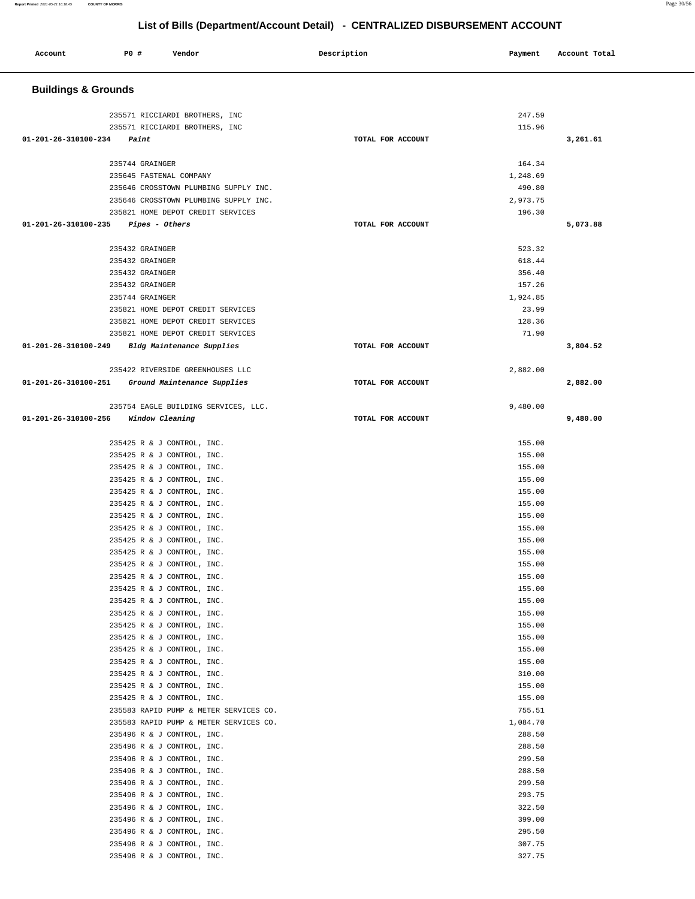## List of Bills (Department/Account Detail) - CENTRALIZED DISBURSEMENT ACCOUNT

| Account | PO # | Vendor | Description | Payment | Account Total |
|---|---|---|---|---|---|

### Buildings & Grounds

| Account | PO # | Vendor | Description | Payment | Account Total |
|---|---|---|---|---|---|
| | 235571 | RICCIARDI BROTHERS, INC | | 247.59 | |
| | 235571 | RICCIARDI BROTHERS, INC | | 115.96 | |
| 01-201-26-310100-234 | | *Paint* | TOTAL FOR ACCOUNT | | 3,261.61 |
| | 235744 | GRAINGER | | 164.34 | |
| | 235645 | FASTENAL COMPANY | | 1,248.69 | |
| | 235646 | CROSSTOWN PLUMBING SUPPLY INC. | | 490.80 | |
| | 235646 | CROSSTOWN PLUMBING SUPPLY INC. | | 2,973.75 | |
| | 235821 | HOME DEPOT CREDIT SERVICES | | 196.30 | |
| 01-201-26-310100-235 | | *Pipes - Others* | TOTAL FOR ACCOUNT | | 5,073.88 |
| | 235432 | GRAINGER | | 523.32 | |
| | 235432 | GRAINGER | | 618.44 | |
| | 235432 | GRAINGER | | 356.40 | |
| | 235432 | GRAINGER | | 157.26 | |
| | 235744 | GRAINGER | | 1,924.85 | |
| | 235821 | HOME DEPOT CREDIT SERVICES | | 23.99 | |
| | 235821 | HOME DEPOT CREDIT SERVICES | | 128.36 | |
| | 235821 | HOME DEPOT CREDIT SERVICES | | 71.90 | |
| 01-201-26-310100-249 | | *Bldg Maintenance Supplies* | TOTAL FOR ACCOUNT | | 3,804.52 |
| | 235422 | RIVERSIDE GREENHOUSES LLC | | 2,882.00 | |
| 01-201-26-310100-251 | | *Ground Maintenance Supplies* | TOTAL FOR ACCOUNT | | 2,882.00 |
| | 235754 | EAGLE BUILDING SERVICES, LLC. | | 9,480.00 | |
| 01-201-26-310100-256 | | *Window Cleaning* | TOTAL FOR ACCOUNT | | 9,480.00 |
| | 235425 | R & J CONTROL, INC. | | 155.00 | |
| | 235425 | R & J CONTROL, INC. | | 155.00 | |
| | 235425 | R & J CONTROL, INC. | | 155.00 | |
| | 235425 | R & J CONTROL, INC. | | 155.00 | |
| | 235425 | R & J CONTROL, INC. | | 155.00 | |
| | 235425 | R & J CONTROL, INC. | | 155.00 | |
| | 235425 | R & J CONTROL, INC. | | 155.00 | |
| | 235425 | R & J CONTROL, INC. | | 155.00 | |
| | 235425 | R & J CONTROL, INC. | | 155.00 | |
| | 235425 | R & J CONTROL, INC. | | 155.00 | |
| | 235425 | R & J CONTROL, INC. | | 155.00 | |
| | 235425 | R & J CONTROL, INC. | | 155.00 | |
| | 235425 | R & J CONTROL, INC. | | 155.00 | |
| | 235425 | R & J CONTROL, INC. | | 155.00 | |
| | 235425 | R & J CONTROL, INC. | | 155.00 | |
| | 235425 | R & J CONTROL, INC. | | 155.00 | |
| | 235425 | R & J CONTROL, INC. | | 155.00 | |
| | 235425 | R & J CONTROL, INC. | | 155.00 | |
| | 235425 | R & J CONTROL, INC. | | 155.00 | |
| | 235425 | R & J CONTROL, INC. | | 310.00 | |
| | 235425 | R & J CONTROL, INC. | | 155.00 | |
| | 235425 | R & J CONTROL, INC. | | 155.00 | |
| | 235583 | RAPID PUMP & METER SERVICES CO. | | 755.51 | |
| | 235583 | RAPID PUMP & METER SERVICES CO. | | 1,084.70 | |
| | 235496 | R & J CONTROL, INC. | | 288.50 | |
| | 235496 | R & J CONTROL, INC. | | 288.50 | |
| | 235496 | R & J CONTROL, INC. | | 299.50 | |
| | 235496 | R & J CONTROL, INC. | | 288.50 | |
| | 235496 | R & J CONTROL, INC. | | 299.50 | |
| | 235496 | R & J CONTROL, INC. | | 293.75 | |
| | 235496 | R & J CONTROL, INC. | | 322.50 | |
| | 235496 | R & J CONTROL, INC. | | 399.00 | |
| | 235496 | R & J CONTROL, INC. | | 295.50 | |
| | 235496 | R & J CONTROL, INC. | | 307.75 | |
| | 235496 | R & J CONTROL, INC. | | 327.75 | |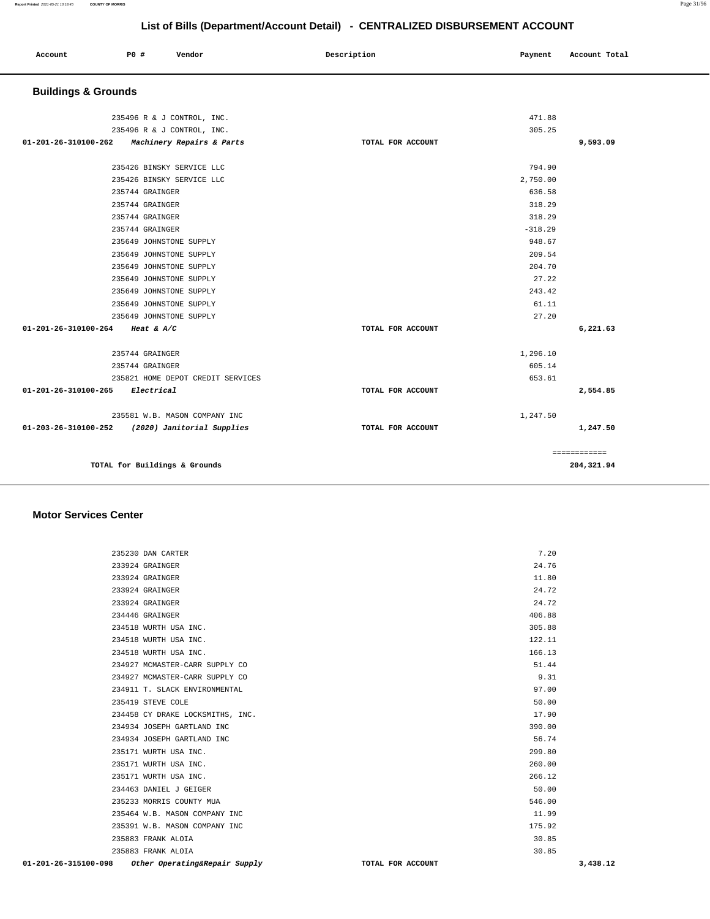# List of Bills (Department/Account Detail) - CENTRALIZED DISBURSEMENT ACCOUNT

| Account | PO # | Vendor | Description | Payment | Account Total |
|---|---|---|---|---|---|

## Buildings & Grounds

| Account | PO # | Vendor | Description | Payment | Account Total |
|---|---|---|---|---|---|
| | 235496 | R & J CONTROL, INC. | | 471.88 | |
| | 235496 | R & J CONTROL, INC. | | 305.25 | |
| **01-201-26-310100-262** | | ***Machinery Repairs & Parts*** | **TOTAL FOR ACCOUNT** | | **9,593.09** |
| | 235426 | BINSKY SERVICE LLC | | 794.90 | |
| | 235426 | BINSKY SERVICE LLC | | 2,750.00 | |
| | 235744 | GRAINGER | | 636.58 | |
| | 235744 | GRAINGER | | 318.29 | |
| | 235744 | GRAINGER | | 318.29 | |
| | 235744 | GRAINGER | | -318.29 | |
| | 235649 | JOHNSTONE SUPPLY | | 948.67 | |
| | 235649 | JOHNSTONE SUPPLY | | 209.54 | |
| | 235649 | JOHNSTONE SUPPLY | | 204.70 | |
| | 235649 | JOHNSTONE SUPPLY | | 27.22 | |
| | 235649 | JOHNSTONE SUPPLY | | 243.42 | |
| | 235649 | JOHNSTONE SUPPLY | | 61.11 | |
| | 235649 | JOHNSTONE SUPPLY | | 27.20 | |
| **01-201-26-310100-264** | | ***Heat & A/C*** | **TOTAL FOR ACCOUNT** | | **6,221.63** |
| | 235744 | GRAINGER | | 1,296.10 | |
| | 235744 | GRAINGER | | 605.14 | |
| | 235821 | HOME DEPOT CREDIT SERVICES | | 653.61 | |
| **01-201-26-310100-265** | | ***Electrical*** | **TOTAL FOR ACCOUNT** | | **2,554.85** |
| | 235581 | W.B. MASON COMPANY INC | | 1,247.50 | |
| **01-203-26-310100-252** | | ***(2020) Janitorial Supplies*** | **TOTAL FOR ACCOUNT** | | **1,247.50** |
| | | | | | ============ |
| | | **TOTAL for Buildings & Grounds** | | | **204,321.94** |

## Motor Services Center

| Account | PO # | Vendor | Description | Payment | Account Total |
|---|---|---|---|---|---|
| | 235230 | DAN CARTER | | 7.20 | |
| | 233924 | GRAINGER | | 24.76 | |
| | 233924 | GRAINGER | | 11.80 | |
| | 233924 | GRAINGER | | 24.72 | |
| | 233924 | GRAINGER | | 24.72 | |
| | 234446 | GRAINGER | | 406.88 | |
| | 234518 | WURTH USA INC. | | 305.88 | |
| | 234518 | WURTH USA INC. | | 122.11 | |
| | 234518 | WURTH USA INC. | | 166.13 | |
| | 234927 | MCMASTER-CARR SUPPLY CO | | 51.44 | |
| | 234927 | MCMASTER-CARR SUPPLY CO | | 9.31 | |
| | 234911 | T. SLACK ENVIRONMENTAL | | 97.00 | |
| | 235419 | STEVE COLE | | 50.00 | |
| | 234458 | CY DRAKE LOCKSMITHS, INC. | | 17.90 | |
| | 234934 | JOSEPH GARTLAND INC | | 390.00 | |
| | 234934 | JOSEPH GARTLAND INC | | 56.74 | |
| | 235171 | WURTH USA INC. | | 299.80 | |
| | 235171 | WURTH USA INC. | | 260.00 | |
| | 235171 | WURTH USA INC. | | 266.12 | |
| | 234463 | DANIEL J GEIGER | | 50.00 | |
| | 235233 | MORRIS COUNTY MUA | | 546.00 | |
| | 235464 | W.B. MASON COMPANY INC | | 11.99 | |
| | 235391 | W.B. MASON COMPANY INC | | 175.92 | |
| | 235883 | FRANK ALOIA | | 30.85 | |
| | 235883 | FRANK ALOIA | | 30.85 | |
| **01-201-26-315100-098** | | ***Other Operating&Repair Supply*** | **TOTAL FOR ACCOUNT** | | **3,438.12** |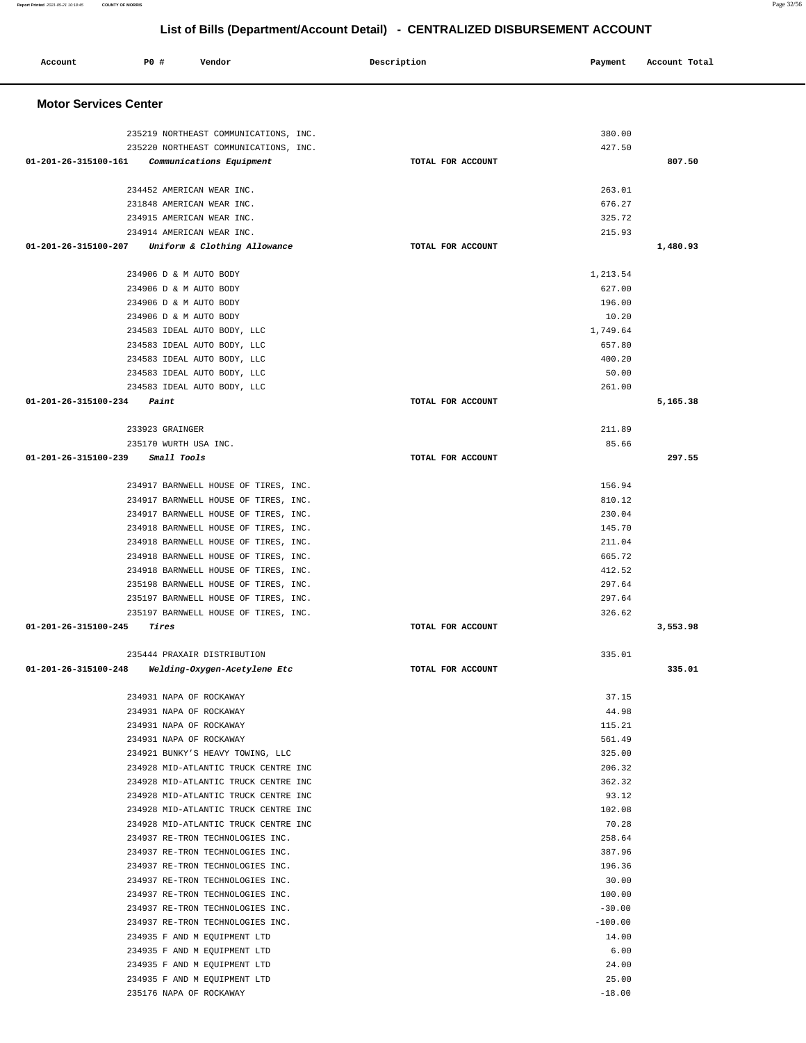# List of Bills (Department/Account Detail) - CENTRALIZED DISBURSEMENT ACCOUNT

| Account | PO # | Vendor | Description | Payment | Account Total |
|---|---|---|---|---|---|

## Motor Services Center

| Account | PO # | Vendor | Description | Payment | Account Total |
|---|---|---|---|---|---|
| | 235219 | NORTHEAST COMMUNICATIONS, INC. | | 380.00 | |
| | 235220 | NORTHEAST COMMUNICATIONS, INC. | | 427.50 | |
| 01-201-26-315100-161 | | *Communications Equipment* | TOTAL FOR ACCOUNT | | 807.50 |
| | 234452 | AMERICAN WEAR INC. | | 263.01 | |
| | 231848 | AMERICAN WEAR INC. | | 676.27 | |
| | 234915 | AMERICAN WEAR INC. | | 325.72 | |
| | 234914 | AMERICAN WEAR INC. | | 215.93 | |
| 01-201-26-315100-207 | | *Uniform & Clothing Allowance* | TOTAL FOR ACCOUNT | | 1,480.93 |
| | 234906 | D & M AUTO BODY | | 1,213.54 | |
| | 234906 | D & M AUTO BODY | | 627.00 | |
| | 234906 | D & M AUTO BODY | | 196.00 | |
| | 234906 | D & M AUTO BODY | | 10.20 | |
| | 234583 | IDEAL AUTO BODY, LLC | | 1,749.64 | |
| | 234583 | IDEAL AUTO BODY, LLC | | 657.80 | |
| | 234583 | IDEAL AUTO BODY, LLC | | 400.20 | |
| | 234583 | IDEAL AUTO BODY, LLC | | 50.00 | |
| | 234583 | IDEAL AUTO BODY, LLC | | 261.00 | |
| 01-201-26-315100-234 | | *Paint* | TOTAL FOR ACCOUNT | | 5,165.38 |
| | 233923 | GRAINGER | | 211.89 | |
| | 235170 | WURTH USA INC. | | 85.66 | |
| 01-201-26-315100-239 | | *Small Tools* | TOTAL FOR ACCOUNT | | 297.55 |
| | 234917 | BARNWELL HOUSE OF TIRES, INC. | | 156.94 | |
| | 234917 | BARNWELL HOUSE OF TIRES, INC. | | 810.12 | |
| | 234917 | BARNWELL HOUSE OF TIRES, INC. | | 230.04 | |
| | 234918 | BARNWELL HOUSE OF TIRES, INC. | | 145.70 | |
| | 234918 | BARNWELL HOUSE OF TIRES, INC. | | 211.04 | |
| | 234918 | BARNWELL HOUSE OF TIRES, INC. | | 665.72 | |
| | 234918 | BARNWELL HOUSE OF TIRES, INC. | | 412.52 | |
| | 235198 | BARNWELL HOUSE OF TIRES, INC. | | 297.64 | |
| | 235197 | BARNWELL HOUSE OF TIRES, INC. | | 297.64 | |
| | 235197 | BARNWELL HOUSE OF TIRES, INC. | | 326.62 | |
| 01-201-26-315100-245 | | *Tires* | TOTAL FOR ACCOUNT | | 3,553.98 |
| | 235444 | PRAXAIR DISTRIBUTION | | 335.01 | |
| 01-201-26-315100-248 | | *Welding-Oxygen-Acetylene Etc* | TOTAL FOR ACCOUNT | | 335.01 |
| | 234931 | NAPA OF ROCKAWAY | | 37.15 | |
| | 234931 | NAPA OF ROCKAWAY | | 44.98 | |
| | 234931 | NAPA OF ROCKAWAY | | 115.21 | |
| | 234931 | NAPA OF ROCKAWAY | | 561.49 | |
| | 234921 | BUNKY'S HEAVY TOWING, LLC | | 325.00 | |
| | 234928 | MID-ATLANTIC TRUCK CENTRE INC | | 206.32 | |
| | 234928 | MID-ATLANTIC TRUCK CENTRE INC | | 362.32 | |
| | 234928 | MID-ATLANTIC TRUCK CENTRE INC | | 93.12 | |
| | 234928 | MID-ATLANTIC TRUCK CENTRE INC | | 102.08 | |
| | 234928 | MID-ATLANTIC TRUCK CENTRE INC | | 70.28 | |
| | 234937 | RE-TRON TECHNOLOGIES INC. | | 258.64 | |
| | 234937 | RE-TRON TECHNOLOGIES INC. | | 387.96 | |
| | 234937 | RE-TRON TECHNOLOGIES INC. | | 196.36 | |
| | 234937 | RE-TRON TECHNOLOGIES INC. | | 30.00 | |
| | 234937 | RE-TRON TECHNOLOGIES INC. | | 100.00 | |
| | 234937 | RE-TRON TECHNOLOGIES INC. | | -30.00 | |
| | 234937 | RE-TRON TECHNOLOGIES INC. | | -100.00 | |
| | 234935 | F AND M EQUIPMENT LTD | | 14.00 | |
| | 234935 | F AND M EQUIPMENT LTD | | 6.00 | |
| | 234935 | F AND M EQUIPMENT LTD | | 24.00 | |
| | 234935 | F AND M EQUIPMENT LTD | | 25.00 | |
| | 235176 | NAPA OF ROCKAWAY | | -18.00 | |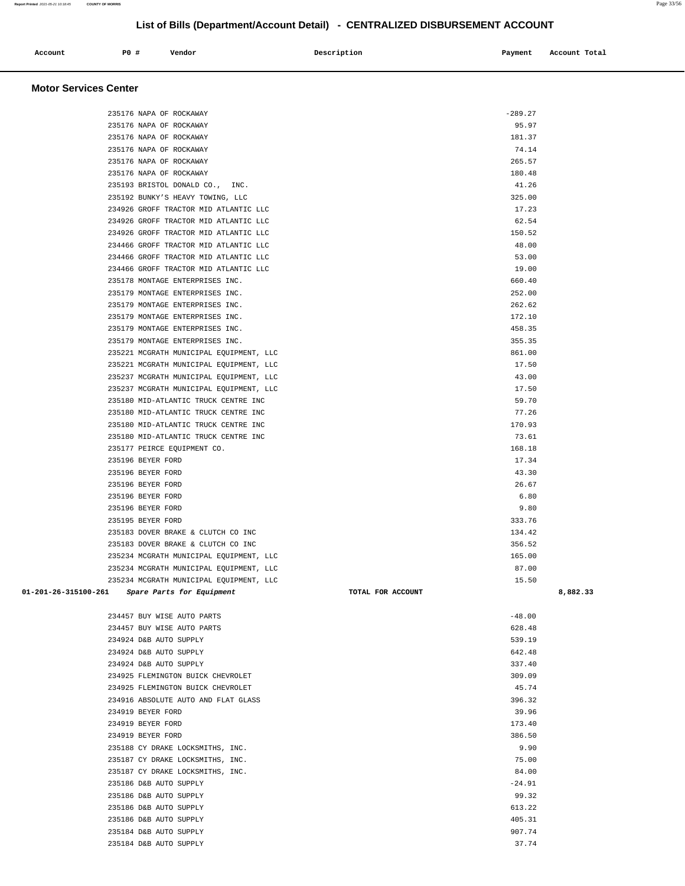# List of Bills (Department/Account Detail) - CENTRALIZED DISBURSEMENT ACCOUNT

| Account | PO # | Vendor | Description | Payment | Account Total |
|---|---|---|---|---|---|

## Motor Services Center

| Account | PO # | Vendor | Description | Payment | Account Total |
|---|---|---|---|---|---|
| | 235176 | NAPA OF ROCKAWAY | | -289.27 | |
| | 235176 | NAPA OF ROCKAWAY | | 95.97 | |
| | 235176 | NAPA OF ROCKAWAY | | 181.37 | |
| | 235176 | NAPA OF ROCKAWAY | | 74.14 | |
| | 235176 | NAPA OF ROCKAWAY | | 265.57 | |
| | 235176 | NAPA OF ROCKAWAY | | 180.48 | |
| | 235193 | BRISTOL DONALD CO., INC. | | 41.26 | |
| | 235192 | BUNKY'S HEAVY TOWING, LLC | | 325.00 | |
| | 234926 | GROFF TRACTOR MID ATLANTIC LLC | | 17.23 | |
| | 234926 | GROFF TRACTOR MID ATLANTIC LLC | | 62.54 | |
| | 234926 | GROFF TRACTOR MID ATLANTIC LLC | | 150.52 | |
| | 234466 | GROFF TRACTOR MID ATLANTIC LLC | | 48.00 | |
| | 234466 | GROFF TRACTOR MID ATLANTIC LLC | | 53.00 | |
| | 234466 | GROFF TRACTOR MID ATLANTIC LLC | | 19.00 | |
| | 235178 | MONTAGE ENTERPRISES INC. | | 660.40 | |
| | 235179 | MONTAGE ENTERPRISES INC. | | 252.00 | |
| | 235179 | MONTAGE ENTERPRISES INC. | | 262.62 | |
| | 235179 | MONTAGE ENTERPRISES INC. | | 172.10 | |
| | 235179 | MONTAGE ENTERPRISES INC. | | 458.35 | |
| | 235179 | MONTAGE ENTERPRISES INC. | | 355.35 | |
| | 235221 | MCGRATH MUNICIPAL EQUIPMENT, LLC | | 861.00 | |
| | 235221 | MCGRATH MUNICIPAL EQUIPMENT, LLC | | 17.50 | |
| | 235237 | MCGRATH MUNICIPAL EQUIPMENT, LLC | | 43.00 | |
| | 235237 | MCGRATH MUNICIPAL EQUIPMENT, LLC | | 17.50 | |
| | 235180 | MID-ATLANTIC TRUCK CENTRE INC | | 59.70 | |
| | 235180 | MID-ATLANTIC TRUCK CENTRE INC | | 77.26 | |
| | 235180 | MID-ATLANTIC TRUCK CENTRE INC | | 170.93 | |
| | 235180 | MID-ATLANTIC TRUCK CENTRE INC | | 73.61 | |
| | 235177 | PEIRCE EQUIPMENT CO. | | 168.18 | |
| | 235196 | BEYER FORD | | 17.34 | |
| | 235196 | BEYER FORD | | 43.30 | |
| | 235196 | BEYER FORD | | 26.67 | |
| | 235196 | BEYER FORD | | 6.80 | |
| | 235196 | BEYER FORD | | 9.80 | |
| | 235195 | BEYER FORD | | 333.76 | |
| | 235183 | DOVER BRAKE & CLUTCH CO INC | | 134.42 | |
| | 235183 | DOVER BRAKE & CLUTCH CO INC | | 356.52 | |
| | 235234 | MCGRATH MUNICIPAL EQUIPMENT, LLC | | 165.00 | |
| | 235234 | MCGRATH MUNICIPAL EQUIPMENT, LLC | | 87.00 | |
| | 235234 | MCGRATH MUNICIPAL EQUIPMENT, LLC | | 15.50 | |
| **01-201-26-315100-261** | | *Spare Parts for Equipment* | TOTAL FOR ACCOUNT | | 8,882.33 |
| | 234457 | BUY WISE AUTO PARTS | | -48.00 | |
| | 234457 | BUY WISE AUTO PARTS | | 628.48 | |
| | 234924 | D&B AUTO SUPPLY | | 539.19 | |
| | 234924 | D&B AUTO SUPPLY | | 642.48 | |
| | 234924 | D&B AUTO SUPPLY | | 337.40 | |
| | 234925 | FLEMINGTON BUICK CHEVROLET | | 309.09 | |
| | 234925 | FLEMINGTON BUICK CHEVROLET | | 45.74 | |
| | 234916 | ABSOLUTE AUTO AND FLAT GLASS | | 396.32 | |
| | 234919 | BEYER FORD | | 39.96 | |
| | 234919 | BEYER FORD | | 173.40 | |
| | 234919 | BEYER FORD | | 386.50 | |
| | 235188 | CY DRAKE LOCKSMITHS, INC. | | 9.90 | |
| | 235187 | CY DRAKE LOCKSMITHS, INC. | | 75.00 | |
| | 235187 | CY DRAKE LOCKSMITHS, INC. | | 84.00 | |
| | 235186 | D&B AUTO SUPPLY | | -24.91 | |
| | 235186 | D&B AUTO SUPPLY | | 99.32 | |
| | 235186 | D&B AUTO SUPPLY | | 613.22 | |
| | 235186 | D&B AUTO SUPPLY | | 405.31 | |
| | 235184 | D&B AUTO SUPPLY | | 907.74 | |
| | 235184 | D&B AUTO SUPPLY | | 37.74 | |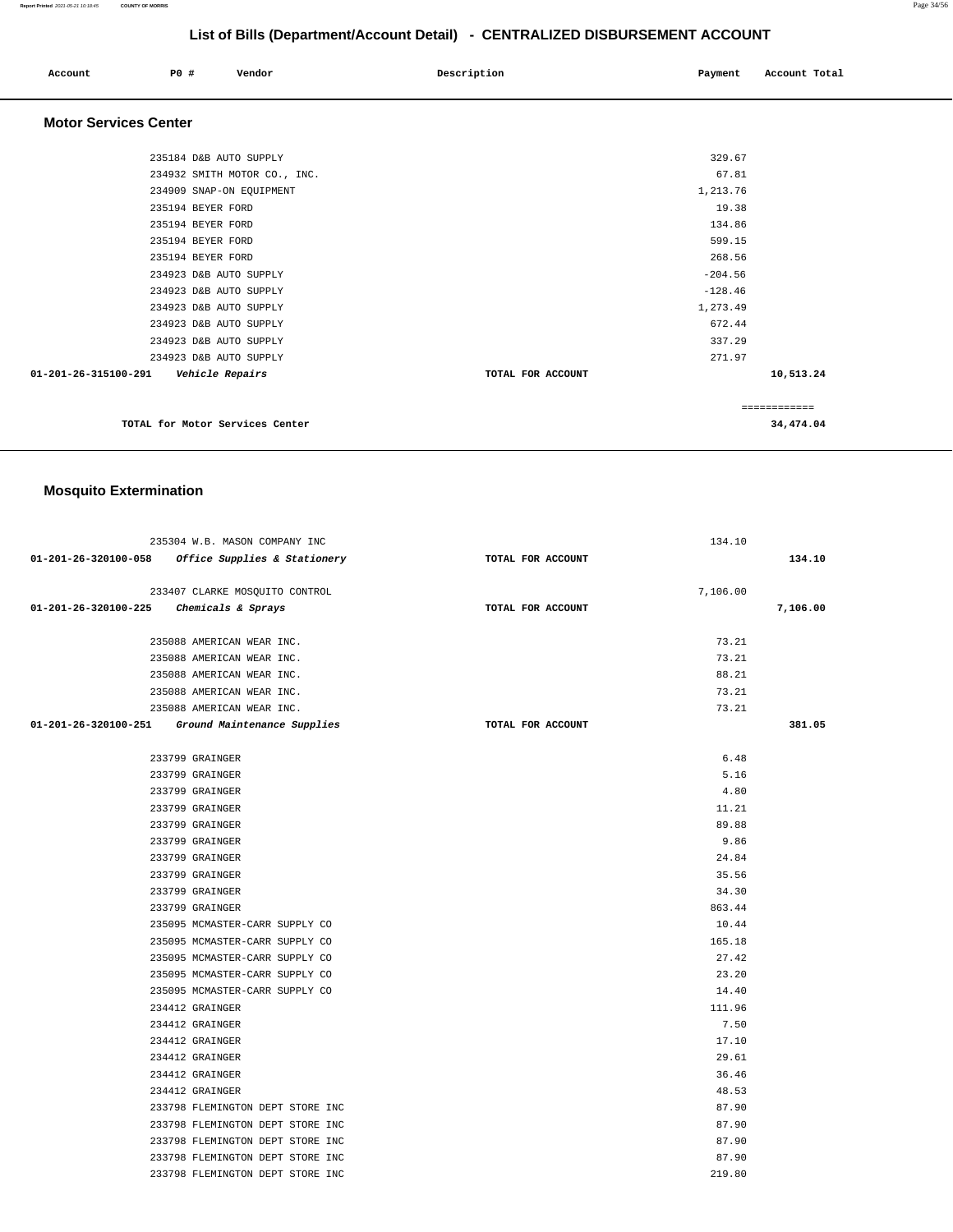# List of Bills (Department/Account Detail) - CENTRALIZED DISBURSEMENT ACCOUNT

| Account | PO # | Vendor | Description | Payment | Account Total |
|---|---|---|---|---|---|

## Motor Services Center

| Account | PO # | Vendor | Description | Payment | Account Total |
|---|---|---|---|---|---|
| | 235184 | D&B AUTO SUPPLY | | 329.67 | |
| | 234932 | SMITH MOTOR CO., INC. | | 67.81 | |
| | 234909 | SNAP-ON EQUIPMENT | | 1,213.76 | |
| | 235194 | BEYER FORD | | 19.38 | |
| | 235194 | BEYER FORD | | 134.86 | |
| | 235194 | BEYER FORD | | 599.15 | |
| | 235194 | BEYER FORD | | 268.56 | |
| | 234923 | D&B AUTO SUPPLY | | -204.56 | |
| | 234923 | D&B AUTO SUPPLY | | -128.46 | |
| | 234923 | D&B AUTO SUPPLY | | 1,273.49 | |
| | 234923 | D&B AUTO SUPPLY | | 672.44 | |
| | 234923 | D&B AUTO SUPPLY | | 337.29 | |
| | 234923 | D&B AUTO SUPPLY | | 271.97 | |
| 01-201-26-315100-291 | | *Vehicle Repairs* | TOTAL FOR ACCOUNT | | 10,513.24 |

============

**TOTAL for Motor Services Center** 34,474.04

## Mosquito Extermination

| Account | PO # | Vendor | Description | Payment | Account Total |
|---|---|---|---|---|---|
| | 235304 | W.B. MASON COMPANY INC | | 134.10 | |
| 01-201-26-320100-058 | | *Office Supplies & Stationery* | TOTAL FOR ACCOUNT | | 134.10 |
| | 233407 | CLARKE MOSQUITO CONTROL | | 7,106.00 | |
| 01-201-26-320100-225 | | *Chemicals & Sprays* | TOTAL FOR ACCOUNT | | 7,106.00 |
| | 235088 | AMERICAN WEAR INC. | | 73.21 | |
| | 235088 | AMERICAN WEAR INC. | | 73.21 | |
| | 235088 | AMERICAN WEAR INC. | | 88.21 | |
| | 235088 | AMERICAN WEAR INC. | | 73.21 | |
| | 235088 | AMERICAN WEAR INC. | | 73.21 | |
| 01-201-26-320100-251 | | *Ground Maintenance Supplies* | TOTAL FOR ACCOUNT | | 381.05 |
| | 233799 | GRAINGER | | 6.48 | |
| | 233799 | GRAINGER | | 5.16 | |
| | 233799 | GRAINGER | | 4.80 | |
| | 233799 | GRAINGER | | 11.21 | |
| | 233799 | GRAINGER | | 89.88 | |
| | 233799 | GRAINGER | | 9.86 | |
| | 233799 | GRAINGER | | 24.84 | |
| | 233799 | GRAINGER | | 35.56 | |
| | 233799 | GRAINGER | | 34.30 | |
| | 233799 | GRAINGER | | 863.44 | |
| | 235095 | MCMASTER-CARR SUPPLY CO | | 10.44 | |
| | 235095 | MCMASTER-CARR SUPPLY CO | | 165.18 | |
| | 235095 | MCMASTER-CARR SUPPLY CO | | 27.42 | |
| | 235095 | MCMASTER-CARR SUPPLY CO | | 23.20 | |
| | 235095 | MCMASTER-CARR SUPPLY CO | | 14.40 | |
| | 234412 | GRAINGER | | 111.96 | |
| | 234412 | GRAINGER | | 7.50 | |
| | 234412 | GRAINGER | | 17.10 | |
| | 234412 | GRAINGER | | 29.61 | |
| | 234412 | GRAINGER | | 36.46 | |
| | 234412 | GRAINGER | | 48.53 | |
| | 233798 | FLEMINGTON DEPT STORE INC | | 87.90 | |
| | 233798 | FLEMINGTON DEPT STORE INC | | 87.90 | |
| | 233798 | FLEMINGTON DEPT STORE INC | | 87.90 | |
| | 233798 | FLEMINGTON DEPT STORE INC | | 87.90 | |
| | 233798 | FLEMINGTON DEPT STORE INC | | 219.80 | |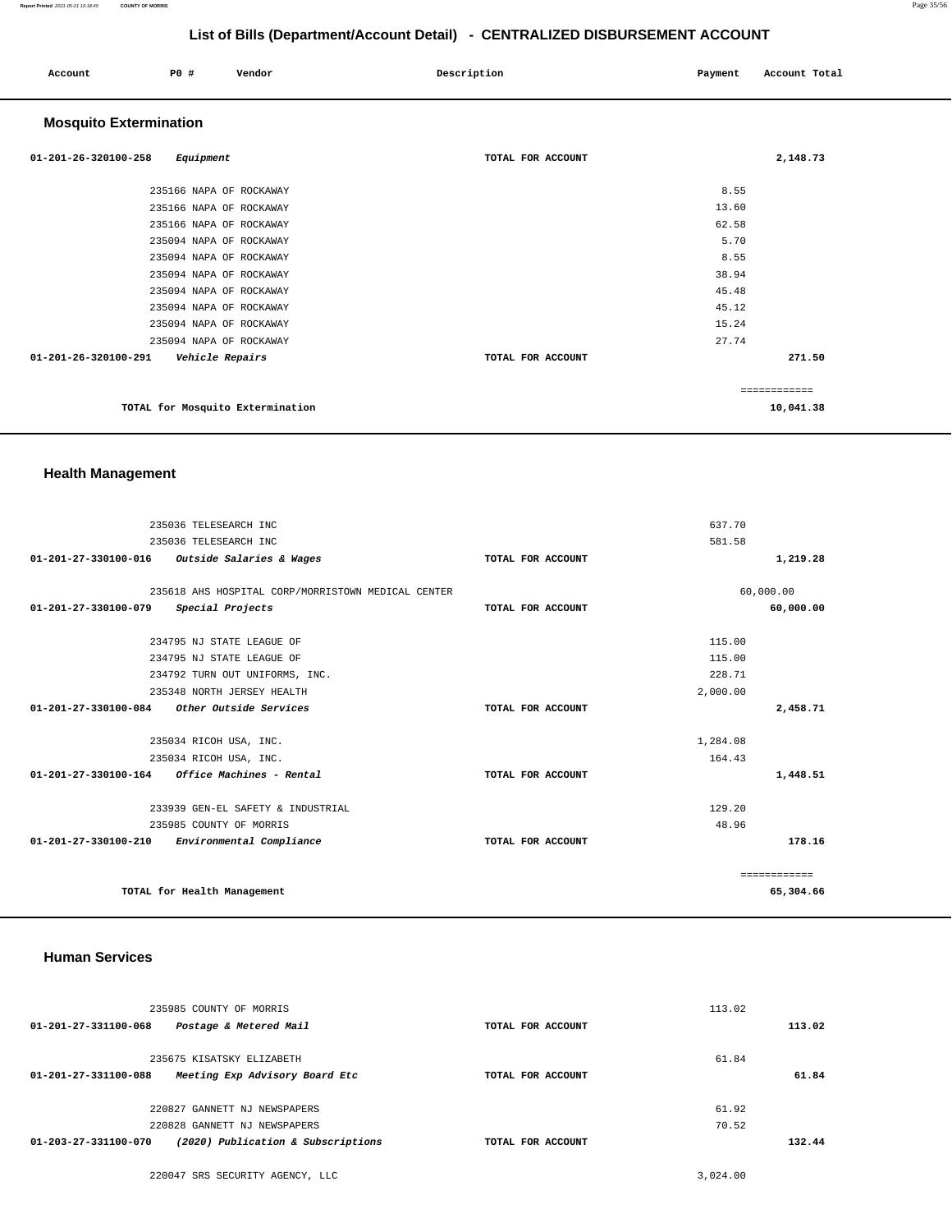# List of Bills (Department/Account Detail) - CENTRALIZED DISBURSEMENT ACCOUNT

| Account | PO # | Vendor | Description | Payment | Account Total |
|---|---|---|---|---|---|

## Mosquito Extermination

| Account | PO # | Vendor | Description | Payment | Account Total |
|---|---|---|---|---|---|
| 01-201-26-320100-258 | | *Equipment* | TOTAL FOR ACCOUNT | | 2,148.73 |
| | 235166 | NAPA OF ROCKAWAY | | 8.55 | |
| | 235166 | NAPA OF ROCKAWAY | | 13.60 | |
| | 235166 | NAPA OF ROCKAWAY | | 62.58 | |
| | 235094 | NAPA OF ROCKAWAY | | 5.70 | |
| | 235094 | NAPA OF ROCKAWAY | | 8.55 | |
| | 235094 | NAPA OF ROCKAWAY | | 38.94 | |
| | 235094 | NAPA OF ROCKAWAY | | 45.48 | |
| | 235094 | NAPA OF ROCKAWAY | | 45.12 | |
| | 235094 | NAPA OF ROCKAWAY | | 15.24 | |
| | 235094 | NAPA OF ROCKAWAY | | 27.74 | |
| 01-201-26-320100-291 | | *Vehicle Repairs* | TOTAL FOR ACCOUNT | | 271.50 |
| | | | | | ============ |
| | | TOTAL for Mosquito Extermination | | | 10,041.38 |

## Health Management

| Account | PO # | Vendor | Description | Payment | Account Total |
|---|---|---|---|---|---|
| | 235036 | TELESEARCH INC | | 637.70 | |
| | 235036 | TELESEARCH INC | | 581.58 | |
| 01-201-27-330100-016 | | *Outside Salaries & Wages* | TOTAL FOR ACCOUNT | | 1,219.28 |
| | 235618 | AHS HOSPITAL CORP/MORRISTOWN MEDICAL CENTER | | 60,000.00 | |
| 01-201-27-330100-079 | | *Special Projects* | TOTAL FOR ACCOUNT | | 60,000.00 |
| | 234795 | NJ STATE LEAGUE OF | | 115.00 | |
| | 234795 | NJ STATE LEAGUE OF | | 115.00 | |
| | 234792 | TURN OUT UNIFORMS, INC. | | 228.71 | |
| | 235348 | NORTH JERSEY HEALTH | | 2,000.00 | |
| 01-201-27-330100-084 | | *Other Outside Services* | TOTAL FOR ACCOUNT | | 2,458.71 |
| | 235034 | RICOH USA, INC. | | 1,284.08 | |
| | 235034 | RICOH USA, INC. | | 164.43 | |
| 01-201-27-330100-164 | | *Office Machines - Rental* | TOTAL FOR ACCOUNT | | 1,448.51 |
| | 233939 | GEN-EL SAFETY & INDUSTRIAL | | 129.20 | |
| | 235985 | COUNTY OF MORRIS | | 48.96 | |
| 01-201-27-330100-210 | | *Environmental Compliance* | TOTAL FOR ACCOUNT | | 178.16 |
| | | | | | ============ |
| | | TOTAL for Health Management | | | 65,304.66 |

## Human Services

| Account | PO # | Vendor | Description | Payment | Account Total |
|---|---|---|---|---|---|
| | 235985 | COUNTY OF MORRIS | | 113.02 | |
| 01-201-27-331100-068 | | *Postage & Metered Mail* | TOTAL FOR ACCOUNT | | 113.02 |
| | 235675 | KISATSKY ELIZABETH | | 61.84 | |
| 01-201-27-331100-088 | | *Meeting Exp Advisory Board Etc* | TOTAL FOR ACCOUNT | | 61.84 |
| | 220827 | GANNETT NJ NEWSPAPERS | | 61.92 | |
| | 220828 | GANNETT NJ NEWSPAPERS | | 70.52 | |
| 01-203-27-331100-070 | | *(2020) Publication & Subscriptions* | TOTAL FOR ACCOUNT | | 132.44 |
| | 220047 | SRS SECURITY AGENCY, LLC | | 3,024.00 | |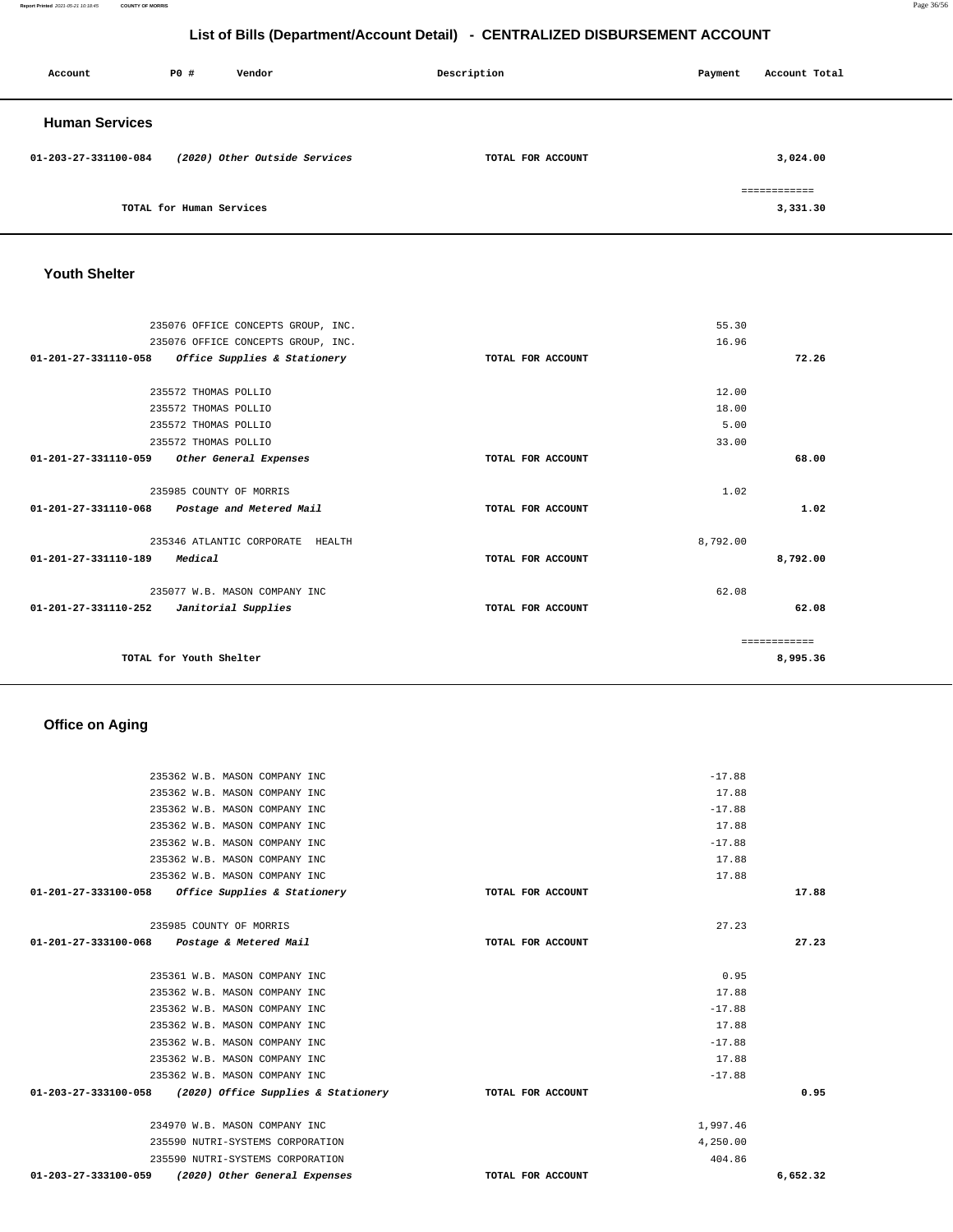# List of Bills (Department/Account Detail) - CENTRALIZED DISBURSEMENT ACCOUNT

| Account | PO # | Vendor | Description | Payment | Account Total |
|---|---|---|---|---|---|

## Human Services

| Account | PO # | Vendor | Description | Payment | Account Total |
|---|---|---|---|---|---|
| 01-203-27-331100-084 | | *(2020) Other Outside Services* | TOTAL FOR ACCOUNT | | 3,024.00 |
| | | | | | ============ |
| | | TOTAL for Human Services | | | 3,331.30 |

## Youth Shelter

| Account | PO # | Vendor | Description | Payment | Account Total |
|---|---|---|---|---|---|
| | 235076 | OFFICE CONCEPTS GROUP, INC. | | 55.30 | |
| | 235076 | OFFICE CONCEPTS GROUP, INC. | | 16.96 | |
| 01-201-27-331110-058 | | *Office Supplies & Stationery* | TOTAL FOR ACCOUNT | | 72.26 |
| | 235572 | THOMAS POLLIO | | 12.00 | |
| | 235572 | THOMAS POLLIO | | 18.00 | |
| | 235572 | THOMAS POLLIO | | 5.00 | |
| | 235572 | THOMAS POLLIO | | 33.00 | |
| 01-201-27-331110-059 | | *Other General Expenses* | TOTAL FOR ACCOUNT | | 68.00 |
| | 235985 | COUNTY OF MORRIS | | 1.02 | |
| 01-201-27-331110-068 | | *Postage and Metered Mail* | TOTAL FOR ACCOUNT | | 1.02 |
| | 235346 | ATLANTIC CORPORATE HEALTH | | 8,792.00 | |
| 01-201-27-331110-189 | | *Medical* | TOTAL FOR ACCOUNT | | 8,792.00 |
| | 235077 | W.B. MASON COMPANY INC | | 62.08 | |
| 01-201-27-331110-252 | | *Janitorial Supplies* | TOTAL FOR ACCOUNT | | 62.08 |
| | | | | | ============ |
| | | TOTAL for Youth Shelter | | | 8,995.36 |

## Office on Aging

| Account | PO # | Vendor | Description | Payment | Account Total |
|---|---|---|---|---|---|
| | 235362 | W.B. MASON COMPANY INC | | -17.88 | |
| | 235362 | W.B. MASON COMPANY INC | | 17.88 | |
| | 235362 | W.B. MASON COMPANY INC | | -17.88 | |
| | 235362 | W.B. MASON COMPANY INC | | 17.88 | |
| | 235362 | W.B. MASON COMPANY INC | | -17.88 | |
| | 235362 | W.B. MASON COMPANY INC | | 17.88 | |
| | 235362 | W.B. MASON COMPANY INC | | 17.88 | |
| 01-201-27-333100-058 | | *Office Supplies & Stationery* | TOTAL FOR ACCOUNT | | 17.88 |
| | 235985 | COUNTY OF MORRIS | | 27.23 | |
| 01-201-27-333100-068 | | *Postage & Metered Mail* | TOTAL FOR ACCOUNT | | 27.23 |
| | 235361 | W.B. MASON COMPANY INC | | 0.95 | |
| | 235362 | W.B. MASON COMPANY INC | | 17.88 | |
| | 235362 | W.B. MASON COMPANY INC | | -17.88 | |
| | 235362 | W.B. MASON COMPANY INC | | 17.88 | |
| | 235362 | W.B. MASON COMPANY INC | | -17.88 | |
| | 235362 | W.B. MASON COMPANY INC | | 17.88 | |
| | 235362 | W.B. MASON COMPANY INC | | -17.88 | |
| 01-203-27-333100-058 | | *(2020) Office Supplies & Stationery* | TOTAL FOR ACCOUNT | | 0.95 |
| | 234970 | W.B. MASON COMPANY INC | | 1,997.46 | |
| | 235590 | NUTRI-SYSTEMS CORPORATION | | 4,250.00 | |
| | 235590 | NUTRI-SYSTEMS CORPORATION | | 404.86 | |
| 01-203-27-333100-059 | | *(2020) Other General Expenses* | TOTAL FOR ACCOUNT | | 6,652.32 |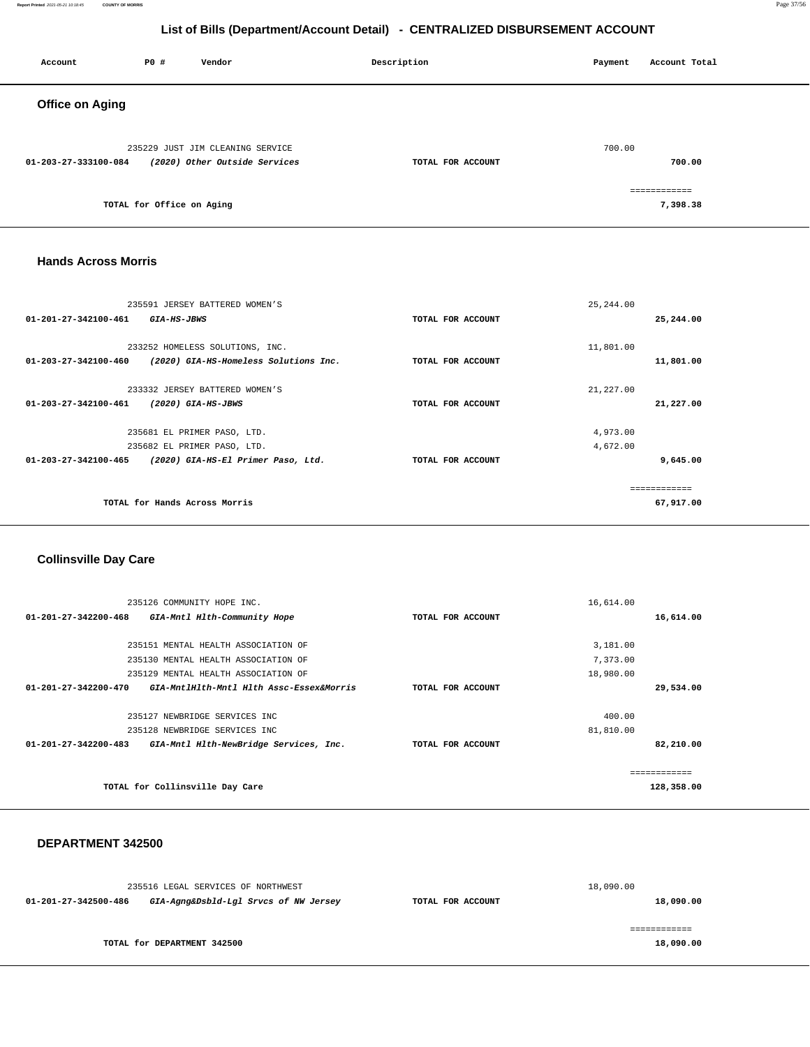## List of Bills (Department/Account Detail) - CENTRALIZED DISBURSEMENT ACCOUNT

| Account | PO # | Vendor | Description | Payment | Account Total |
|---|---|---|---|---|---|

### Office on Aging

| Account | PO # | Vendor | Description | Payment | Account Total |
|---|---|---|---|---|---|
| | 235229 | JUST JIM CLEANING SERVICE | | 700.00 | |
| **01-203-27-333100-084** | | ***(2020) Other Outside Services*** | **TOTAL FOR ACCOUNT** | | **700.00** |
| | | **TOTAL for Office on Aging** | | | **7,398.38** |

### Hands Across Morris

| Account | PO # | Vendor | Description | Payment | Account Total |
|---|---|---|---|---|---|
| | 235591 | JERSEY BATTERED WOMEN'S | | 25,244.00 | |
| **01-201-27-342100-461** | | ***GIA-HS-JBWS*** | **TOTAL FOR ACCOUNT** | | **25,244.00** |
| | 233252 | HOMELESS SOLUTIONS, INC. | | 11,801.00 | |
| **01-203-27-342100-460** | | ***(2020) GIA-HS-Homeless Solutions Inc.*** | **TOTAL FOR ACCOUNT** | | **11,801.00** |
| | 233332 | JERSEY BATTERED WOMEN'S | | 21,227.00 | |
| **01-203-27-342100-461** | | ***(2020) GIA-HS-JBWS*** | **TOTAL FOR ACCOUNT** | | **21,227.00** |
| | 235681 | EL PRIMER PASO, LTD. | | 4,973.00 | |
| | 235682 | EL PRIMER PASO, LTD. | | 4,672.00 | |
| **01-203-27-342100-465** | | ***(2020) GIA-HS-El Primer Paso, Ltd.*** | **TOTAL FOR ACCOUNT** | | **9,645.00** |
| | | **TOTAL for Hands Across Morris** | | | **67,917.00** |

### Collinsville Day Care

| Account | PO # | Vendor | Description | Payment | Account Total |
|---|---|---|---|---|---|
| | 235126 | COMMUNITY HOPE INC. | | 16,614.00 | |
| **01-201-27-342200-468** | | ***GIA-Mntl Hlth-Community Hope*** | **TOTAL FOR ACCOUNT** | | **16,614.00** |
| | 235151 | MENTAL HEALTH ASSOCIATION OF | | 3,181.00 | |
| | 235130 | MENTAL HEALTH ASSOCIATION OF | | 7,373.00 | |
| | 235129 | MENTAL HEALTH ASSOCIATION OF | | 18,980.00 | |
| **01-201-27-342200-470** | | ***GIA-MntlHlth-Mntl Hlth Assc-Essex&Morris*** | **TOTAL FOR ACCOUNT** | | **29,534.00** |
| | 235127 | NEWBRIDGE SERVICES INC | | 400.00 | |
| | 235128 | NEWBRIDGE SERVICES INC | | 81,810.00 | |
| **01-201-27-342200-483** | | ***GIA-Mntl Hlth-NewBridge Services, Inc.*** | **TOTAL FOR ACCOUNT** | | **82,210.00** |
| | | **TOTAL for Collinsville Day Care** | | | **128,358.00** |

### DEPARTMENT 342500

| Account | PO # | Vendor | Description | Payment | Account Total |
|---|---|---|---|---|---|
| | 235516 | LEGAL SERVICES OF NORTHWEST | | 18,090.00 | |
| **01-201-27-342500-486** | | ***GIA-Agng&Dsbld-Lgl Srvcs of NW Jersey*** | **TOTAL FOR ACCOUNT** | | **18,090.00** |
| | | **TOTAL for DEPARTMENT 342500** | | | **18,090.00** |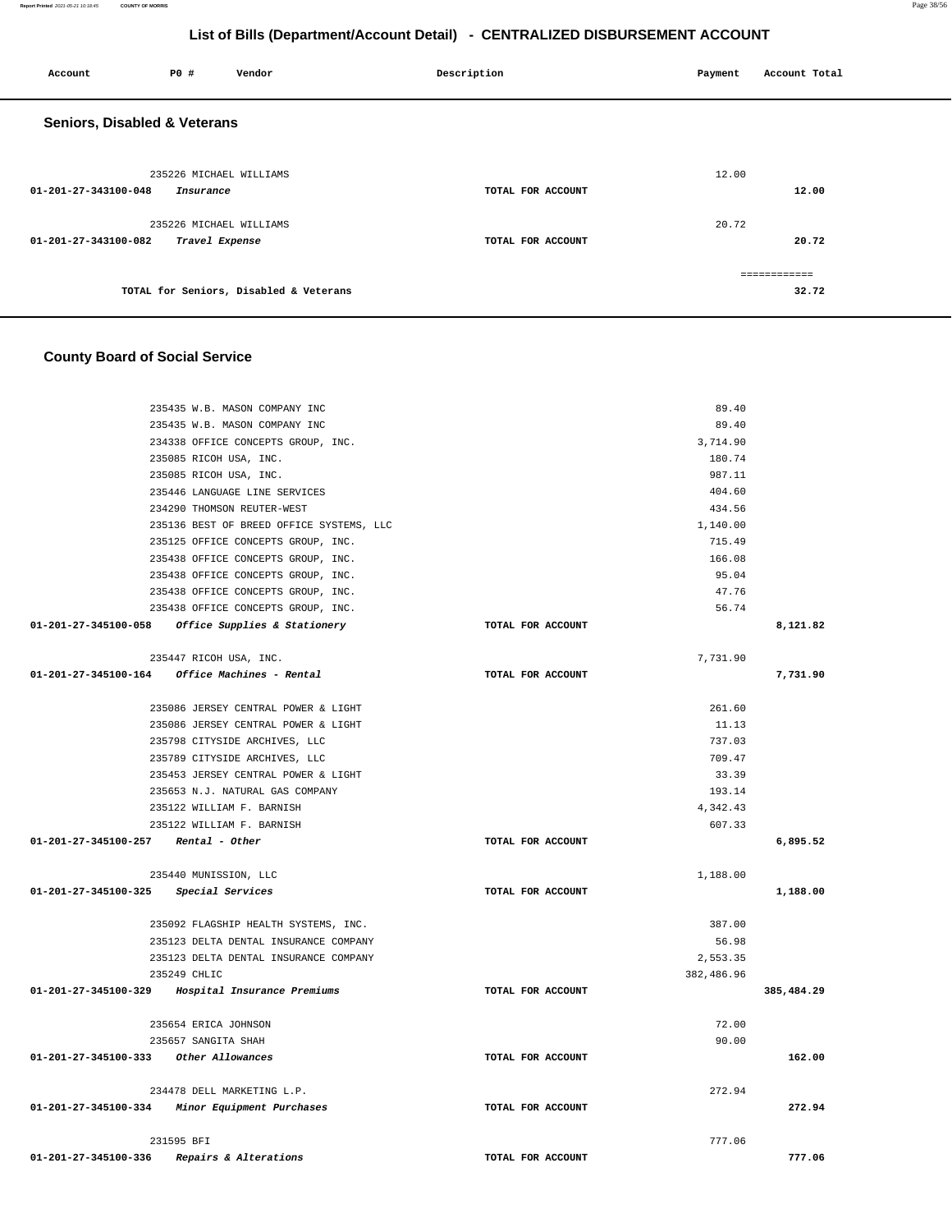# List of Bills (Department/Account Detail) - CENTRALIZED DISBURSEMENT ACCOUNT

| Account | PO # | Vendor | Description | Payment | Account Total |
|---|---|---|---|---|---|

## Seniors, Disabled & Veterans

| Account | PO # | Vendor | Description | Payment | Account Total |
|---|---|---|---|---|---|
| | 235226 | MICHAEL WILLIAMS | | 12.00 | |
| 01-201-27-343100-048 | | *Insurance* | TOTAL FOR ACCOUNT | | 12.00 |
| | 235226 | MICHAEL WILLIAMS | | 20.72 | |
| 01-201-27-343100-082 | | *Travel Expense* | TOTAL FOR ACCOUNT | | 20.72 |
| | | | | | ============ |
| | | TOTAL for Seniors, Disabled & Veterans | | | 32.72 |

## County Board of Social Service

| Account | PO # | Vendor | Description | Payment | Account Total |
|---|---|---|---|---|---|
| | 235435 | W.B. MASON COMPANY INC | | 89.40 | |
| | 235435 | W.B. MASON COMPANY INC | | 89.40 | |
| | 234338 | OFFICE CONCEPTS GROUP, INC. | | 3,714.90 | |
| | 235085 | RICOH USA, INC. | | 180.74 | |
| | 235085 | RICOH USA, INC. | | 987.11 | |
| | 235446 | LANGUAGE LINE SERVICES | | 404.60 | |
| | 234290 | THOMSON REUTER-WEST | | 434.56 | |
| | 235136 | BEST OF BREED OFFICE SYSTEMS, LLC | | 1,140.00 | |
| | 235125 | OFFICE CONCEPTS GROUP, INC. | | 715.49 | |
| | 235438 | OFFICE CONCEPTS GROUP, INC. | | 166.08 | |
| | 235438 | OFFICE CONCEPTS GROUP, INC. | | 95.04 | |
| | 235438 | OFFICE CONCEPTS GROUP, INC. | | 47.76 | |
| | 235438 | OFFICE CONCEPTS GROUP, INC. | | 56.74 | |
| 01-201-27-345100-058 | | *Office Supplies & Stationery* | TOTAL FOR ACCOUNT | | 8,121.82 |
| | 235447 | RICOH USA, INC. | | 7,731.90 | |
| 01-201-27-345100-164 | | *Office Machines - Rental* | TOTAL FOR ACCOUNT | | 7,731.90 |
| | 235086 | JERSEY CENTRAL POWER & LIGHT | | 261.60 | |
| | 235086 | JERSEY CENTRAL POWER & LIGHT | | 11.13 | |
| | 235798 | CITYSIDE ARCHIVES, LLC | | 737.03 | |
| | 235789 | CITYSIDE ARCHIVES, LLC | | 709.47 | |
| | 235453 | JERSEY CENTRAL POWER & LIGHT | | 33.39 | |
| | 235653 | N.J. NATURAL GAS COMPANY | | 193.14 | |
| | 235122 | WILLIAM F. BARNISH | | 4,342.43 | |
| | 235122 | WILLIAM F. BARNISH | | 607.33 | |
| 01-201-27-345100-257 | | *Rental - Other* | TOTAL FOR ACCOUNT | | 6,895.52 |
| | 235440 | MUNISSION, LLC | | 1,188.00 | |
| 01-201-27-345100-325 | | *Special Services* | TOTAL FOR ACCOUNT | | 1,188.00 |
| | 235092 | FLAGSHIP HEALTH SYSTEMS, INC. | | 387.00 | |
| | 235123 | DELTA DENTAL INSURANCE COMPANY | | 56.98 | |
| | 235123 | DELTA DENTAL INSURANCE COMPANY | | 2,553.35 | |
| | 235249 | CHLIC | | 382,486.96 | |
| 01-201-27-345100-329 | | *Hospital Insurance Premiums* | TOTAL FOR ACCOUNT | | 385,484.29 |
| | 235654 | ERICA JOHNSON | | 72.00 | |
| | 235657 | SANGITA SHAH | | 90.00 | |
| 01-201-27-345100-333 | | *Other Allowances* | TOTAL FOR ACCOUNT | | 162.00 |
| | 234478 | DELL MARKETING L.P. | | 272.94 | |
| 01-201-27-345100-334 | | *Minor Equipment Purchases* | TOTAL FOR ACCOUNT | | 272.94 |
| | 231595 | BFI | | 777.06 | |
| 01-201-27-345100-336 | | *Repairs & Alterations* | TOTAL FOR ACCOUNT | | 777.06 |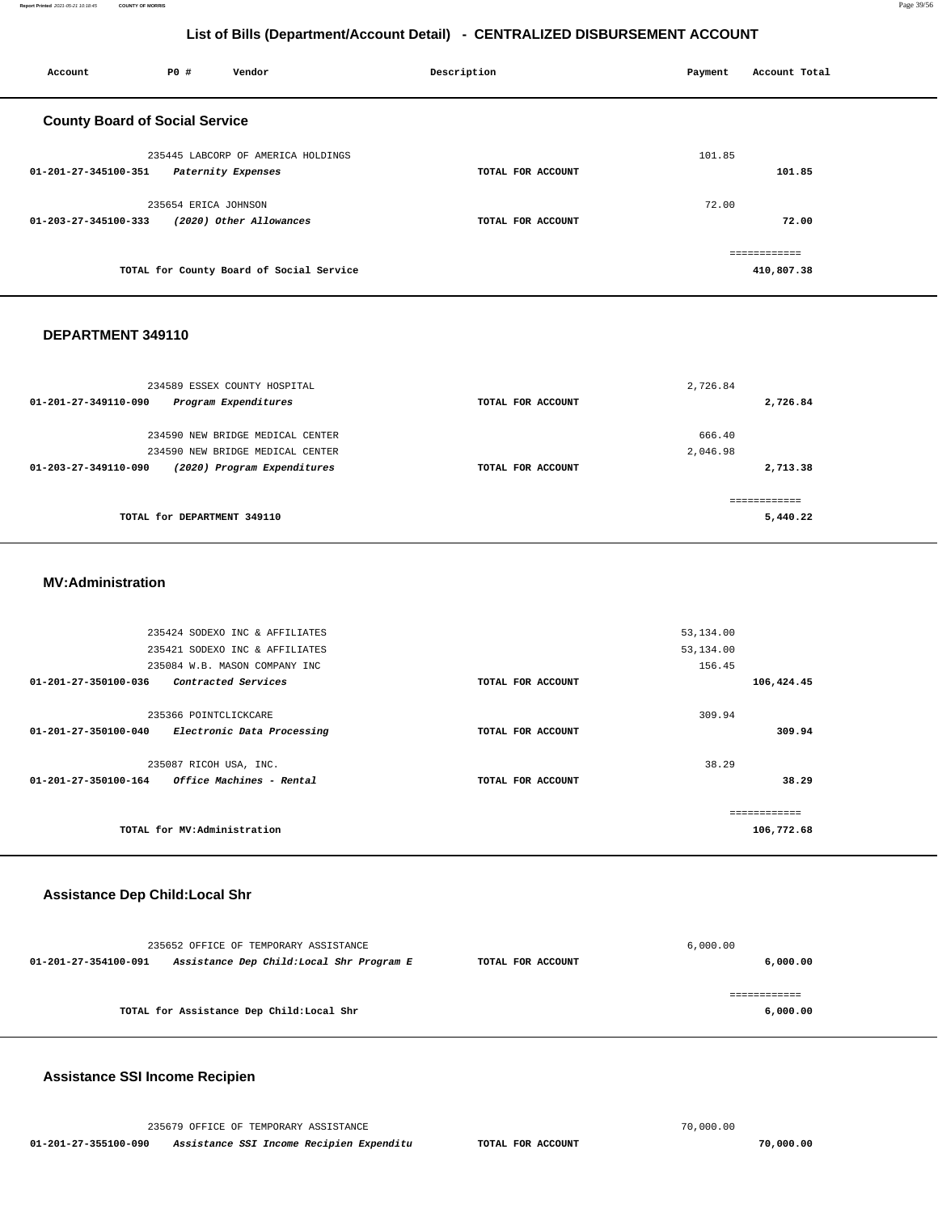## List of Bills (Department/Account Detail) - CENTRALIZED DISBURSEMENT ACCOUNT

| Account | PO # | Vendor | Description | Payment | Account Total |
|---|---|---|---|---|---|

### County Board of Social Service

| Account | PO # | Vendor | Description | Payment | Account Total |
|---|---|---|---|---|---|
| | 235445 | LABCORP OF AMERICA HOLDINGS | | 101.85 | |
| **01-201-27-345100-351** | | *Paternity Expenses* | **TOTAL FOR ACCOUNT** | | **101.85** |
| | 235654 | ERICA JOHNSON | | 72.00 | |
| **01-203-27-345100-333** | | *(2020) Other Allowances* | **TOTAL FOR ACCOUNT** | | **72.00** |
| | | **TOTAL for County Board of Social Service** | | | **410,807.38** |

### DEPARTMENT 349110

| Account | PO # | Vendor | Description | Payment | Account Total |
|---|---|---|---|---|---|
| | 234589 | ESSEX COUNTY HOSPITAL | | 2,726.84 | |
| **01-201-27-349110-090** | | *Program Expenditures* | **TOTAL FOR ACCOUNT** | | **2,726.84** |
| | 234590 | NEW BRIDGE MEDICAL CENTER | | 666.40 | |
| | 234590 | NEW BRIDGE MEDICAL CENTER | | 2,046.98 | |
| **01-203-27-349110-090** | | *(2020) Program Expenditures* | **TOTAL FOR ACCOUNT** | | **2,713.38** |
| | | **TOTAL for DEPARTMENT 349110** | | | **5,440.22** |

### MV:Administration

| Account | PO # | Vendor | Description | Payment | Account Total |
|---|---|---|---|---|---|
| | 235424 | SODEXO INC & AFFILIATES | | 53,134.00 | |
| | 235421 | SODEXO INC & AFFILIATES | | 53,134.00 | |
| | 235084 | W.B. MASON COMPANY INC | | 156.45 | |
| **01-201-27-350100-036** | | *Contracted Services* | **TOTAL FOR ACCOUNT** | | **106,424.45** |
| | 235366 | POINTCLICKCARE | | 309.94 | |
| **01-201-27-350100-040** | | *Electronic Data Processing* | **TOTAL FOR ACCOUNT** | | **309.94** |
| | 235087 | RICOH USA, INC. | | 38.29 | |
| **01-201-27-350100-164** | | *Office Machines - Rental* | **TOTAL FOR ACCOUNT** | | **38.29** |
| | | **TOTAL for MV:Administration** | | | **106,772.68** |

### Assistance Dep Child:Local Shr

| Account | PO # | Vendor | Description | Payment | Account Total |
|---|---|---|---|---|---|
| | 235652 | OFFICE OF TEMPORARY ASSISTANCE | | 6,000.00 | |
| **01-201-27-354100-091** | | *Assistance Dep Child:Local Shr Program E* | **TOTAL FOR ACCOUNT** | | **6,000.00** |
| | | **TOTAL for Assistance Dep Child:Local Shr** | | | **6,000.00** |

### Assistance SSI Income Recipien

| Account | PO # | Vendor | Description | Payment | Account Total |
|---|---|---|---|---|---|
| | 235679 | OFFICE OF TEMPORARY ASSISTANCE | | 70,000.00 | |
| **01-201-27-355100-090** | | *Assistance SSI Income Recipien Expenditu* | **TOTAL FOR ACCOUNT** | | **70,000.00** |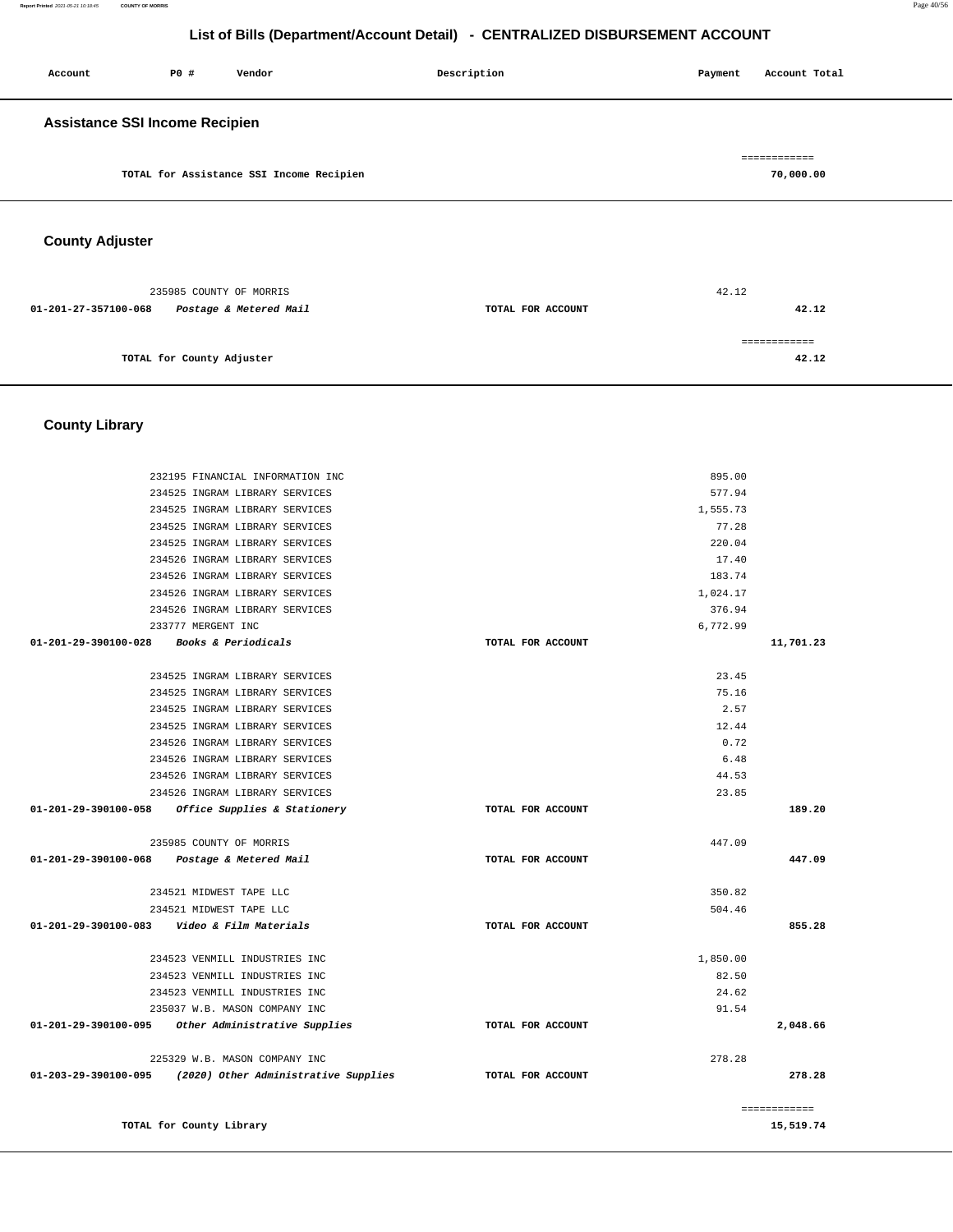# List of Bills (Department/Account Detail) - CENTRALIZED DISBURSEMENT ACCOUNT

| Account | PO # | Vendor | Description | Payment | Account Total |
|---|---|---|---|---|---|

## Assistance SSI Income Recipien

| | | | | | |
|---|---|---|---|---|---|
| TOTAL for Assistance SSI Income Recipien | | | | | 70,000.00 |

## County Adjuster

| Account | PO # | Vendor | Description | Payment | Account Total |
|---|---|---|---|---|---|
| | 235985 | COUNTY OF MORRIS | | 42.12 | |
| 01-201-27-357100-068 | | *Postage & Metered Mail* | TOTAL FOR ACCOUNT | | 42.12 |
| TOTAL for County Adjuster | | | | | 42.12 |

## County Library

| Account | PO # | Vendor | Description | Payment | Account Total |
|---|---|---|---|---|---|
| | 232195 | FINANCIAL INFORMATION INC | | 895.00 | |
| | 234525 | INGRAM LIBRARY SERVICES | | 577.94 | |
| | 234525 | INGRAM LIBRARY SERVICES | | 1,555.73 | |
| | 234525 | INGRAM LIBRARY SERVICES | | 77.28 | |
| | 234525 | INGRAM LIBRARY SERVICES | | 220.04 | |
| | 234526 | INGRAM LIBRARY SERVICES | | 17.40 | |
| | 234526 | INGRAM LIBRARY SERVICES | | 183.74 | |
| | 234526 | INGRAM LIBRARY SERVICES | | 1,024.17 | |
| | 234526 | INGRAM LIBRARY SERVICES | | 376.94 | |
| | 233777 | MERGENT INC | | 6,772.99 | |
| 01-201-29-390100-028 | | *Books & Periodicals* | TOTAL FOR ACCOUNT | | 11,701.23 |
| | 234525 | INGRAM LIBRARY SERVICES | | 23.45 | |
| | 234525 | INGRAM LIBRARY SERVICES | | 75.16 | |
| | 234525 | INGRAM LIBRARY SERVICES | | 2.57 | |
| | 234525 | INGRAM LIBRARY SERVICES | | 12.44 | |
| | 234526 | INGRAM LIBRARY SERVICES | | 0.72 | |
| | 234526 | INGRAM LIBRARY SERVICES | | 6.48 | |
| | 234526 | INGRAM LIBRARY SERVICES | | 44.53 | |
| | 234526 | INGRAM LIBRARY SERVICES | | 23.85 | |
| 01-201-29-390100-058 | | *Office Supplies & Stationery* | TOTAL FOR ACCOUNT | | 189.20 |
| | 235985 | COUNTY OF MORRIS | | 447.09 | |
| 01-201-29-390100-068 | | *Postage & Metered Mail* | TOTAL FOR ACCOUNT | | 447.09 |
| | 234521 | MIDWEST TAPE LLC | | 350.82 | |
| | 234521 | MIDWEST TAPE LLC | | 504.46 | |
| 01-201-29-390100-083 | | *Video & Film Materials* | TOTAL FOR ACCOUNT | | 855.28 |
| | 234523 | VENMILL INDUSTRIES INC | | 1,850.00 | |
| | 234523 | VENMILL INDUSTRIES INC | | 82.50 | |
| | 234523 | VENMILL INDUSTRIES INC | | 24.62 | |
| | 235037 | W.B. MASON COMPANY INC | | 91.54 | |
| 01-201-29-390100-095 | | *Other Administrative Supplies* | TOTAL FOR ACCOUNT | | 2,048.66 |
| | 225329 | W.B. MASON COMPANY INC | | 278.28 | |
| 01-203-29-390100-095 | | *(2020) Other Administrative Supplies* | TOTAL FOR ACCOUNT | | 278.28 |
| TOTAL for County Library | | | | | 15,519.74 |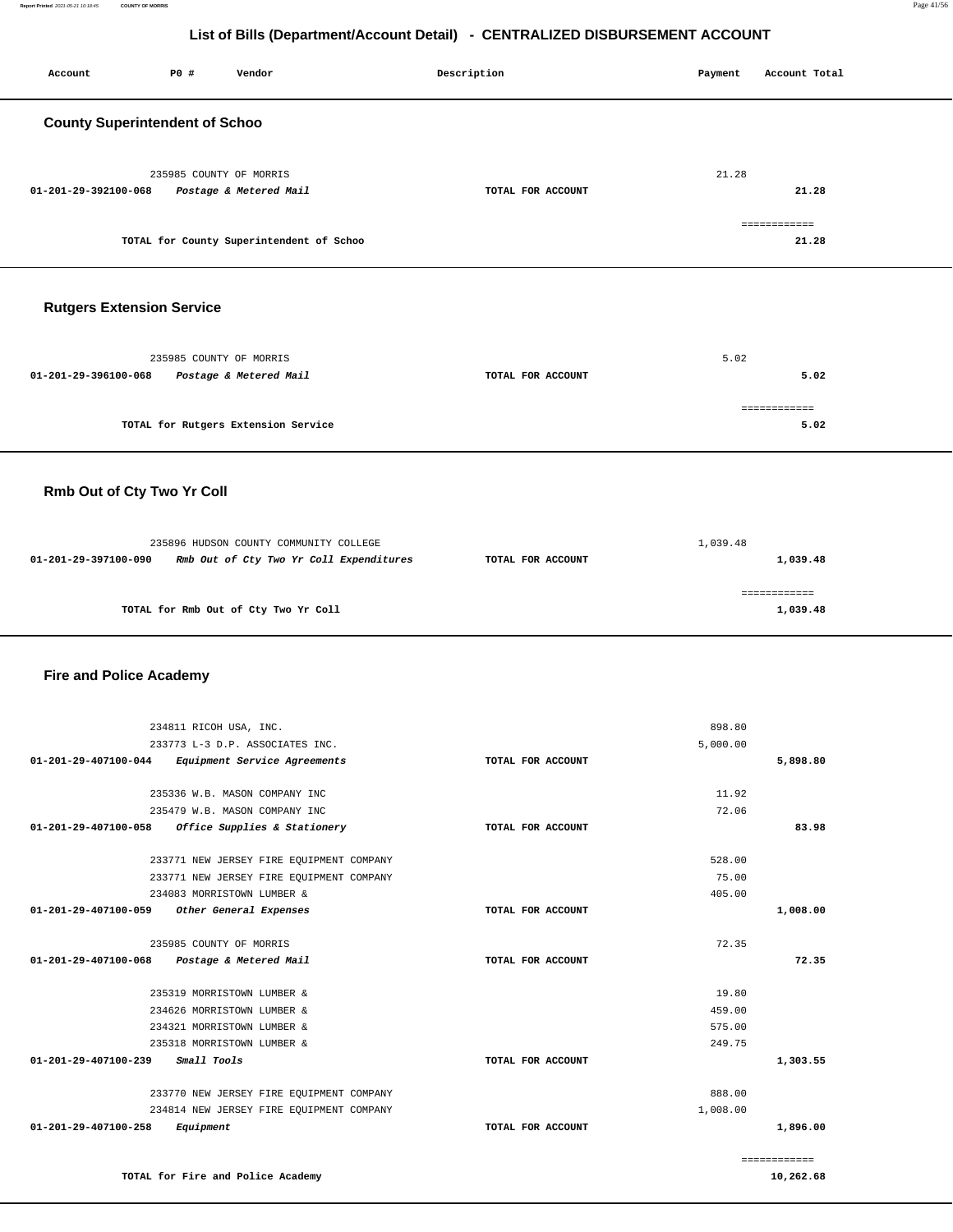# List of Bills (Department/Account Detail) - CENTRALIZED DISBURSEMENT ACCOUNT

| Account | PO # | Vendor | Description | Payment | Account Total |
|---|---|---|---|---|---|

## County Superintendent of Schoo

| Account | PO # | Vendor | Description | Payment | Account Total |
|---|---|---|---|---|---|
| | 235985 | COUNTY OF MORRIS | | 21.28 | |
| 01-201-29-392100-068 | | *Postage & Metered Mail* | TOTAL FOR ACCOUNT | | 21.28 |
| | | TOTAL for County Superintendent of Schoo | | | 21.28 |

## Rutgers Extension Service

| Account | PO # | Vendor | Description | Payment | Account Total |
|---|---|---|---|---|---|
| | 235985 | COUNTY OF MORRIS | | 5.02 | |
| 01-201-29-396100-068 | | *Postage & Metered Mail* | TOTAL FOR ACCOUNT | | 5.02 |
| | | TOTAL for Rutgers Extension Service | | | 5.02 |

## Rmb Out of Cty Two Yr Coll

| Account | PO # | Vendor | Description | Payment | Account Total |
|---|---|---|---|---|---|
| | 235896 | HUDSON COUNTY COMMUNITY COLLEGE | | 1,039.48 | |
| 01-201-29-397100-090 | | *Rmb Out of Cty Two Yr Coll Expenditures* | TOTAL FOR ACCOUNT | | 1,039.48 |
| | | TOTAL for Rmb Out of Cty Two Yr Coll | | | 1,039.48 |

## Fire and Police Academy

| Account | PO # | Vendor | Description | Payment | Account Total |
|---|---|---|---|---|---|
| | 234811 | RICOH USA, INC. | | 898.80 | |
| | 233773 | L-3 D.P. ASSOCIATES INC. | | 5,000.00 | |
| 01-201-29-407100-044 | | *Equipment Service Agreements* | TOTAL FOR ACCOUNT | | 5,898.80 |
| | 235336 | W.B. MASON COMPANY INC | | 11.92 | |
| | 235479 | W.B. MASON COMPANY INC | | 72.06 | |
| 01-201-29-407100-058 | | *Office Supplies & Stationery* | TOTAL FOR ACCOUNT | | 83.98 |
| | 233771 | NEW JERSEY FIRE EQUIPMENT COMPANY | | 528.00 | |
| | 233771 | NEW JERSEY FIRE EQUIPMENT COMPANY | | 75.00 | |
| | 234083 | MORRISTOWN LUMBER & | | 405.00 | |
| 01-201-29-407100-059 | | *Other General Expenses* | TOTAL FOR ACCOUNT | | 1,008.00 |
| | 235985 | COUNTY OF MORRIS | | 72.35 | |
| 01-201-29-407100-068 | | *Postage & Metered Mail* | TOTAL FOR ACCOUNT | | 72.35 |
| | 235319 | MORRISTOWN LUMBER & | | 19.80 | |
| | 234626 | MORRISTOWN LUMBER & | | 459.00 | |
| | 234321 | MORRISTOWN LUMBER & | | 575.00 | |
| | 235318 | MORRISTOWN LUMBER & | | 249.75 | |
| 01-201-29-407100-239 | | *Small Tools* | TOTAL FOR ACCOUNT | | 1,303.55 |
| | 233770 | NEW JERSEY FIRE EQUIPMENT COMPANY | | 888.00 | |
| | 234814 | NEW JERSEY FIRE EQUIPMENT COMPANY | | 1,008.00 | |
| 01-201-29-407100-258 | | *Equipment* | TOTAL FOR ACCOUNT | | 1,896.00 |
| | | TOTAL for Fire and Police Academy | | | 10,262.68 |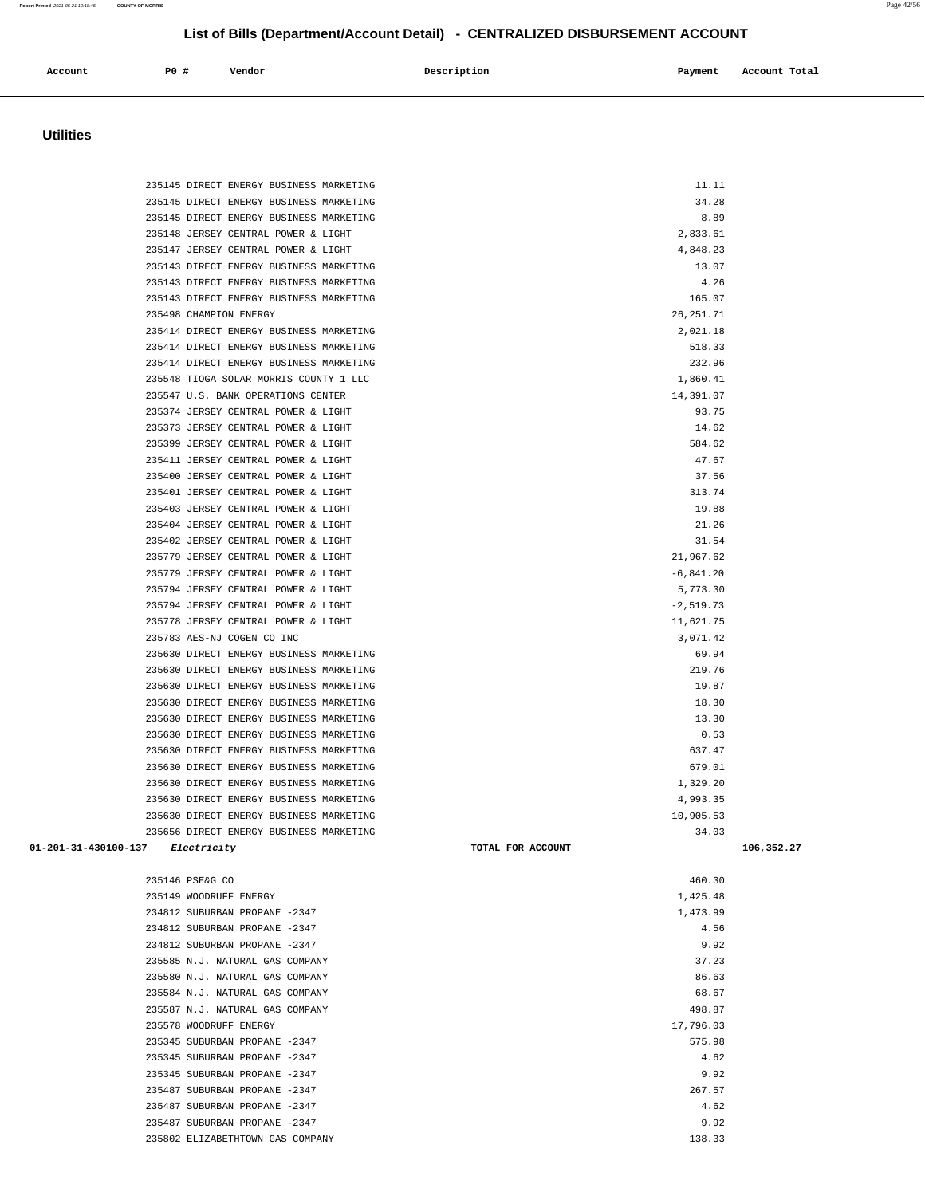# List of Bills (Department/Account Detail) - CENTRALIZED DISBURSEMENT ACCOUNT

| Account | PO # | Vendor | Description | Payment | Account Total |
|---|---|---|---|---|---|

## Utilities

| Account | PO # | Vendor | Description | Payment | Account Total |
|---|---|---|---|---|---|
| | 235145 | DIRECT ENERGY BUSINESS MARKETING | | 11.11 | |
| | 235145 | DIRECT ENERGY BUSINESS MARKETING | | 34.28 | |
| | 235145 | DIRECT ENERGY BUSINESS MARKETING | | 8.89 | |
| | 235148 | JERSEY CENTRAL POWER & LIGHT | | 2,833.61 | |
| | 235147 | JERSEY CENTRAL POWER & LIGHT | | 4,848.23 | |
| | 235143 | DIRECT ENERGY BUSINESS MARKETING | | 13.07 | |
| | 235143 | DIRECT ENERGY BUSINESS MARKETING | | 4.26 | |
| | 235143 | DIRECT ENERGY BUSINESS MARKETING | | 165.07 | |
| | 235498 | CHAMPION ENERGY | | 26,251.71 | |
| | 235414 | DIRECT ENERGY BUSINESS MARKETING | | 2,021.18 | |
| | 235414 | DIRECT ENERGY BUSINESS MARKETING | | 518.33 | |
| | 235414 | DIRECT ENERGY BUSINESS MARKETING | | 232.96 | |
| | 235548 | TIOGA SOLAR MORRIS COUNTY 1 LLC | | 1,860.41 | |
| | 235547 | U.S. BANK OPERATIONS CENTER | | 14,391.07 | |
| | 235374 | JERSEY CENTRAL POWER & LIGHT | | 93.75 | |
| | 235373 | JERSEY CENTRAL POWER & LIGHT | | 14.62 | |
| | 235399 | JERSEY CENTRAL POWER & LIGHT | | 584.62 | |
| | 235411 | JERSEY CENTRAL POWER & LIGHT | | 47.67 | |
| | 235400 | JERSEY CENTRAL POWER & LIGHT | | 37.56 | |
| | 235401 | JERSEY CENTRAL POWER & LIGHT | | 313.74 | |
| | 235403 | JERSEY CENTRAL POWER & LIGHT | | 19.88 | |
| | 235404 | JERSEY CENTRAL POWER & LIGHT | | 21.26 | |
| | 235402 | JERSEY CENTRAL POWER & LIGHT | | 31.54 | |
| | 235779 | JERSEY CENTRAL POWER & LIGHT | | 21,967.62 | |
| | 235779 | JERSEY CENTRAL POWER & LIGHT | | -6,841.20 | |
| | 235794 | JERSEY CENTRAL POWER & LIGHT | | 5,773.30 | |
| | 235794 | JERSEY CENTRAL POWER & LIGHT | | -2,519.73 | |
| | 235778 | JERSEY CENTRAL POWER & LIGHT | | 11,621.75 | |
| | 235783 | AES-NJ COGEN CO INC | | 3,071.42 | |
| | 235630 | DIRECT ENERGY BUSINESS MARKETING | | 69.94 | |
| | 235630 | DIRECT ENERGY BUSINESS MARKETING | | 219.76 | |
| | 235630 | DIRECT ENERGY BUSINESS MARKETING | | 19.87 | |
| | 235630 | DIRECT ENERGY BUSINESS MARKETING | | 18.30 | |
| | 235630 | DIRECT ENERGY BUSINESS MARKETING | | 13.30 | |
| | 235630 | DIRECT ENERGY BUSINESS MARKETING | | 0.53 | |
| | 235630 | DIRECT ENERGY BUSINESS MARKETING | | 637.47 | |
| | 235630 | DIRECT ENERGY BUSINESS MARKETING | | 679.01 | |
| | 235630 | DIRECT ENERGY BUSINESS MARKETING | | 1,329.20 | |
| | 235630 | DIRECT ENERGY BUSINESS MARKETING | | 4,993.35 | |
| | 235630 | DIRECT ENERGY BUSINESS MARKETING | | 10,905.53 | |
| | 235656 | DIRECT ENERGY BUSINESS MARKETING | | 34.03 | |
| **01-201-31-430100-137** | | *Electricity* | TOTAL FOR ACCOUNT | | **106,352.27** |
| | 235146 | PSE&G CO | | 460.30 | |
| | 235149 | WOODRUFF ENERGY | | 1,425.48 | |
| | 234812 | SUBURBAN PROPANE -2347 | | 1,473.99 | |
| | 234812 | SUBURBAN PROPANE -2347 | | 4.56 | |
| | 234812 | SUBURBAN PROPANE -2347 | | 9.92 | |
| | 235585 | N.J. NATURAL GAS COMPANY | | 37.23 | |
| | 235580 | N.J. NATURAL GAS COMPANY | | 86.63 | |
| | 235584 | N.J. NATURAL GAS COMPANY | | 68.67 | |
| | 235587 | N.J. NATURAL GAS COMPANY | | 498.87 | |
| | 235578 | WOODRUFF ENERGY | | 17,796.03 | |
| | 235345 | SUBURBAN PROPANE -2347 | | 575.98 | |
| | 235345 | SUBURBAN PROPANE -2347 | | 4.62 | |
| | 235345 | SUBURBAN PROPANE -2347 | | 9.92 | |
| | 235487 | SUBURBAN PROPANE -2347 | | 267.57 | |
| | 235487 | SUBURBAN PROPANE -2347 | | 4.62 | |
| | 235487 | SUBURBAN PROPANE -2347 | | 9.92 | |
| | 235802 | ELIZABETHTOWN GAS COMPANY | | 138.33 | |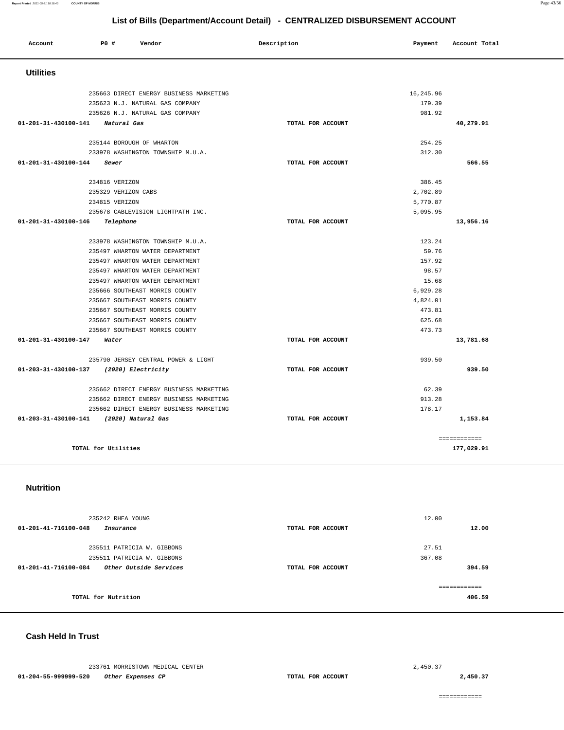## List of Bills (Department/Account Detail) - CENTRALIZED DISBURSEMENT ACCOUNT

| Account | PO # | Vendor | Description | Payment | Account Total |
|---|---|---|---|---|---|

### Utilities

| Account | PO # | Vendor | Description | Payment | Account Total |
|---|---|---|---|---|---|
| | 235663 | DIRECT ENERGY BUSINESS MARKETING | | 16,245.96 | |
| | 235623 | N.J. NATURAL GAS COMPANY | | 179.39 | |
| | 235626 | N.J. NATURAL GAS COMPANY | | 981.92 | |
| 01-201-31-430100-141 | | *Natural Gas* | TOTAL FOR ACCOUNT | | 40,279.91 |
| | 235144 | BOROUGH OF WHARTON | | 254.25 | |
| | 233978 | WASHINGTON TOWNSHIP M.U.A. | | 312.30 | |
| 01-201-31-430100-144 | | *Sewer* | TOTAL FOR ACCOUNT | | 566.55 |
| | 234816 | VERIZON | | 386.45 | |
| | 235329 | VERIZON CABS | | 2,702.89 | |
| | 234815 | VERIZON | | 5,770.87 | |
| | 235678 | CABLEVISION LIGHTPATH INC. | | 5,095.95 | |
| 01-201-31-430100-146 | | *Telephone* | TOTAL FOR ACCOUNT | | 13,956.16 |
| | 233978 | WASHINGTON TOWNSHIP M.U.A. | | 123.24 | |
| | 235497 | WHARTON WATER DEPARTMENT | | 59.76 | |
| | 235497 | WHARTON WATER DEPARTMENT | | 157.92 | |
| | 235497 | WHARTON WATER DEPARTMENT | | 98.57 | |
| | 235497 | WHARTON WATER DEPARTMENT | | 15.68 | |
| | 235666 | SOUTHEAST MORRIS COUNTY | | 6,929.28 | |
| | 235667 | SOUTHEAST MORRIS COUNTY | | 4,824.01 | |
| | 235667 | SOUTHEAST MORRIS COUNTY | | 473.81 | |
| | 235667 | SOUTHEAST MORRIS COUNTY | | 625.68 | |
| | 235667 | SOUTHEAST MORRIS COUNTY | | 473.73 | |
| 01-201-31-430100-147 | | *Water* | TOTAL FOR ACCOUNT | | 13,781.68 |
| | 235790 | JERSEY CENTRAL POWER & LIGHT | | 939.50 | |
| 01-203-31-430100-137 | | *(2020) Electricity* | TOTAL FOR ACCOUNT | | 939.50 |
| | 235662 | DIRECT ENERGY BUSINESS MARKETING | | 62.39 | |
| | 235662 | DIRECT ENERGY BUSINESS MARKETING | | 913.28 | |
| | 235662 | DIRECT ENERGY BUSINESS MARKETING | | 178.17 | |
| 01-203-31-430100-141 | | *(2020) Natural Gas* | TOTAL FOR ACCOUNT | | 1,153.84 |
| | | | | | ============ |
| | | TOTAL for Utilities | | | 177,029.91 |

### Nutrition

| Account | PO # | Vendor | Description | Payment | Account Total |
|---|---|---|---|---|---|
| | 235242 | RHEA YOUNG | | 12.00 | |
| 01-201-41-716100-048 | | *Insurance* | TOTAL FOR ACCOUNT | | 12.00 |
| | 235511 | PATRICIA W. GIBBONS | | 27.51 | |
| | 235511 | PATRICIA W. GIBBONS | | 367.08 | |
| 01-201-41-716100-084 | | *Other Outside Services* | TOTAL FOR ACCOUNT | | 394.59 |
| | | | | | ============ |
| | | TOTAL for Nutrition | | | 406.59 |

### Cash Held In Trust

| Account | PO # | Vendor | Description | Payment | Account Total |
|---|---|---|---|---|---|
| | 233761 | MORRISTOWN MEDICAL CENTER | | 2,450.37 | |
| 01-204-55-999999-520 | | *Other Expenses CP* | TOTAL FOR ACCOUNT | | 2,450.37 |
| | | | | | ============ |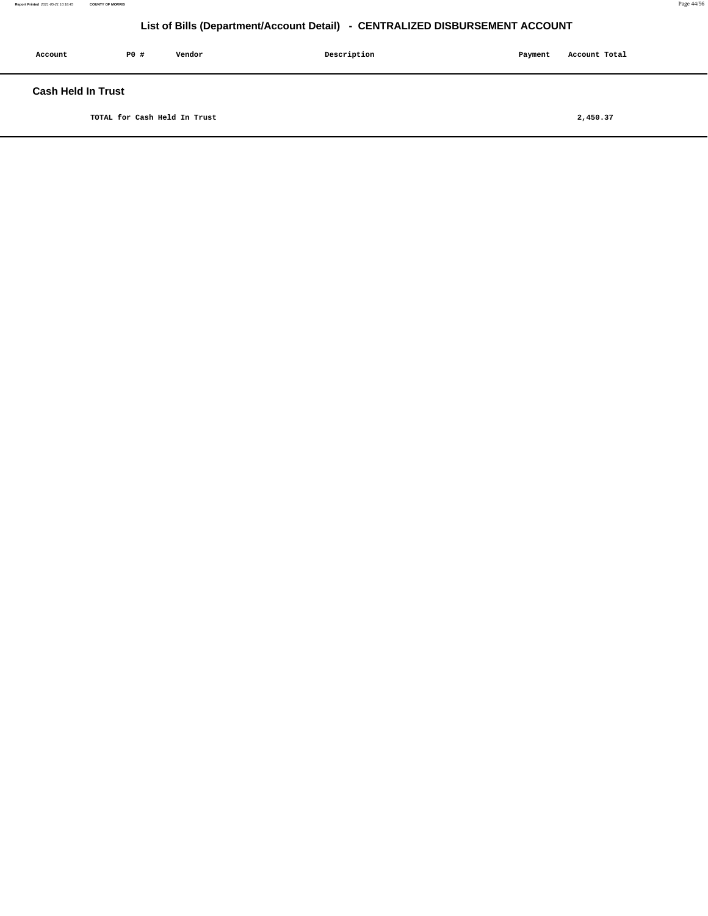# List of Bills (Department/Account Detail) - CENTRALIZED DISBURSEMENT ACCOUNT

| Account | PO # | Vendor | Description | Payment | Account Total |
|---|---|---|---|---|---|

## Cash Held In Trust

| | | | | | |
|---|---|---|---|---|---|
| | TOTAL for Cash Held In Trust | | | | 2,450.37 |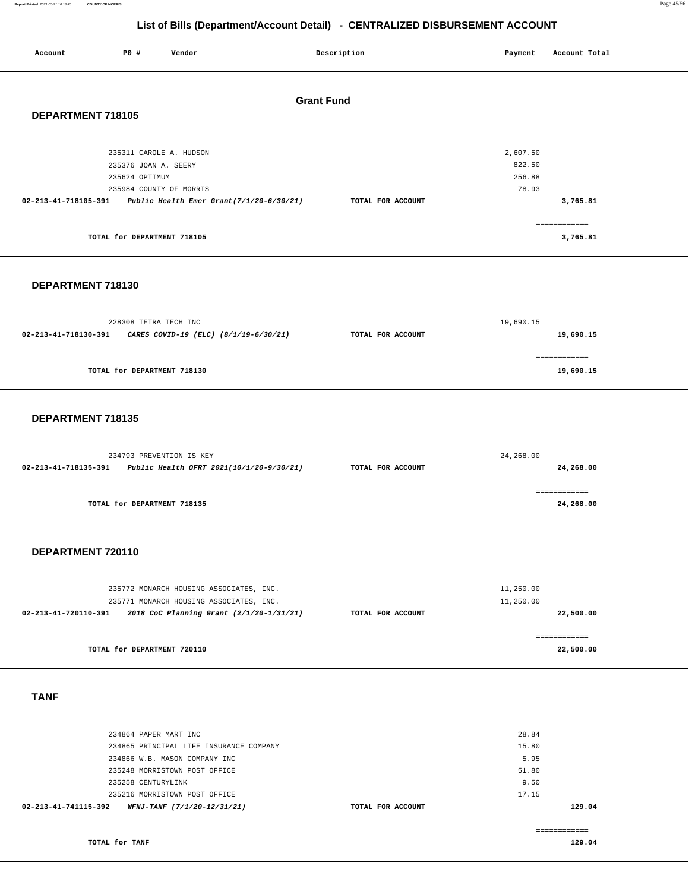# List of Bills (Department/Account Detail) - CENTRALIZED DISBURSEMENT ACCOUNT

| Account | PO # | Vendor | Description | Payment | Account Total |
|---|---|---|---|---|---|

## Grant Fund

### DEPARTMENT 718105

| Account | PO # | Vendor | Description | Payment | Account Total |
|---|---|---|---|---|---|
| | 235311 | CAROLE A. HUDSON | | 2,607.50 | |
| | 235376 | JOAN A. SEERY | | 822.50 | |
| | 235624 | OPTIMUM | | 256.88 | |
| | 235984 | COUNTY OF MORRIS | | 78.93 | |
| **02-213-41-718105-391** | | ***Public Health Emer Grant(7/1/20-6/30/21)*** | TOTAL FOR ACCOUNT | | **3,765.81** |
| | | TOTAL for DEPARTMENT 718105 | | | **3,765.81** |

### DEPARTMENT 718130

| Account | PO # | Vendor | Description | Payment | Account Total |
|---|---|---|---|---|---|
| | 228308 | TETRA TECH INC | | 19,690.15 | |
| **02-213-41-718130-391** | | ***CARES COVID-19 (ELC) (8/1/19-6/30/21)*** | TOTAL FOR ACCOUNT | | **19,690.15** |
| | | TOTAL for DEPARTMENT 718130 | | | **19,690.15** |

### DEPARTMENT 718135

| Account | PO # | Vendor | Description | Payment | Account Total |
|---|---|---|---|---|---|
| | 234793 | PREVENTION IS KEY | | 24,268.00 | |
| **02-213-41-718135-391** | | ***Public Health OFRT 2021(10/1/20-9/30/21)*** | TOTAL FOR ACCOUNT | | **24,268.00** |
| | | TOTAL for DEPARTMENT 718135 | | | **24,268.00** |

### DEPARTMENT 720110

| Account | PO # | Vendor | Description | Payment | Account Total |
|---|---|---|---|---|---|
| | 235772 | MONARCH HOUSING ASSOCIATES, INC. | | 11,250.00 | |
| | 235771 | MONARCH HOUSING ASSOCIATES, INC. | | 11,250.00 | |
| **02-213-41-720110-391** | | ***2018 CoC Planning Grant (2/1/20-1/31/21)*** | TOTAL FOR ACCOUNT | | **22,500.00** |
| | | TOTAL for DEPARTMENT 720110 | | | **22,500.00** |

### TANF

| Account | PO # | Vendor | Description | Payment | Account Total |
|---|---|---|---|---|---|
| | 234864 | PAPER MART INC | | 28.84 | |
| | 234865 | PRINCIPAL LIFE INSURANCE COMPANY | | 15.80 | |
| | 234866 | W.B. MASON COMPANY INC | | 5.95 | |
| | 235248 | MORRISTOWN POST OFFICE | | 51.80 | |
| | 235258 | CENTURYLINK | | 9.50 | |
| | 235216 | MORRISTOWN POST OFFICE | | 17.15 | |
| **02-213-41-741115-392** | | ***WFNJ-TANF (7/1/20-12/31/21)*** | TOTAL FOR ACCOUNT | | **129.04** |
| | | **TOTAL for TANF** | | | **129.04** |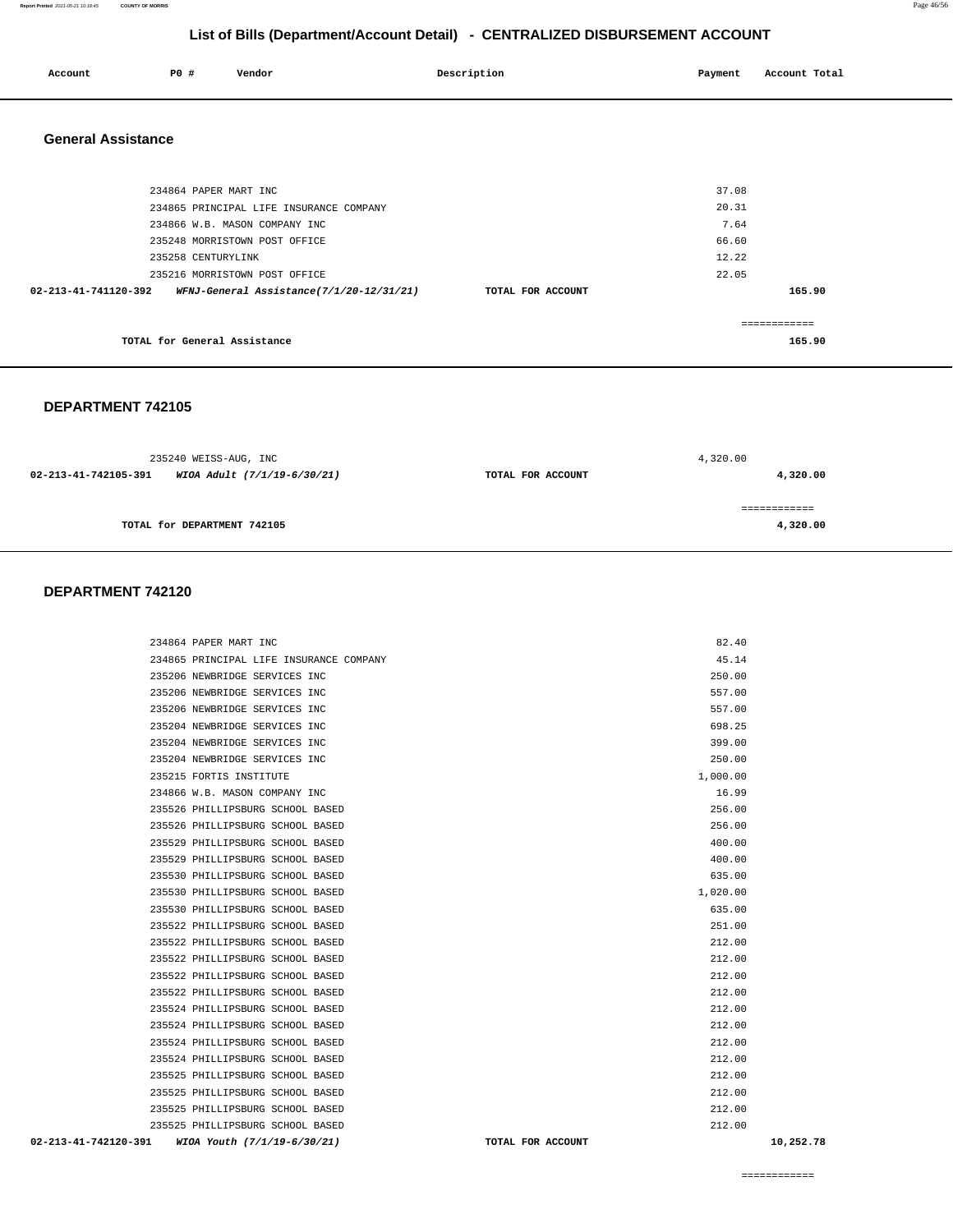# List of Bills (Department/Account Detail) - CENTRALIZED DISBURSEMENT ACCOUNT

| Account | PO # | Vendor | Description | Payment | Account Total |
|---|---|---|---|---|---|

## General Assistance

| Account | PO # | Vendor | Description | Payment | Account Total |
|---|---|---|---|---|---|
| | 234864 | PAPER MART INC | | 37.08 | |
| | 234865 | PRINCIPAL LIFE INSURANCE COMPANY | | 20.31 | |
| | 234866 | W.B. MASON COMPANY INC | | 7.64 | |
| | 235248 | MORRISTOWN POST OFFICE | | 66.60 | |
| | 235258 | CENTURYLINK | | 12.22 | |
| | 235216 | MORRISTOWN POST OFFICE | | 22.05 | |
| 02-213-41-741120-392 | | *WFNJ-General Assistance(7/1/20-12/31/21)* | TOTAL FOR ACCOUNT | | 165.90 |

TOTAL for General Assistance: 165.90

## DEPARTMENT 742105

| Account | PO # | Vendor | Description | Payment | Account Total |
|---|---|---|---|---|---|
| | 235240 | WEISS-AUG, INC | | 4,320.00 | |
| 02-213-41-742105-391 | | *WIOA Adult (7/1/19-6/30/21)* | TOTAL FOR ACCOUNT | | 4,320.00 |

TOTAL for DEPARTMENT 742105: 4,320.00

## DEPARTMENT 742120

| Account | PO # | Vendor | Description | Payment | Account Total |
|---|---|---|---|---|---|
| | 234864 | PAPER MART INC | | 82.40 | |
| | 234865 | PRINCIPAL LIFE INSURANCE COMPANY | | 45.14 | |
| | 235206 | NEWBRIDGE SERVICES INC | | 250.00 | |
| | 235206 | NEWBRIDGE SERVICES INC | | 557.00 | |
| | 235206 | NEWBRIDGE SERVICES INC | | 557.00 | |
| | 235204 | NEWBRIDGE SERVICES INC | | 698.25 | |
| | 235204 | NEWBRIDGE SERVICES INC | | 399.00 | |
| | 235204 | NEWBRIDGE SERVICES INC | | 250.00 | |
| | 235215 | FORTIS INSTITUTE | | 1,000.00 | |
| | 234866 | W.B. MASON COMPANY INC | | 16.99 | |
| | 235526 | PHILLIPSBURG SCHOOL BASED | | 256.00 | |
| | 235526 | PHILLIPSBURG SCHOOL BASED | | 256.00 | |
| | 235529 | PHILLIPSBURG SCHOOL BASED | | 400.00 | |
| | 235529 | PHILLIPSBURG SCHOOL BASED | | 400.00 | |
| | 235530 | PHILLIPSBURG SCHOOL BASED | | 635.00 | |
| | 235530 | PHILLIPSBURG SCHOOL BASED | | 1,020.00 | |
| | 235530 | PHILLIPSBURG SCHOOL BASED | | 635.00 | |
| | 235522 | PHILLIPSBURG SCHOOL BASED | | 251.00 | |
| | 235522 | PHILLIPSBURG SCHOOL BASED | | 212.00 | |
| | 235522 | PHILLIPSBURG SCHOOL BASED | | 212.00 | |
| | 235522 | PHILLIPSBURG SCHOOL BASED | | 212.00 | |
| | 235522 | PHILLIPSBURG SCHOOL BASED | | 212.00 | |
| | 235524 | PHILLIPSBURG SCHOOL BASED | | 212.00 | |
| | 235524 | PHILLIPSBURG SCHOOL BASED | | 212.00 | |
| | 235524 | PHILLIPSBURG SCHOOL BASED | | 212.00 | |
| | 235524 | PHILLIPSBURG SCHOOL BASED | | 212.00 | |
| | 235525 | PHILLIPSBURG SCHOOL BASED | | 212.00 | |
| | 235525 | PHILLIPSBURG SCHOOL BASED | | 212.00 | |
| | 235525 | PHILLIPSBURG SCHOOL BASED | | 212.00 | |
| | 235525 | PHILLIPSBURG SCHOOL BASED | | 212.00 | |
| 02-213-41-742120-391 | | *WIOA Youth (7/1/19-6/30/21)* | TOTAL FOR ACCOUNT | | 10,252.78 |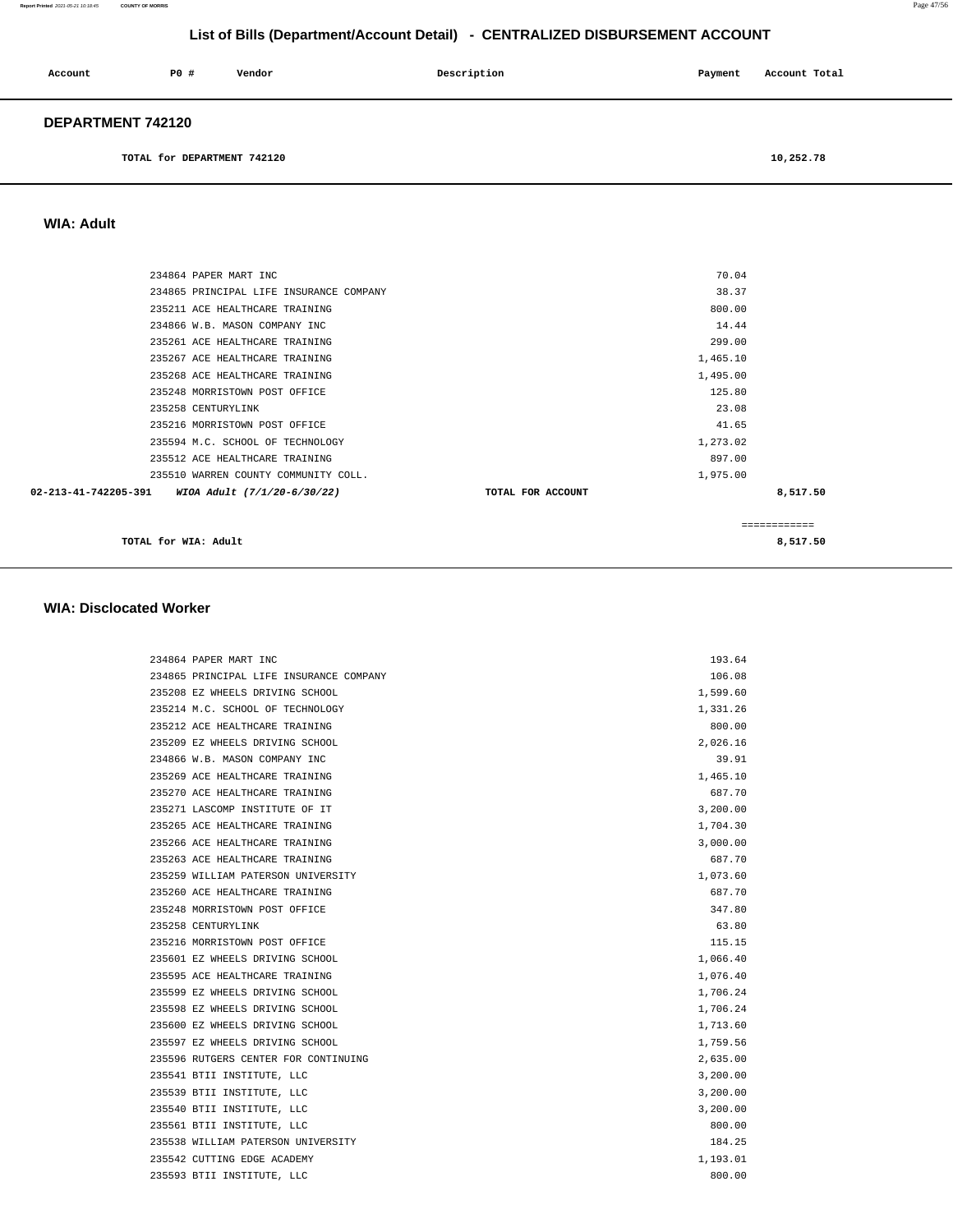# List of Bills (Department/Account Detail) - CENTRALIZED DISBURSEMENT ACCOUNT

| Account | PO # | Vendor | Description | Payment | Account Total |
|---|---|---|---|---|---|

## DEPARTMENT 742120

**TOTAL for DEPARTMENT 742120** 10,252.78

## WIA: Adult

| Account | PO # | Vendor | Description | Payment | Account Total |
|---|---|---|---|---|---|
| | 234864 | PAPER MART INC | | 70.04 | |
| | 234865 | PRINCIPAL LIFE INSURANCE COMPANY | | 38.37 | |
| | 235211 | ACE HEALTHCARE TRAINING | | 800.00 | |
| | 234866 | W.B. MASON COMPANY INC | | 14.44 | |
| | 235261 | ACE HEALTHCARE TRAINING | | 299.00 | |
| | 235267 | ACE HEALTHCARE TRAINING | | 1,465.10 | |
| | 235268 | ACE HEALTHCARE TRAINING | | 1,495.00 | |
| | 235248 | MORRISTOWN POST OFFICE | | 125.80 | |
| | 235258 | CENTURYLINK | | 23.08 | |
| | 235216 | MORRISTOWN POST OFFICE | | 41.65 | |
| | 235594 | M.C. SCHOOL OF TECHNOLOGY | | 1,273.02 | |
| | 235512 | ACE HEALTHCARE TRAINING | | 897.00 | |
| | 235510 | WARREN COUNTY COMMUNITY COLL. | | 1,975.00 | |
| 02-213-41-742205-391 | | *WIOA Adult (7/1/20-6/30/22)* | TOTAL FOR ACCOUNT | | 8,517.50 |

============

**TOTAL for WIA: Adult** 8,517.50

## WIA: Disclocated Worker

| Account | PO # | Vendor | Description | Payment | Account Total |
|---|---|---|---|---|---|
| | 234864 | PAPER MART INC | | 193.64 | |
| | 234865 | PRINCIPAL LIFE INSURANCE COMPANY | | 106.08 | |
| | 235208 | EZ WHEELS DRIVING SCHOOL | | 1,599.60 | |
| | 235214 | M.C. SCHOOL OF TECHNOLOGY | | 1,331.26 | |
| | 235212 | ACE HEALTHCARE TRAINING | | 800.00 | |
| | 235209 | EZ WHEELS DRIVING SCHOOL | | 2,026.16 | |
| | 234866 | W.B. MASON COMPANY INC | | 39.91 | |
| | 235269 | ACE HEALTHCARE TRAINING | | 1,465.10 | |
| | 235270 | ACE HEALTHCARE TRAINING | | 687.70 | |
| | 235271 | LASCOMP INSTITUTE OF IT | | 3,200.00 | |
| | 235265 | ACE HEALTHCARE TRAINING | | 1,704.30 | |
| | 235266 | ACE HEALTHCARE TRAINING | | 3,000.00 | |
| | 235263 | ACE HEALTHCARE TRAINING | | 687.70 | |
| | 235259 | WILLIAM PATERSON UNIVERSITY | | 1,073.60 | |
| | 235260 | ACE HEALTHCARE TRAINING | | 687.70 | |
| | 235248 | MORRISTOWN POST OFFICE | | 347.80 | |
| | 235258 | CENTURYLINK | | 63.80 | |
| | 235216 | MORRISTOWN POST OFFICE | | 115.15 | |
| | 235601 | EZ WHEELS DRIVING SCHOOL | | 1,066.40 | |
| | 235595 | ACE HEALTHCARE TRAINING | | 1,076.40 | |
| | 235599 | EZ WHEELS DRIVING SCHOOL | | 1,706.24 | |
| | 235598 | EZ WHEELS DRIVING SCHOOL | | 1,706.24 | |
| | 235600 | EZ WHEELS DRIVING SCHOOL | | 1,713.60 | |
| | 235597 | EZ WHEELS DRIVING SCHOOL | | 1,759.56 | |
| | 235596 | RUTGERS CENTER FOR CONTINUING | | 2,635.00 | |
| | 235541 | BTII INSTITUTE, LLC | | 3,200.00 | |
| | 235539 | BTII INSTITUTE, LLC | | 3,200.00 | |
| | 235540 | BTII INSTITUTE, LLC | | 3,200.00 | |
| | 235561 | BTII INSTITUTE, LLC | | 800.00 | |
| | 235538 | WILLIAM PATERSON UNIVERSITY | | 184.25 | |
| | 235542 | CUTTING EDGE ACADEMY | | 1,193.01 | |
| | 235593 | BTII INSTITUTE, LLC | | 800.00 | |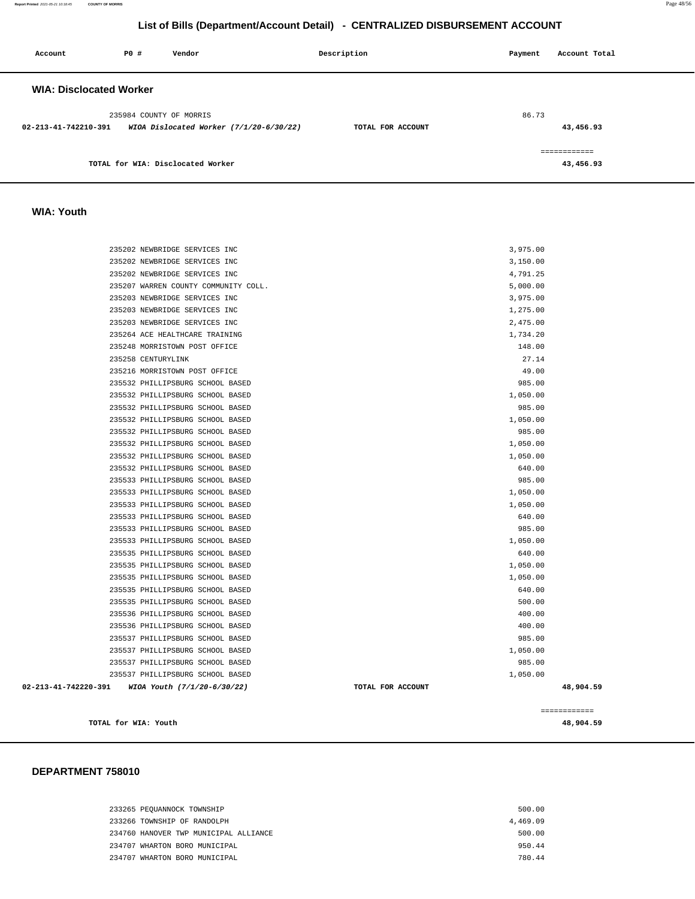## List of Bills (Department/Account Detail) - CENTRALIZED DISBURSEMENT ACCOUNT

| Account | PO # | Vendor | Description | Payment | Account Total |
|---|---|---|---|---|---|

### WIA: Disclocated Worker

| Account | PO # | Vendor | Description | Payment | Account Total |
|---|---|---|---|---|---|
| | 235984 | COUNTY OF MORRIS | | 86.73 | |
| 02-213-41-742210-391 | | *WIOA Dislocated Worker (7/1/20-6/30/22)* | TOTAL FOR ACCOUNT | | 43,456.93 |
| | | | | | ============ |
| | | TOTAL for WIA: Disclocated Worker | | | 43,456.93 |

### WIA: Youth

| Account | PO # | Vendor | Description | Payment | Account Total |
|---|---|---|---|---|---|
| | 235202 | NEWBRIDGE SERVICES INC | | 3,975.00 | |
| | 235202 | NEWBRIDGE SERVICES INC | | 3,150.00 | |
| | 235202 | NEWBRIDGE SERVICES INC | | 4,791.25 | |
| | 235207 | WARREN COUNTY COMMUNITY COLL. | | 5,000.00 | |
| | 235203 | NEWBRIDGE SERVICES INC | | 3,975.00 | |
| | 235203 | NEWBRIDGE SERVICES INC | | 1,275.00 | |
| | 235203 | NEWBRIDGE SERVICES INC | | 2,475.00 | |
| | 235264 | ACE HEALTHCARE TRAINING | | 1,734.20 | |
| | 235248 | MORRISTOWN POST OFFICE | | 148.00 | |
| | 235258 | CENTURYLINK | | 27.14 | |
| | 235216 | MORRISTOWN POST OFFICE | | 49.00 | |
| | 235532 | PHILLIPSBURG SCHOOL BASED | | 985.00 | |
| | 235532 | PHILLIPSBURG SCHOOL BASED | | 1,050.00 | |
| | 235532 | PHILLIPSBURG SCHOOL BASED | | 985.00 | |
| | 235532 | PHILLIPSBURG SCHOOL BASED | | 1,050.00 | |
| | 235532 | PHILLIPSBURG SCHOOL BASED | | 985.00 | |
| | 235532 | PHILLIPSBURG SCHOOL BASED | | 1,050.00 | |
| | 235532 | PHILLIPSBURG SCHOOL BASED | | 1,050.00 | |
| | 235532 | PHILLIPSBURG SCHOOL BASED | | 640.00 | |
| | 235533 | PHILLIPSBURG SCHOOL BASED | | 985.00 | |
| | 235533 | PHILLIPSBURG SCHOOL BASED | | 1,050.00 | |
| | 235533 | PHILLIPSBURG SCHOOL BASED | | 1,050.00 | |
| | 235533 | PHILLIPSBURG SCHOOL BASED | | 640.00 | |
| | 235533 | PHILLIPSBURG SCHOOL BASED | | 985.00 | |
| | 235533 | PHILLIPSBURG SCHOOL BASED | | 1,050.00 | |
| | 235535 | PHILLIPSBURG SCHOOL BASED | | 640.00 | |
| | 235535 | PHILLIPSBURG SCHOOL BASED | | 1,050.00 | |
| | 235535 | PHILLIPSBURG SCHOOL BASED | | 1,050.00 | |
| | 235535 | PHILLIPSBURG SCHOOL BASED | | 640.00 | |
| | 235535 | PHILLIPSBURG SCHOOL BASED | | 500.00 | |
| | 235536 | PHILLIPSBURG SCHOOL BASED | | 400.00 | |
| | 235536 | PHILLIPSBURG SCHOOL BASED | | 400.00 | |
| | 235537 | PHILLIPSBURG SCHOOL BASED | | 985.00 | |
| | 235537 | PHILLIPSBURG SCHOOL BASED | | 1,050.00 | |
| | 235537 | PHILLIPSBURG SCHOOL BASED | | 985.00 | |
| | 235537 | PHILLIPSBURG SCHOOL BASED | | 1,050.00 | |
| 02-213-41-742220-391 | | *WIOA Youth (7/1/20-6/30/22)* | TOTAL FOR ACCOUNT | | 48,904.59 |
| | | | | | ============ |
| | | TOTAL for WIA: Youth | | | 48,904.59 |

### DEPARTMENT 758010

| Account | PO # | Vendor | Description | Payment | Account Total |
|---|---|---|---|---|---|
| | 233265 | PEQUANNOCK TOWNSHIP | | 500.00 | |
| | 233266 | TOWNSHIP OF RANDOLPH | | 4,469.09 | |
| | 234760 | HANOVER TWP MUNICIPAL ALLIANCE | | 500.00 | |
| | 234707 | WHARTON BORO MUNICIPAL | | 950.44 | |
| | 234707 | WHARTON BORO MUNICIPAL | | 780.44 | |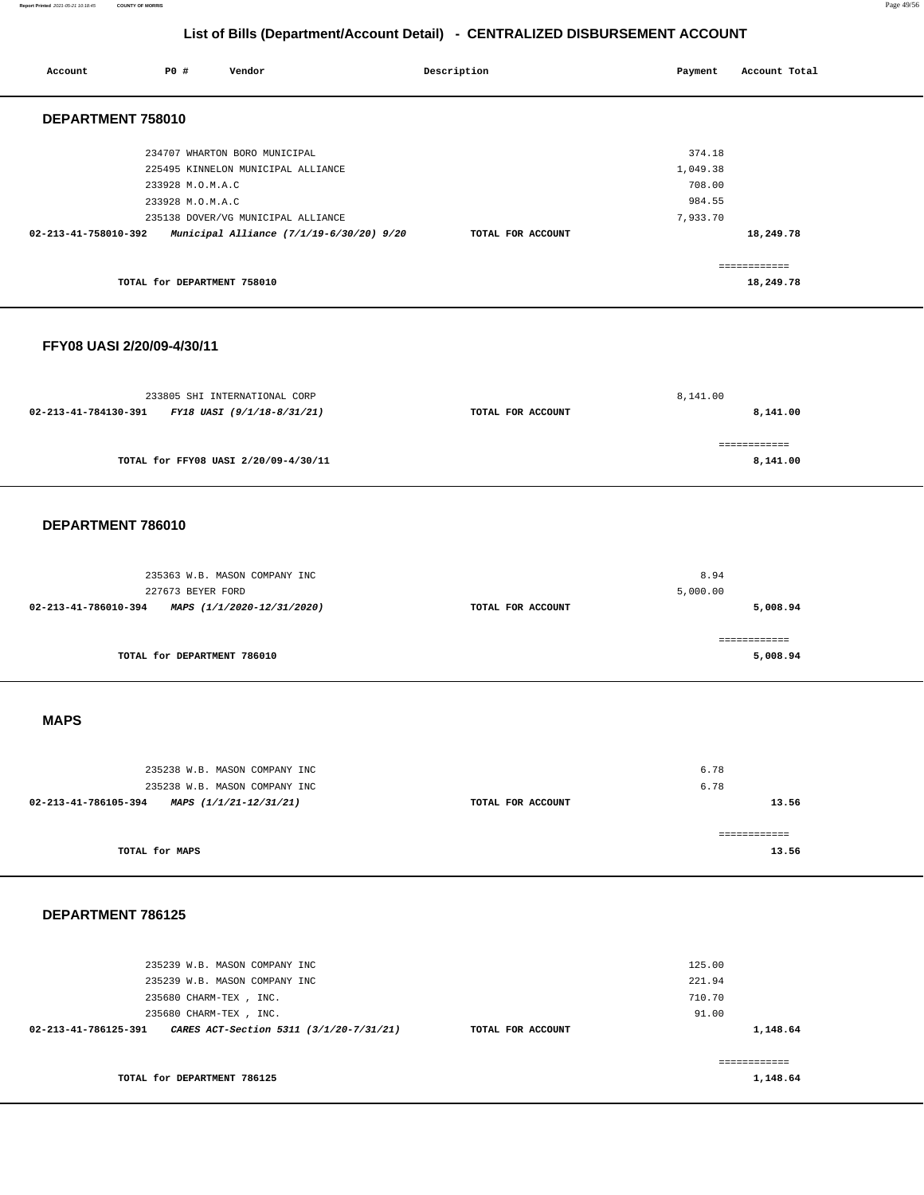# List of Bills (Department/Account Detail) - CENTRALIZED DISBURSEMENT ACCOUNT

| Account | PO # | Vendor | Description | Payment | Account Total |
|---|---|---|---|---|---|

## DEPARTMENT 758010

| Account | PO # | Vendor | Description | Payment | Account Total |
|---|---|---|---|---|---|
| | 234707 | WHARTON BORO MUNICIPAL | | 374.18 | |
| | 225495 | KINNELON MUNICIPAL ALLIANCE | | 1,049.38 | |
| | 233928 | M.O.M.A.C | | 708.00 | |
| | 233928 | M.O.M.A.C | | 984.55 | |
| | 235138 | DOVER/VG MUNICIPAL ALLIANCE | | 7,933.70 | |
| 02-213-41-758010-392 | | *Municipal Alliance (7/1/19-6/30/20) 9/20* | TOTAL FOR ACCOUNT | | 18,249.78 |
| | | | | | ============ |
| | | TOTAL for DEPARTMENT 758010 | | | 18,249.78 |

## FFY08 UASI 2/20/09-4/30/11

| Account | PO # | Vendor | Description | Payment | Account Total |
|---|---|---|---|---|---|
| | 233805 | SHI INTERNATIONAL CORP | | 8,141.00 | |
| 02-213-41-784130-391 | | *FY18 UASI (9/1/18-8/31/21)* | TOTAL FOR ACCOUNT | | 8,141.00 |
| | | | | | ============ |
| | | TOTAL for FFY08 UASI 2/20/09-4/30/11 | | | 8,141.00 |

## DEPARTMENT 786010

| Account | PO # | Vendor | Description | Payment | Account Total |
|---|---|---|---|---|---|
| | 235363 | W.B. MASON COMPANY INC | | 8.94 | |
| | 227673 | BEYER FORD | | 5,000.00 | |
| 02-213-41-786010-394 | | *MAPS (1/1/2020-12/31/2020)* | TOTAL FOR ACCOUNT | | 5,008.94 |
| | | | | | ============ |
| | | TOTAL for DEPARTMENT 786010 | | | 5,008.94 |

## MAPS

| Account | PO # | Vendor | Description | Payment | Account Total |
|---|---|---|---|---|---|
| | 235238 | W.B. MASON COMPANY INC | | 6.78 | |
| | 235238 | W.B. MASON COMPANY INC | | 6.78 | |
| 02-213-41-786105-394 | | *MAPS (1/1/21-12/31/21)* | TOTAL FOR ACCOUNT | | 13.56 |
| | | | | | ============ |
| | | TOTAL for MAPS | | | 13.56 |

## DEPARTMENT 786125

| Account | PO # | Vendor | Description | Payment | Account Total |
|---|---|---|---|---|---|
| | 235239 | W.B. MASON COMPANY INC | | 125.00 | |
| | 235239 | W.B. MASON COMPANY INC | | 221.94 | |
| | 235680 | CHARM-TEX , INC. | | 710.70 | |
| | 235680 | CHARM-TEX , INC. | | 91.00 | |
| 02-213-41-786125-391 | | *CARES ACT-Section 5311 (3/1/20-7/31/21)* | TOTAL FOR ACCOUNT | | 1,148.64 |
| | | | | | ============ |
| | | TOTAL for DEPARTMENT 786125 | | | 1,148.64 |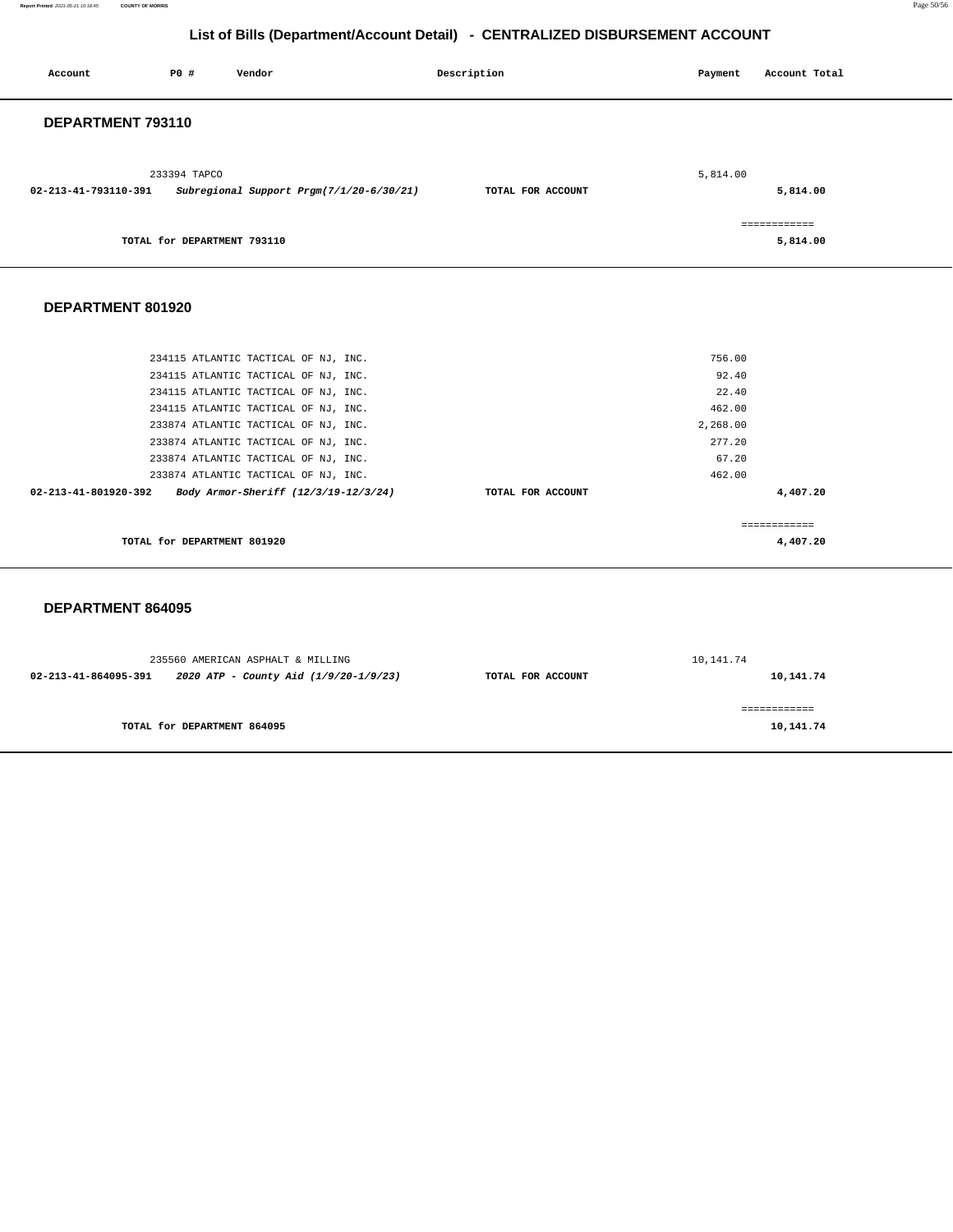## List of Bills (Department/Account Detail) - CENTRALIZED DISBURSEMENT ACCOUNT

| Account | PO # | Vendor | Description | Payment | Account Total |
|---|---|---|---|---|---|

### DEPARTMENT 793110

| Account | PO # | Vendor | Description | Payment | Account Total |
|---|---|---|---|---|---|
| | 233394 | TAPCO | | 5,814.00 | |
| **02-213-41-793110-391** | | ***Subregional Support Prgm(7/1/20-6/30/21)*** | **TOTAL FOR ACCOUNT** | | **5,814.00** |
| | | | | | ============ |
| | | **TOTAL for DEPARTMENT 793110** | | | **5,814.00** |

### DEPARTMENT 801920

| Account | PO # | Vendor | Description | Payment | Account Total |
|---|---|---|---|---|---|
| | 234115 | ATLANTIC TACTICAL OF NJ, INC. | | 756.00 | |
| | 234115 | ATLANTIC TACTICAL OF NJ, INC. | | 92.40 | |
| | 234115 | ATLANTIC TACTICAL OF NJ, INC. | | 22.40 | |
| | 234115 | ATLANTIC TACTICAL OF NJ, INC. | | 462.00 | |
| | 233874 | ATLANTIC TACTICAL OF NJ, INC. | | 2,268.00 | |
| | 233874 | ATLANTIC TACTICAL OF NJ, INC. | | 277.20 | |
| | 233874 | ATLANTIC TACTICAL OF NJ, INC. | | 67.20 | |
| | 233874 | ATLANTIC TACTICAL OF NJ, INC. | | 462.00 | |
| **02-213-41-801920-392** | | ***Body Armor-Sheriff (12/3/19-12/3/24)*** | **TOTAL FOR ACCOUNT** | | **4,407.20** |
| | | | | | ============ |
| | | **TOTAL for DEPARTMENT 801920** | | | **4,407.20** |

### DEPARTMENT 864095

| Account | PO # | Vendor | Description | Payment | Account Total |
|---|---|---|---|---|---|
| | 235560 | AMERICAN ASPHALT & MILLING | | 10,141.74 | |
| **02-213-41-864095-391** | | ***2020 ATP - County Aid (1/9/20-1/9/23)*** | **TOTAL FOR ACCOUNT** | | **10,141.74** |
| | | | | | ============ |
| | | **TOTAL for DEPARTMENT 864095** | | | **10,141.74** |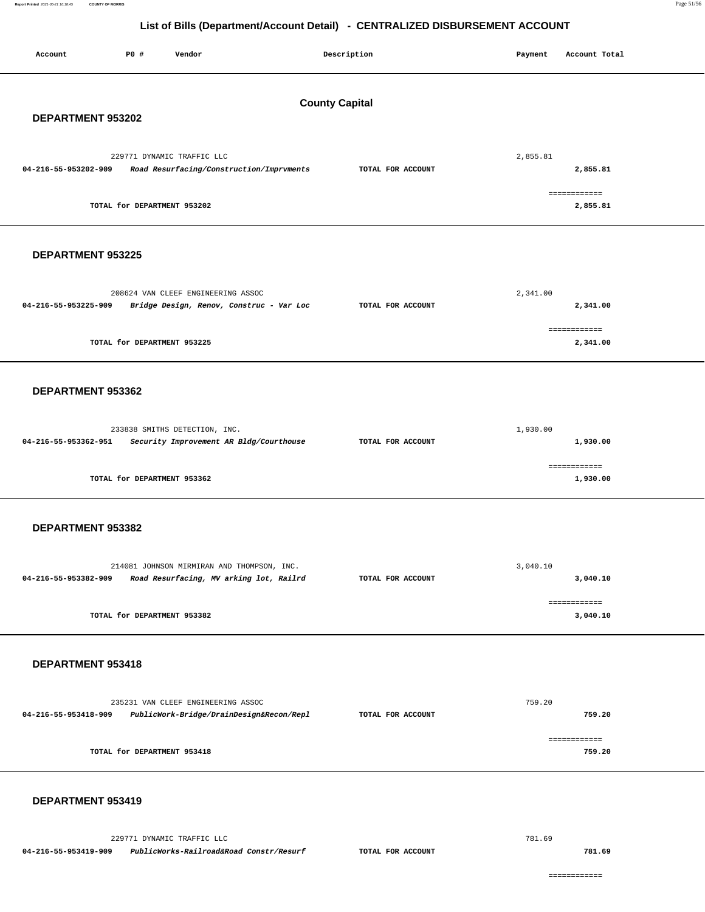# List of Bills (Department/Account Detail) - CENTRALIZED DISBURSEMENT ACCOUNT

| Account | P0 # | Vendor | Description | Payment | Account Total |
|---|---|---|---|---|---|

## County Capital

### DEPARTMENT 953202

| Account | P0 # | Vendor | Description | Payment | Account Total |
|---|---|---|---|---|---|
| | 229771 | DYNAMIC TRAFFIC LLC | | 2,855.81 | |
| 04-216-55-953202-909 | | *Road Resurfacing/Construction/Imprvments* | TOTAL FOR ACCOUNT | | 2,855.81 |
| | | TOTAL for DEPARTMENT 953202 | | | ============ 2,855.81 |

### DEPARTMENT 953225

| Account | P0 # | Vendor | Description | Payment | Account Total |
|---|---|---|---|---|---|
| | 208624 | VAN CLEEF ENGINEERING ASSOC | | 2,341.00 | |
| 04-216-55-953225-909 | | *Bridge Design, Renov, Construc - Var Loc* | TOTAL FOR ACCOUNT | | 2,341.00 |
| | | TOTAL for DEPARTMENT 953225 | | | ============ 2,341.00 |

### DEPARTMENT 953362

| Account | P0 # | Vendor | Description | Payment | Account Total |
|---|---|---|---|---|---|
| | 233838 | SMITHS DETECTION, INC. | | 1,930.00 | |
| 04-216-55-953362-951 | | *Security Improvement AR Bldg/Courthouse* | TOTAL FOR ACCOUNT | | 1,930.00 |
| | | TOTAL for DEPARTMENT 953362 | | | ============ 1,930.00 |

### DEPARTMENT 953382

| Account | P0 # | Vendor | Description | Payment | Account Total |
|---|---|---|---|---|---|
| | 214081 | JOHNSON MIRMIRAN AND THOMPSON, INC. | | 3,040.10 | |
| 04-216-55-953382-909 | | *Road Resurfacing, MV arking lot, Railrd* | TOTAL FOR ACCOUNT | | 3,040.10 |
| | | TOTAL for DEPARTMENT 953382 | | | ============ 3,040.10 |

### DEPARTMENT 953418

| Account | P0 # | Vendor | Description | Payment | Account Total |
|---|---|---|---|---|---|
| | 235231 | VAN CLEEF ENGINEERING ASSOC | | 759.20 | |
| 04-216-55-953418-909 | | *PublicWork-Bridge/DrainDesign&Recon/Repl* | TOTAL FOR ACCOUNT | | 759.20 |
| | | TOTAL for DEPARTMENT 953418 | | | ============ 759.20 |

### DEPARTMENT 953419

| Account | P0 # | Vendor | Description | Payment | Account Total |
|---|---|---|---|---|---|
| | 229771 | DYNAMIC TRAFFIC LLC | | 781.69 | |
| 04-216-55-953419-909 | | *PublicWorks-Railroad&Road Constr/Resurf* | TOTAL FOR ACCOUNT | | 781.69 |
| | | | | | ============ |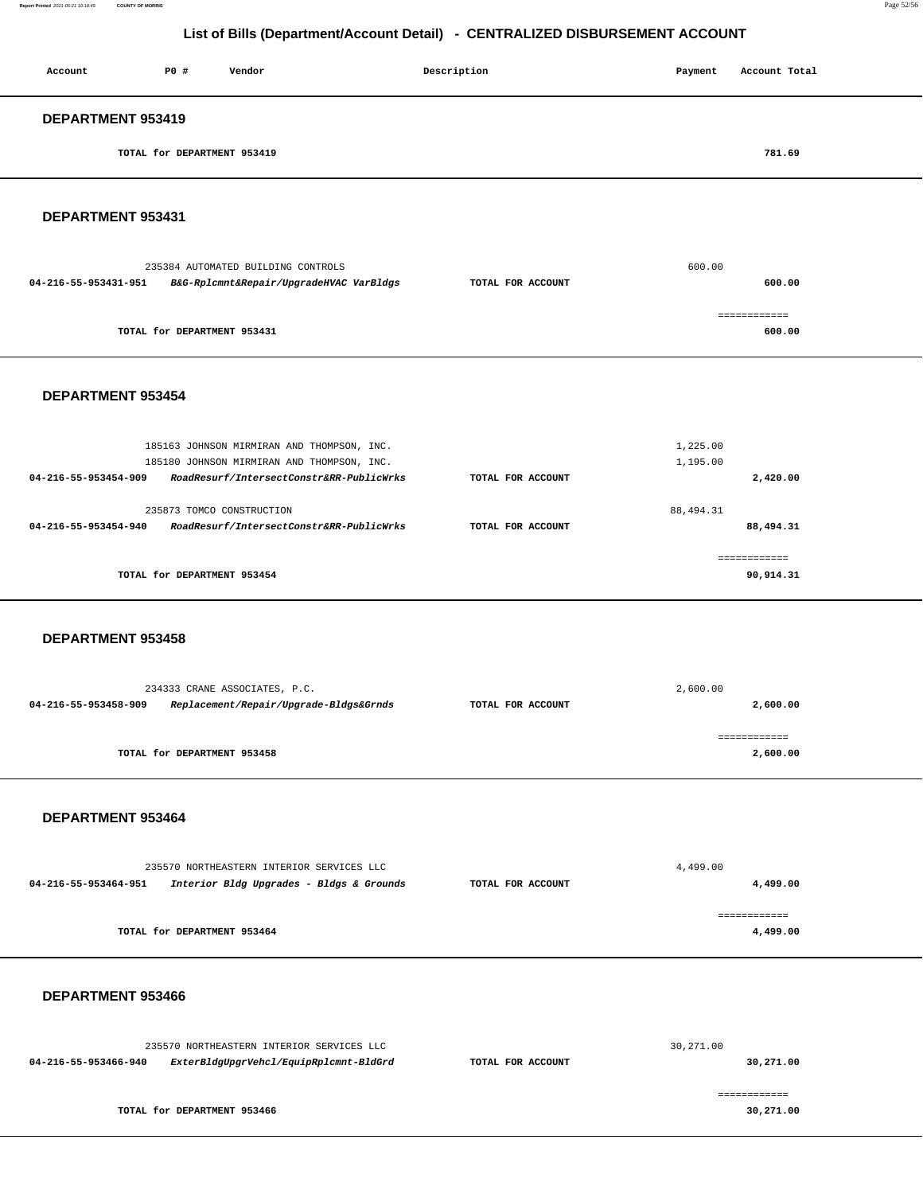# List of Bills (Department/Account Detail) - CENTRALIZED DISBURSEMENT ACCOUNT

| Account | PO # | Vendor | Description | Payment | Account Total |
|---|---|---|---|---|---|

## DEPARTMENT 953419

| | | | |
|---|---|---|---|
| | TOTAL for DEPARTMENT 953419 | | 781.69 |

## DEPARTMENT 953431

| Account | PO # / Vendor | Description | Payment | Account Total |
|---|---|---|---|---|
| | 235384 AUTOMATED BUILDING CONTROLS | | 600.00 | |
| **04-216-55-953431-951** | ***B&G-Rplcmnt&Repair/UpgradeHVAC VarBldgs*** | **TOTAL FOR ACCOUNT** | | **600.00** |
| | | | | ============ |
| | **TOTAL for DEPARTMENT 953431** | | | **600.00** |

## DEPARTMENT 953454

| Account | PO # / Vendor | Description | Payment | Account Total |
|---|---|---|---|---|
| | 185163 JOHNSON MIRMIRAN AND THOMPSON, INC. | | 1,225.00 | |
| | 185180 JOHNSON MIRMIRAN AND THOMPSON, INC. | | 1,195.00 | |
| **04-216-55-953454-909** | ***RoadResurf/IntersectConstr&RR-PublicWrks*** | **TOTAL FOR ACCOUNT** | | **2,420.00** |
| | 235873 TOMCO CONSTRUCTION | | 88,494.31 | |
| **04-216-55-953454-940** | ***RoadResurf/IntersectConstr&RR-PublicWrks*** | **TOTAL FOR ACCOUNT** | | **88,494.31** |
| | | | | ============ |
| | **TOTAL for DEPARTMENT 953454** | | | **90,914.31** |

## DEPARTMENT 953458

| Account | PO # / Vendor | Description | Payment | Account Total |
|---|---|---|---|---|
| | 234333 CRANE ASSOCIATES, P.C. | | 2,600.00 | |
| **04-216-55-953458-909** | ***Replacement/Repair/Upgrade-Bldgs&Grnds*** | **TOTAL FOR ACCOUNT** | | **2,600.00** |
| | | | | ============ |
| | **TOTAL for DEPARTMENT 953458** | | | **2,600.00** |

## DEPARTMENT 953464

| Account | PO # / Vendor | Description | Payment | Account Total |
|---|---|---|---|---|
| | 235570 NORTHEASTERN INTERIOR SERVICES LLC | | 4,499.00 | |
| **04-216-55-953464-951** | ***Interior Bldg Upgrades - Bldgs & Grounds*** | **TOTAL FOR ACCOUNT** | | **4,499.00** |
| | | | | ============ |
| | **TOTAL for DEPARTMENT 953464** | | | **4,499.00** |

## DEPARTMENT 953466

| Account | PO # / Vendor | Description | Payment | Account Total |
|---|---|---|---|---|
| | 235570 NORTHEASTERN INTERIOR SERVICES LLC | | 30,271.00 | |
| **04-216-55-953466-940** | ***ExterBldgUpgrVehcl/EquipRplcmnt-BldGrd*** | **TOTAL FOR ACCOUNT** | | **30,271.00** |
| | | | | ============ |
| | **TOTAL for DEPARTMENT 953466** | | | **30,271.00** |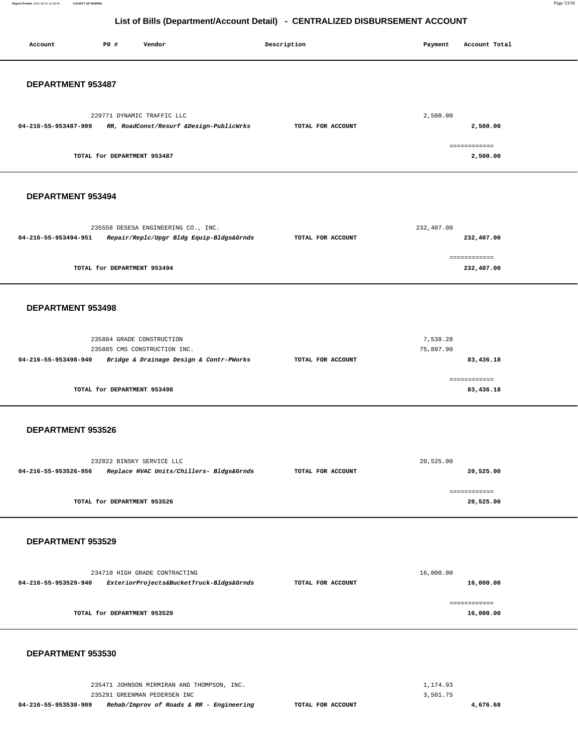## List of Bills (Department/Account Detail) - CENTRALIZED DISBURSEMENT ACCOUNT

| Account | PO # | Vendor | Description | Payment | Account Total |
|---|---|---|---|---|---|

### DEPARTMENT 953487

| Account | PO # | Vendor | Description | Payment | Account Total |
|---|---|---|---|---|---|
| | 229771 | DYNAMIC TRAFFIC LLC | | 2,500.00 | |
| 04-216-55-953487-909 | | *RR, RoadConst/Resurf &Design-PublicWrks* | TOTAL FOR ACCOUNT | | 2,500.00 |
| | | TOTAL for DEPARTMENT 953487 | | | 2,500.00 |

### DEPARTMENT 953494

| Account | PO # | Vendor | Description | Payment | Account Total |
|---|---|---|---|---|---|
| | 235558 | DESESA ENGINEERING CO., INC. | | 232,407.00 | |
| 04-216-55-953494-951 | | *Repair/Replc/Upgr Bldg Equip-Bldgs&Grnds* | TOTAL FOR ACCOUNT | | 232,407.00 |
| | | TOTAL for DEPARTMENT 953494 | | | 232,407.00 |

### DEPARTMENT 953498

| Account | PO # | Vendor | Description | Payment | Account Total |
|---|---|---|---|---|---|
| | 235884 | GRADE CONSTRUCTION | | 7,538.28 | |
| | 235885 | CMS CONSTRUCTION INC. | | 75,897.90 | |
| 04-216-55-953498-940 | | *Bridge & Drainage Design & Contr-PWorks* | TOTAL FOR ACCOUNT | | 83,436.18 |
| | | TOTAL for DEPARTMENT 953498 | | | 83,436.18 |

### DEPARTMENT 953526

| Account | PO # | Vendor | Description | Payment | Account Total |
|---|---|---|---|---|---|
| | 232822 | BINSKY SERVICE LLC | | 20,525.00 | |
| 04-216-55-953526-956 | | *Replace HVAC Units/Chillers- Bldgs&Grnds* | TOTAL FOR ACCOUNT | | 20,525.00 |
| | | TOTAL for DEPARTMENT 953526 | | | 20,525.00 |

### DEPARTMENT 953529

| Account | PO # | Vendor | Description | Payment | Account Total |
|---|---|---|---|---|---|
| | 234710 | HIGH GRADE CONTRACTING | | 16,000.00 | |
| 04-216-55-953529-940 | | *ExteriorProjects&BucketTruck-Bldgs&Grnds* | TOTAL FOR ACCOUNT | | 16,000.00 |
| | | TOTAL for DEPARTMENT 953529 | | | 16,000.00 |

### DEPARTMENT 953530

| Account | PO # | Vendor | Description | Payment | Account Total |
|---|---|---|---|---|---|
| | 235471 | JOHNSON MIRMIRAN AND THOMPSON, INC. | | 1,174.93 | |
| | 235291 | GREENMAN PEDERSEN INC | | 3,501.75 | |
| 04-216-55-953530-909 | | *Rehab/Improv of Roads & RR - Engineering* | TOTAL FOR ACCOUNT | | 4,676.68 |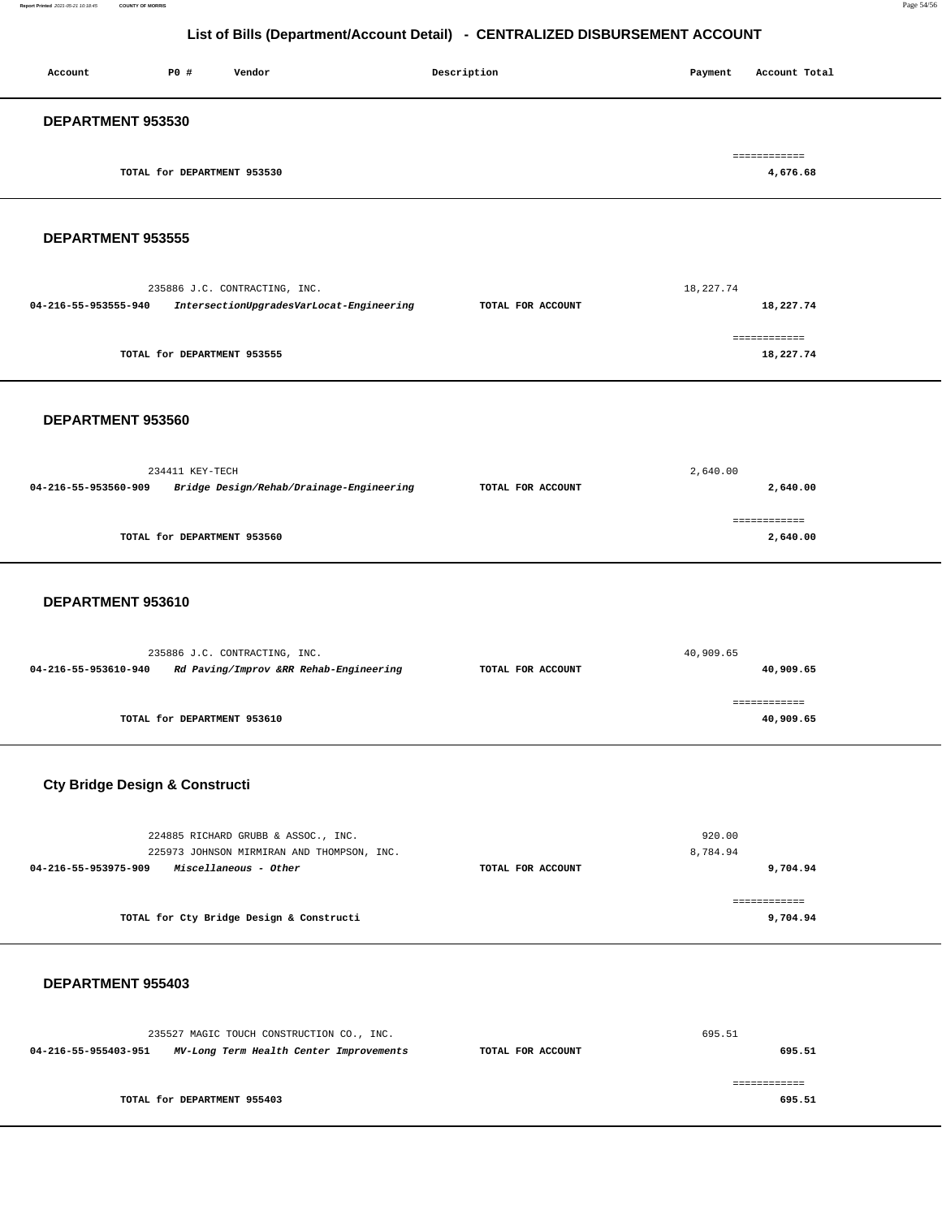## List of Bills (Department/Account Detail) - CENTRALIZED DISBURSEMENT ACCOUNT

| Account | PO # | Vendor | Description | Payment | Account Total |
|---|---|---|---|---|---|

### DEPARTMENT 953530

| | | |
|---|---|---|
| TOTAL for DEPARTMENT 953530 | | 4,676.68 |

### DEPARTMENT 953555

| Account | PO # / Vendor | Description | Payment | Account Total |
|---|---|---|---|---|
| | 235886 J.C. CONTRACTING, INC. | | 18,227.74 | |
| 04-216-55-953555-940 | *IntersectionUpgradesVarLocat-Engineering* | TOTAL FOR ACCOUNT | | 18,227.74 |
| | TOTAL for DEPARTMENT 953555 | | | 18,227.74 |

### DEPARTMENT 953560

| Account | PO # / Vendor | Description | Payment | Account Total |
|---|---|---|---|---|
| | 234411 KEY-TECH | | 2,640.00 | |
| 04-216-55-953560-909 | *Bridge Design/Rehab/Drainage-Engineering* | TOTAL FOR ACCOUNT | | 2,640.00 |
| | TOTAL for DEPARTMENT 953560 | | | 2,640.00 |

### DEPARTMENT 953610

| Account | PO # / Vendor | Description | Payment | Account Total |
|---|---|---|---|---|
| | 235886 J.C. CONTRACTING, INC. | | 40,909.65 | |
| 04-216-55-953610-940 | *Rd Paving/Improv &RR Rehab-Engineering* | TOTAL FOR ACCOUNT | | 40,909.65 |
| | TOTAL for DEPARTMENT 953610 | | | 40,909.65 |

### Cty Bridge Design & Constructi

| Account | PO # / Vendor | Description | Payment | Account Total |
|---|---|---|---|---|
| | 224885 RICHARD GRUBB & ASSOC., INC. | | 920.00 | |
| | 225973 JOHNSON MIRMIRAN AND THOMPSON, INC. | | 8,784.94 | |
| 04-216-55-953975-909 | *Miscellaneous - Other* | TOTAL FOR ACCOUNT | | 9,704.94 |
| | TOTAL for Cty Bridge Design & Constructi | | | 9,704.94 |

### DEPARTMENT 955403

| Account | PO # / Vendor | Description | Payment | Account Total |
|---|---|---|---|---|
| | 235527 MAGIC TOUCH CONSTRUCTION CO., INC. | | 695.51 | |
| 04-216-55-955403-951 | *MV-Long Term Health Center Improvements* | TOTAL FOR ACCOUNT | | 695.51 |
| | TOTAL for DEPARTMENT 955403 | | | 695.51 |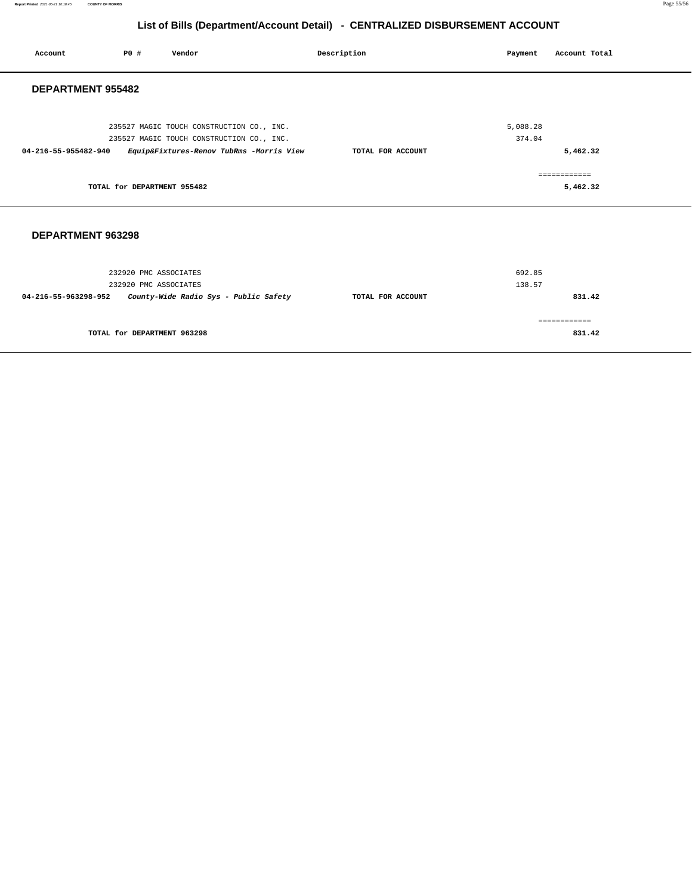# List of Bills (Department/Account Detail) - CENTRALIZED DISBURSEMENT ACCOUNT

| Account | PO # | Vendor | Description | Payment | Account Total |
|---|---|---|---|---|---|

## DEPARTMENT 955482

| Account | PO # | Vendor | Description | Payment | Account Total |
|---|---|---|---|---|---|
| | 235527 | MAGIC TOUCH CONSTRUCTION CO., INC. | | 5,088.28 | |
| | 235527 | MAGIC TOUCH CONSTRUCTION CO., INC. | | 374.04 | |
| **04-216-55-955482-940** | | ***Equip&Fixtures-Renov TubRms -Morris View*** | **TOTAL FOR ACCOUNT** | | **5,462.32** |

============

**TOTAL for DEPARTMENT 955482** **5,462.32**

## DEPARTMENT 963298

| Account | PO # | Vendor | Description | Payment | Account Total |
|---|---|---|---|---|---|
| | 232920 | PMC ASSOCIATES | | 692.85 | |
| | 232920 | PMC ASSOCIATES | | 138.57 | |
| **04-216-55-963298-952** | | ***County-Wide Radio Sys - Public Safety*** | **TOTAL FOR ACCOUNT** | | **831.42** |

============

**TOTAL for DEPARTMENT 963298** **831.42**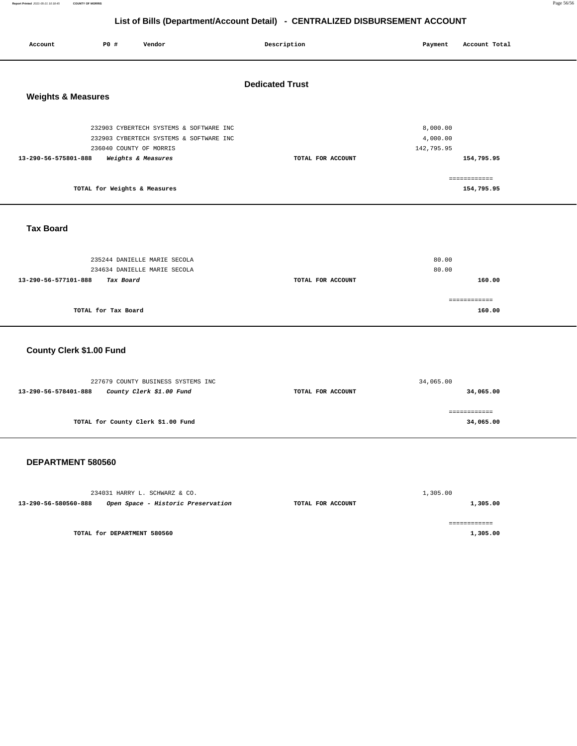# List of Bills (Department/Account Detail) - CENTRALIZED DISBURSEMENT ACCOUNT

| Account | PO # | Vendor | Description | Payment | Account Total |
|---|---|---|---|---|---|

## Dedicated Trust

### Weights & Measures

| Account | PO # | Vendor | Description | Payment | Account Total |
|---|---|---|---|---|---|
| | 232903 | CYBERTECH SYSTEMS & SOFTWARE INC | | 8,000.00 | |
| | 232903 | CYBERTECH SYSTEMS & SOFTWARE INC | | 4,000.00 | |
| | 236040 | COUNTY OF MORRIS | | 142,795.95 | |
| 13-290-56-575801-888 | | *Weights & Measures* | TOTAL FOR ACCOUNT | | 154,795.95 |

**TOTAL for Weights & Measures** — 154,795.95

### Tax Board

| Account | PO # | Vendor | Description | Payment | Account Total |
|---|---|---|---|---|---|
| | 235244 | DANIELLE MARIE SECOLA | | 80.00 | |
| | 234634 | DANIELLE MARIE SECOLA | | 80.00 | |
| 13-290-56-577101-888 | | *Tax Board* | TOTAL FOR ACCOUNT | | 160.00 |

**TOTAL for Tax Board** — 160.00

### County Clerk $1.00 Fund

| Account | PO # | Vendor | Description | Payment | Account Total |
|---|---|---|---|---|---|
| | 227679 | COUNTY BUSINESS SYSTEMS INC | | 34,065.00 | |
| 13-290-56-578401-888 | | *County Clerk $1.00 Fund* | TOTAL FOR ACCOUNT | | 34,065.00 |

**TOTAL for County Clerk $1.00 Fund** — 34,065.00

### DEPARTMENT 580560

| Account | PO # | Vendor | Description | Payment | Account Total |
|---|---|---|---|---|---|
| | 234031 | HARRY L. SCHWARZ & CO. | | 1,305.00 | |
| 13-290-56-580560-888 | | *Open Space - Historic Preservation* | TOTAL FOR ACCOUNT | | 1,305.00 |

**TOTAL for DEPARTMENT 580560** — 1,305.00